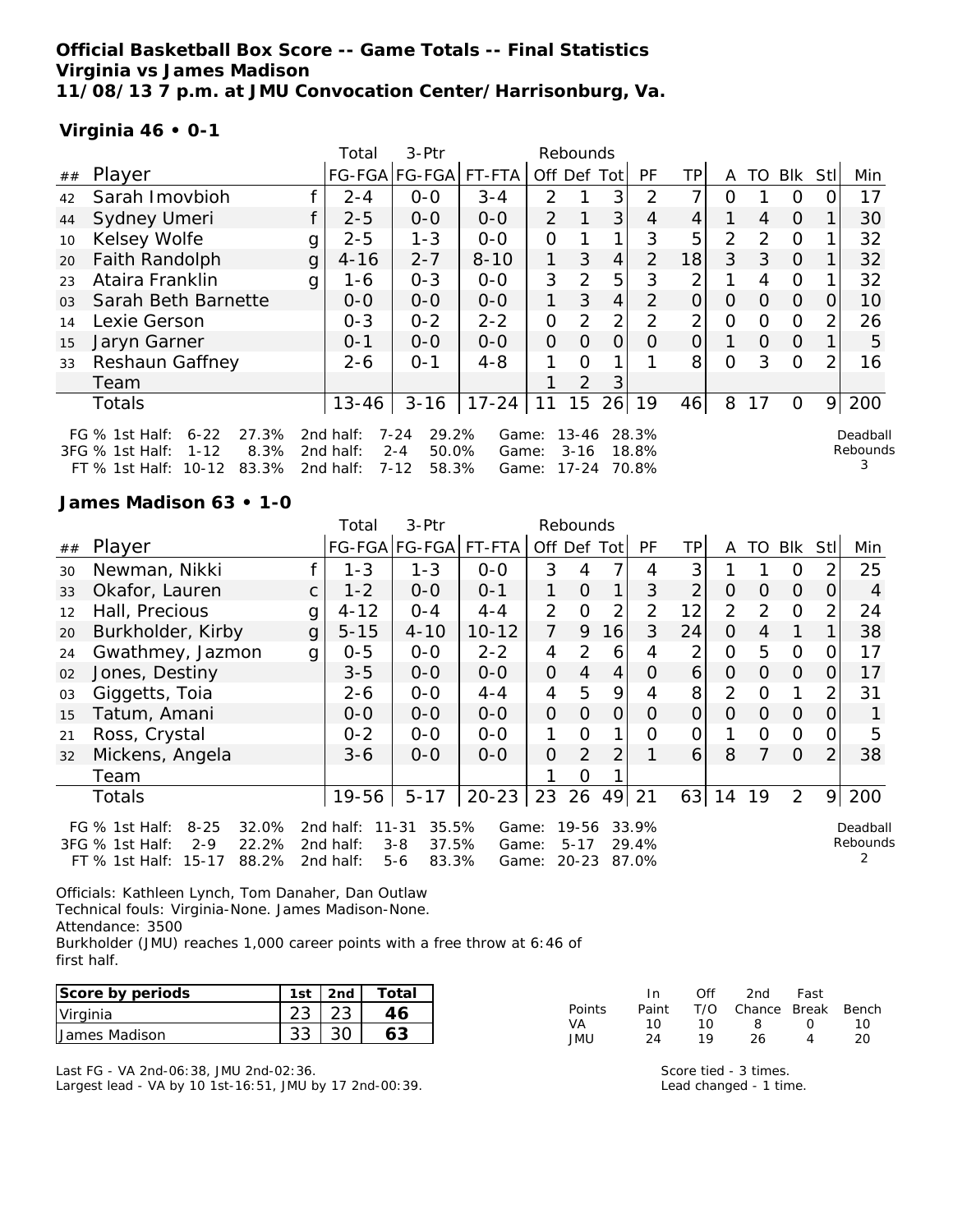# Official Basketball Box Score -- Game Totals -- Final Statistics
## Virginia vs James Madison
### 11/08/13 7 p.m. at JMU Convocation Center/Harrisonburg, Va.

**Virginia 46 • 0-1**

| ## | Player | | Total FG-FGA | 3-Ptr FG-FGA | FT-FTA | Rebounds Off | Def | Tot | PF | TP | A | TO | Blk | Stl | Min |
|---|---|---|---|---|---|---|---|---|---|---|---|---|---|---|---|
| 42 | Sarah Imovbioh | f | 2-4 | 0-0 | 3-4 | 2 | 1 | 3 | 2 | 7 | 0 | 1 | 0 | 0 | 17 |
| 44 | Sydney Umeri | f | 2-5 | 0-0 | 0-0 | 2 | 1 | 3 | 4 | 4 | 1 | 4 | 0 | 1 | 30 |
| 10 | Kelsey Wolfe | g | 2-5 | 1-3 | 0-0 | 0 | 1 | 1 | 3 | 5 | 2 | 2 | 0 | 1 | 32 |
| 20 | Faith Randolph | g | 4-16 | 2-7 | 8-10 | 1 | 3 | 4 | 2 | 18 | 3 | 3 | 0 | 1 | 32 |
| 23 | Ataira Franklin | g | 1-6 | 0-3 | 0-0 | 3 | 2 | 5 | 3 | 2 | 1 | 4 | 0 | 1 | 32 |
| 03 | Sarah Beth Barnette | | 0-0 | 0-0 | 0-0 | 1 | 3 | 4 | 2 | 0 | 0 | 0 | 0 | 0 | 10 |
| 14 | Lexie Gerson | | 0-3 | 0-2 | 2-2 | 0 | 2 | 2 | 2 | 2 | 0 | 0 | 0 | 2 | 26 |
| 15 | Jaryn Garner | | 0-1 | 0-0 | 0-0 | 0 | 0 | 0 | 0 | 0 | 1 | 0 | 0 | 1 | 5 |
| 33 | Reshaun Gaffney | | 2-6 | 0-1 | 4-8 | 1 | 0 | 1 | 1 | 8 | 0 | 3 | 0 | 2 | 16 |
| | Team | | | | | 1 | 2 | 3 | | | | | | | |
| | Totals | | 13-46 | 3-16 | 17-24 | 11 | 15 | 26 | 19 | 46 | 8 | 17 | 0 | 9 | 200 |

FG % 1st Half: 6-22 27.3% 2nd half: 7-24 29.2% Game: 13-46 28.3%
3FG % 1st Half: 1-12 8.3% 2nd half: 2-4 50.0% Game: 3-16 18.8%
FT % 1st Half: 10-12 83.3% 2nd half: 7-12 58.3% Game: 17-24 70.8%

Deadball Rebounds 3

**James Madison 63 • 1-0**

| ## | Player | | Total FG-FGA | 3-Ptr FG-FGA | FT-FTA | Rebounds Off | Def | Tot | PF | TP | A | TO | Blk | Stl | Min |
|---|---|---|---|---|---|---|---|---|---|---|---|---|---|---|---|
| 30 | Newman, Nikki | f | 1-3 | 1-3 | 0-0 | 3 | 4 | 7 | 4 | 3 | 1 | 1 | 0 | 2 | 25 |
| 33 | Okafor, Lauren | c | 1-2 | 0-0 | 0-1 | 1 | 0 | 1 | 3 | 2 | 0 | 0 | 0 | 0 | 4 |
| 12 | Hall, Precious | g | 4-12 | 0-4 | 4-4 | 2 | 0 | 2 | 2 | 12 | 2 | 2 | 0 | 2 | 24 |
| 20 | Burkholder, Kirby | g | 5-15 | 4-10 | 10-12 | 7 | 9 | 16 | 3 | 24 | 0 | 4 | 1 | 1 | 38 |
| 24 | Gwathmey, Jazmon | g | 0-5 | 0-0 | 2-2 | 4 | 2 | 6 | 4 | 2 | 0 | 5 | 0 | 0 | 17 |
| 02 | Jones, Destiny | | 3-5 | 0-0 | 0-0 | 0 | 4 | 4 | 0 | 6 | 0 | 0 | 0 | 0 | 17 |
| 03 | Giggetts, Toia | | 2-6 | 0-0 | 4-4 | 4 | 5 | 9 | 4 | 8 | 2 | 0 | 1 | 2 | 31 |
| 15 | Tatum, Amani | | 0-0 | 0-0 | 0-0 | 0 | 0 | 0 | 0 | 0 | 0 | 0 | 0 | 0 | 1 |
| 21 | Ross, Crystal | | 0-2 | 0-0 | 0-0 | 1 | 0 | 1 | 0 | 0 | 1 | 0 | 0 | 0 | 5 |
| 32 | Mickens, Angela | | 3-6 | 0-0 | 0-0 | 0 | 2 | 2 | 1 | 6 | 8 | 7 | 0 | 2 | 38 |
| | Team | | | | | 1 | 0 | 1 | | | | | | | |
| | Totals | | 19-56 | 5-17 | 20-23 | 23 | 26 | 49 | 21 | 63 | 14 | 19 | 2 | 9 | 200 |

FG % 1st Half: 8-25 32.0% 2nd half: 11-31 35.5% Game: 19-56 33.9%
3FG % 1st Half: 2-9 22.2% 2nd half: 3-8 37.5% Game: 5-17 29.4%
FT % 1st Half: 15-17 88.2% 2nd half: 5-6 83.3% Game: 20-23 87.0%

Deadball Rebounds 2

Officials: Kathleen Lynch, Tom Danaher, Dan Outlaw
Technical fouls: Virginia-None. James Madison-None.
Attendance: 3500
Burkholder (JMU) reaches 1,000 career points with a free throw at 6:46 of first half.

| Score by periods | 1st | 2nd | Total |
|---|---|---|---|
| Virginia | 23 | 23 | 46 |
| James Madison | 33 | 30 | 63 |

| Points | In Paint | Off T/O | 2nd Chance | Fast Break | Bench |
|---|---|---|---|---|---|
| VA | 10 | 10 | 8 | 0 | 10 |
| JMU | 24 | 19 | 26 | 4 | 20 |

Last FG - VA 2nd-06:38, JMU 2nd-02:36.
Largest lead - VA by 10 1st-16:51, JMU by 17 2nd-00:39.

Score tied - 3 times.
Lead changed - 1 time.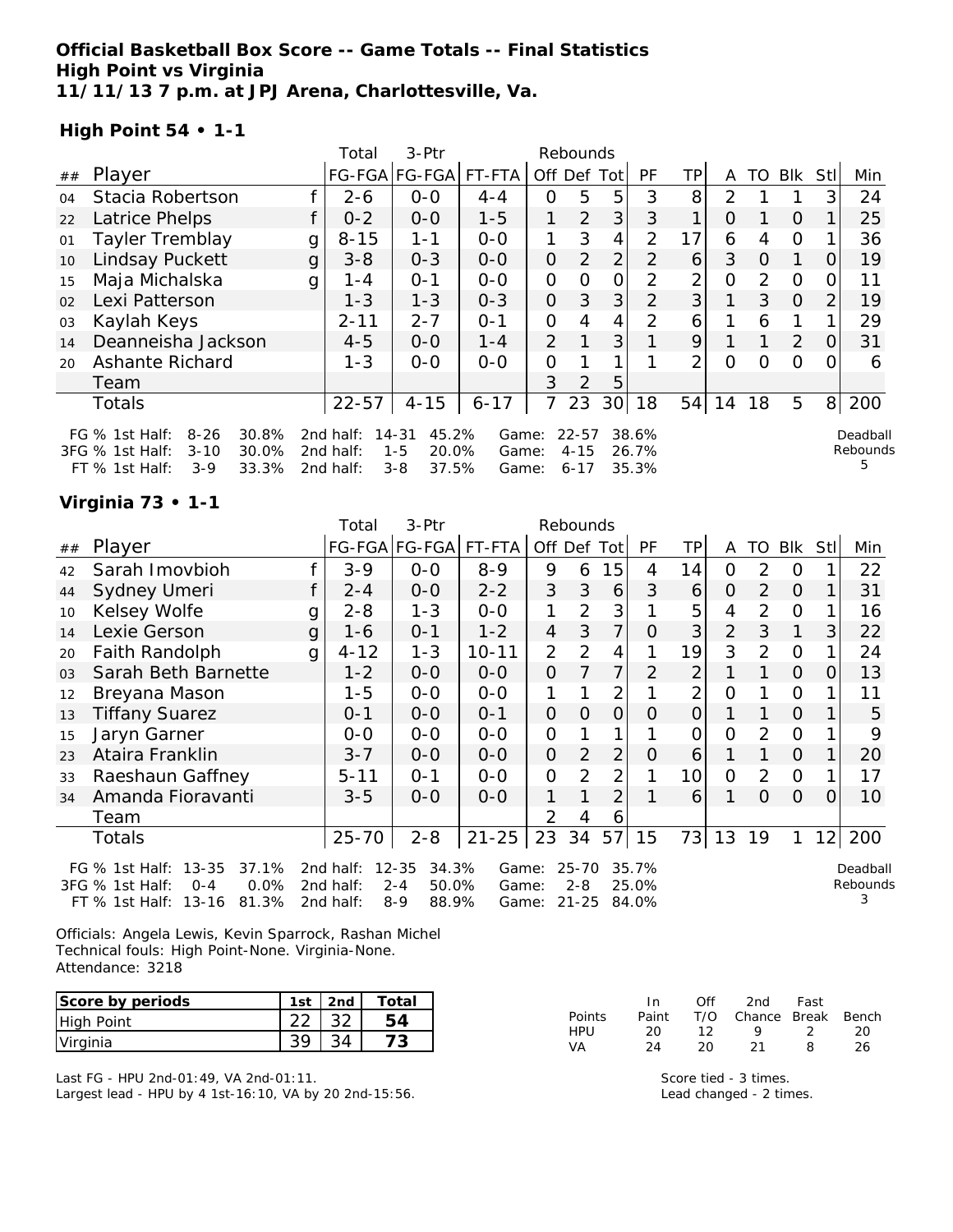**Official Basketball Box Score -- Game Totals -- Final Statistics**
**High Point vs Virginia**
**11/11/13 7 p.m. at JPJ Arena, Charlottesville, Va.**

**High Point 54 • 1-1**

| ## | Player | | Total FG-FGA | 3-Ptr FG-FGA | FT-FTA | Rebounds Off | Def | Tot | PF | TP | A | TO | Blk | Stl | Min |
|---|---|---|---|---|---|---|---|---|---|---|---|---|---|---|---|
| 04 | Stacia Robertson | f | 2-6 | 0-0 | 4-4 | 0 | 5 | 5 | 3 | 8 | 2 | 1 | 1 | 3 | 24 |
| 22 | Latrice Phelps | f | 0-2 | 0-0 | 1-5 | 1 | 2 | 3 | 3 | 1 | 0 | 1 | 0 | 1 | 25 |
| 01 | Tayler Tremblay | g | 8-15 | 1-1 | 0-0 | 1 | 3 | 4 | 2 | 17 | 6 | 4 | 0 | 1 | 36 |
| 10 | Lindsay Puckett | g | 3-8 | 0-3 | 0-0 | 0 | 2 | 2 | 2 | 6 | 3 | 0 | 1 | 0 | 19 |
| 15 | Maja Michalska | g | 1-4 | 0-1 | 0-0 | 0 | 0 | 0 | 2 | 2 | 0 | 2 | 0 | 0 | 11 |
| 02 | Lexi Patterson | | 1-3 | 1-3 | 0-3 | 0 | 3 | 3 | 2 | 3 | 1 | 3 | 0 | 2 | 19 |
| 03 | Kaylah Keys | | 2-11 | 2-7 | 0-1 | 0 | 4 | 4 | 2 | 6 | 1 | 6 | 1 | 1 | 29 |
| 14 | Deanneisha Jackson | | 4-5 | 0-0 | 1-4 | 2 | 1 | 3 | 1 | 9 | 1 | 1 | 2 | 0 | 31 |
| 20 | Ashante Richard | | 1-3 | 0-0 | 0-0 | 0 | 1 | 1 | 1 | 2 | 0 | 0 | 0 | 0 | 6 |
| | Team | | | | | 3 | 2 | 5 | | | | | | | |
| | Totals | | 22-57 | 4-15 | 6-17 | 7 | 23 | 30 | 18 | 54 | 14 | 18 | 5 | 8 | 200 |

FG % 1st Half: 8-26 30.8% 2nd half: 14-31 45.2% Game: 22-57 38.6%
3FG % 1st Half: 3-10 30.0% 2nd half: 1-5 20.0% Game: 4-15 26.7%
FT % 1st Half: 3-9 33.3% 2nd half: 3-8 37.5% Game: 6-17 35.3%

Deadball Rebounds 5

**Virginia 73 • 1-1**

| ## | Player | | Total FG-FGA | 3-Ptr FG-FGA | FT-FTA | Rebounds Off | Def | Tot | PF | TP | A | TO | Blk | Stl | Min |
|---|---|---|---|---|---|---|---|---|---|---|---|---|---|---|---|
| 42 | Sarah Imovbioh | f | 3-9 | 0-0 | 8-9 | 9 | 6 | 15 | 4 | 14 | 0 | 2 | 0 | 1 | 22 |
| 44 | Sydney Umeri | f | 2-4 | 0-0 | 2-2 | 3 | 3 | 6 | 3 | 6 | 0 | 2 | 0 | 1 | 31 |
| 10 | Kelsey Wolfe | g | 2-8 | 1-3 | 0-0 | 1 | 2 | 3 | 1 | 5 | 4 | 2 | 0 | 1 | 16 |
| 14 | Lexie Gerson | g | 1-6 | 0-1 | 1-2 | 4 | 3 | 7 | 0 | 3 | 2 | 3 | 1 | 3 | 22 |
| 20 | Faith Randolph | g | 4-12 | 1-3 | 10-11 | 2 | 2 | 4 | 1 | 19 | 3 | 2 | 0 | 1 | 24 |
| 03 | Sarah Beth Barnette | | 1-2 | 0-0 | 0-0 | 0 | 7 | 7 | 2 | 2 | 1 | 1 | 0 | 0 | 13 |
| 12 | Breyana Mason | | 1-5 | 0-0 | 0-0 | 1 | 1 | 2 | 1 | 2 | 0 | 1 | 0 | 1 | 11 |
| 13 | Tiffany Suarez | | 0-1 | 0-0 | 0-1 | 0 | 0 | 0 | 0 | 0 | 1 | 1 | 0 | 1 | 5 |
| 15 | Jaryn Garner | | 0-0 | 0-0 | 0-0 | 0 | 1 | 1 | 1 | 0 | 0 | 2 | 0 | 1 | 9 |
| 23 | Ataira Franklin | | 3-7 | 0-0 | 0-0 | 0 | 2 | 2 | 0 | 6 | 1 | 1 | 0 | 1 | 20 |
| 33 | Raeshaun Gaffney | | 5-11 | 0-1 | 0-0 | 0 | 2 | 2 | 1 | 10 | 0 | 2 | 0 | 1 | 17 |
| 34 | Amanda Fioravanti | | 3-5 | 0-0 | 0-0 | 1 | 1 | 2 | 1 | 6 | 1 | 0 | 0 | 0 | 10 |
| | Team | | | | | 2 | 4 | 6 | | | | | | | |
| | Totals | | 25-70 | 2-8 | 21-25 | 23 | 34 | 57 | 15 | 73 | 13 | 19 | 1 | 12 | 200 |

FG % 1st Half: 13-35 37.1% 2nd half: 12-35 34.3% Game: 25-70 35.7%
3FG % 1st Half: 0-4 0.0% 2nd half: 2-4 50.0% Game: 2-8 25.0%
FT % 1st Half: 13-16 81.3% 2nd half: 8-9 88.9% Game: 21-25 84.0%

Deadball Rebounds 3

Officials: Angela Lewis, Kevin Sparrock, Rashan Michel
Technical fouls: High Point-None. Virginia-None.
Attendance: 3218

| Score by periods | 1st | 2nd | Total |
|---|---|---|---|
| High Point | 22 | 32 | 54 |
| Virginia | 39 | 34 | 73 |

| Points | In Paint | Off T/O | 2nd Chance | Fast Break | Bench |
|---|---|---|---|---|---|
| HPU | 20 | 12 | 9 | 2 | 20 |
| VA | 24 | 20 | 21 | 8 | 26 |

Last FG - HPU 2nd-01:49, VA 2nd-01:11.
Largest lead - HPU by 4 1st-16:10, VA by 20 2nd-15:56.

Score tied - 3 times.
Lead changed - 2 times.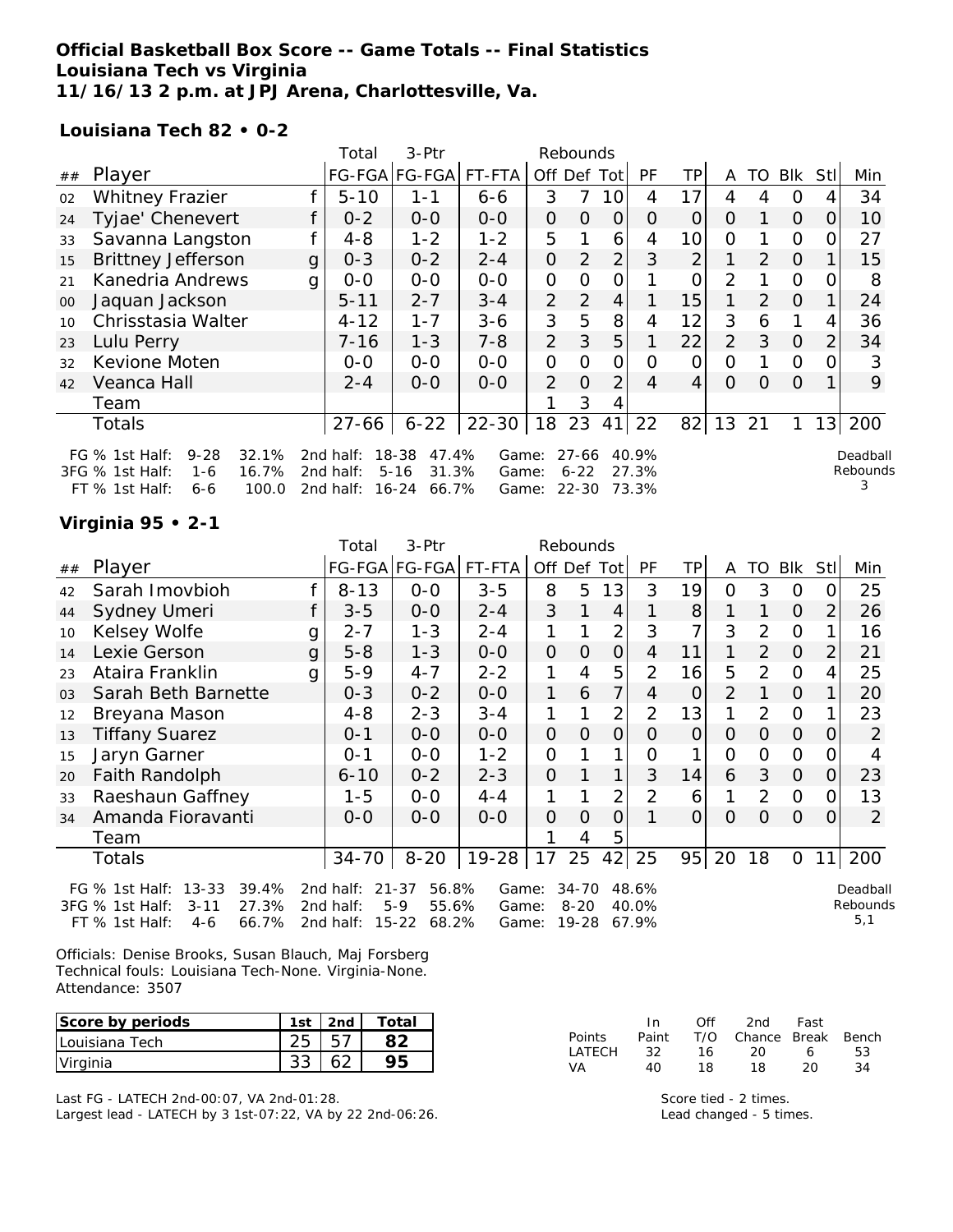**Official Basketball Box Score -- Game Totals -- Final Statistics**
**Louisiana Tech vs Virginia**
**11/16/13 2 p.m. at JPJ Arena, Charlottesville, Va.**

**Louisiana Tech 82 • 0-2**

| ## | Player | | Total FG-FGA | 3-Ptr FG-FGA | FT-FTA | Rebounds Off | Def | Tot | PF | TP | A | TO | Blk | Stl | Min |
|---|---|---|---|---|---|---|---|---|---|---|---|---|---|---|---|
| 02 | Whitney Frazier | f | 5-10 | 1-1 | 6-6 | 3 | 7 | 10 | 4 | 17 | 4 | 4 | 0 | 4 | 34 |
| 24 | Tyjae' Chenevert | f | 0-2 | 0-0 | 0-0 | 0 | 0 | 0 | 0 | 0 | 0 | 1 | 0 | 0 | 10 |
| 33 | Savanna Langston | f | 4-8 | 1-2 | 1-2 | 5 | 1 | 6 | 4 | 10 | 0 | 1 | 0 | 0 | 27 |
| 15 | Brittney Jefferson | g | 0-3 | 0-2 | 2-4 | 0 | 2 | 2 | 3 | 2 | 1 | 2 | 0 | 1 | 15 |
| 21 | Kanedria Andrews | g | 0-0 | 0-0 | 0-0 | 0 | 0 | 0 | 1 | 0 | 2 | 1 | 0 | 0 | 8 |
| 00 | Jaquan Jackson | | 5-11 | 2-7 | 3-4 | 2 | 2 | 4 | 1 | 15 | 1 | 2 | 0 | 1 | 24 |
| 10 | Chrisstasia Walter | | 4-12 | 1-7 | 3-6 | 3 | 5 | 8 | 4 | 12 | 3 | 6 | 1 | 4 | 36 |
| 23 | Lulu Perry | | 7-16 | 1-3 | 7-8 | 2 | 3 | 5 | 1 | 22 | 2 | 3 | 0 | 2 | 34 |
| 32 | Kevione Moten | | 0-0 | 0-0 | 0-0 | 0 | 0 | 0 | 0 | 0 | 0 | 1 | 0 | 0 | 3 |
| 42 | Veanca Hall | | 2-4 | 0-0 | 0-0 | 2 | 0 | 2 | 4 | 4 | 0 | 0 | 0 | 1 | 9 |
| | Team | | | | | 1 | 3 | 4 | | | | | | | |
| | Totals | | 27-66 | 6-22 | 22-30 | 18 | 23 | 41 | 22 | 82 | 13 | 21 | 1 | 13 | 200 |

FG % 1st Half: 9-28 32.1% 2nd half: 18-38 47.4% Game: 27-66 40.9%
3FG % 1st Half: 1-6 16.7% 2nd half: 5-16 31.3% Game: 6-22 27.3%
FT % 1st Half: 6-6 100.0 2nd half: 16-24 66.7% Game: 22-30 73.3%

Deadball Rebounds 3

**Virginia 95 • 2-1**

| ## | Player | | Total FG-FGA | 3-Ptr FG-FGA | FT-FTA | Rebounds Off | Def | Tot | PF | TP | A | TO | Blk | Stl | Min |
|---|---|---|---|---|---|---|---|---|---|---|---|---|---|---|---|
| 42 | Sarah Imovbioh | f | 8-13 | 0-0 | 3-5 | 8 | 5 | 13 | 3 | 19 | 0 | 3 | 0 | 0 | 25 |
| 44 | Sydney Umeri | f | 3-5 | 0-0 | 2-4 | 3 | 1 | 4 | 1 | 8 | 1 | 1 | 0 | 2 | 26 |
| 10 | Kelsey Wolfe | g | 2-7 | 1-3 | 2-4 | 1 | 1 | 2 | 3 | 7 | 3 | 2 | 0 | 1 | 16 |
| 14 | Lexie Gerson | g | 5-8 | 1-3 | 0-0 | 0 | 0 | 0 | 4 | 11 | 1 | 2 | 0 | 2 | 21 |
| 23 | Ataira Franklin | g | 5-9 | 4-7 | 2-2 | 1 | 4 | 5 | 2 | 16 | 5 | 2 | 0 | 4 | 25 |
| 03 | Sarah Beth Barnette | | 0-3 | 0-2 | 0-0 | 1 | 6 | 7 | 4 | 0 | 2 | 1 | 0 | 1 | 20 |
| 12 | Breyana Mason | | 4-8 | 2-3 | 3-4 | 1 | 1 | 2 | 2 | 13 | 1 | 2 | 0 | 1 | 23 |
| 13 | Tiffany Suarez | | 0-1 | 0-0 | 0-0 | 0 | 0 | 0 | 0 | 0 | 0 | 0 | 0 | 0 | 2 |
| 15 | Jaryn Garner | | 0-1 | 0-0 | 1-2 | 0 | 1 | 1 | 0 | 1 | 0 | 0 | 0 | 0 | 4 |
| 20 | Faith Randolph | | 6-10 | 0-2 | 2-3 | 0 | 1 | 1 | 3 | 14 | 6 | 3 | 0 | 0 | 23 |
| 33 | Raeshaun Gaffney | | 1-5 | 0-0 | 4-4 | 1 | 1 | 2 | 2 | 6 | 1 | 2 | 0 | 0 | 13 |
| 34 | Amanda Fioravanti | | 0-0 | 0-0 | 0-0 | 0 | 0 | 0 | 1 | 0 | 0 | 0 | 0 | 0 | 2 |
| | Team | | | | | 1 | 4 | 5 | | | | | | | |
| | Totals | | 34-70 | 8-20 | 19-28 | 17 | 25 | 42 | 25 | 95 | 20 | 18 | 0 | 11 | 200 |

FG % 1st Half: 13-33 39.4% 2nd half: 21-37 56.8% Game: 34-70 48.6%
3FG % 1st Half: 3-11 27.3% 2nd half: 5-9 55.6% Game: 8-20 40.0%
FT % 1st Half: 4-6 66.7% 2nd half: 15-22 68.2% Game: 19-28 67.9%

Deadball Rebounds 5,1

Officials: Denise Brooks, Susan Blauch, Maj Forsberg
Technical fouls: Louisiana Tech-None. Virginia-None.
Attendance: 3507

| Score by periods | 1st | 2nd | Total |
|---|---|---|---|
| Louisiana Tech | 25 | 57 | **82** |
| Virginia | 33 | 62 | **95** |

| Points | In Paint | Off T/O | 2nd Chance | Fast Break | Bench |
|---|---|---|---|---|---|
| LATECH | 32 | 16 | 20 | 6 | 53 |
| VA | 40 | 18 | 18 | 20 | 34 |

Last FG - LATECH 2nd-00:07, VA 2nd-01:28.
Largest lead - LATECH by 3 1st-07:22, VA by 22 2nd-06:26.

Score tied - 2 times.
Lead changed - 5 times.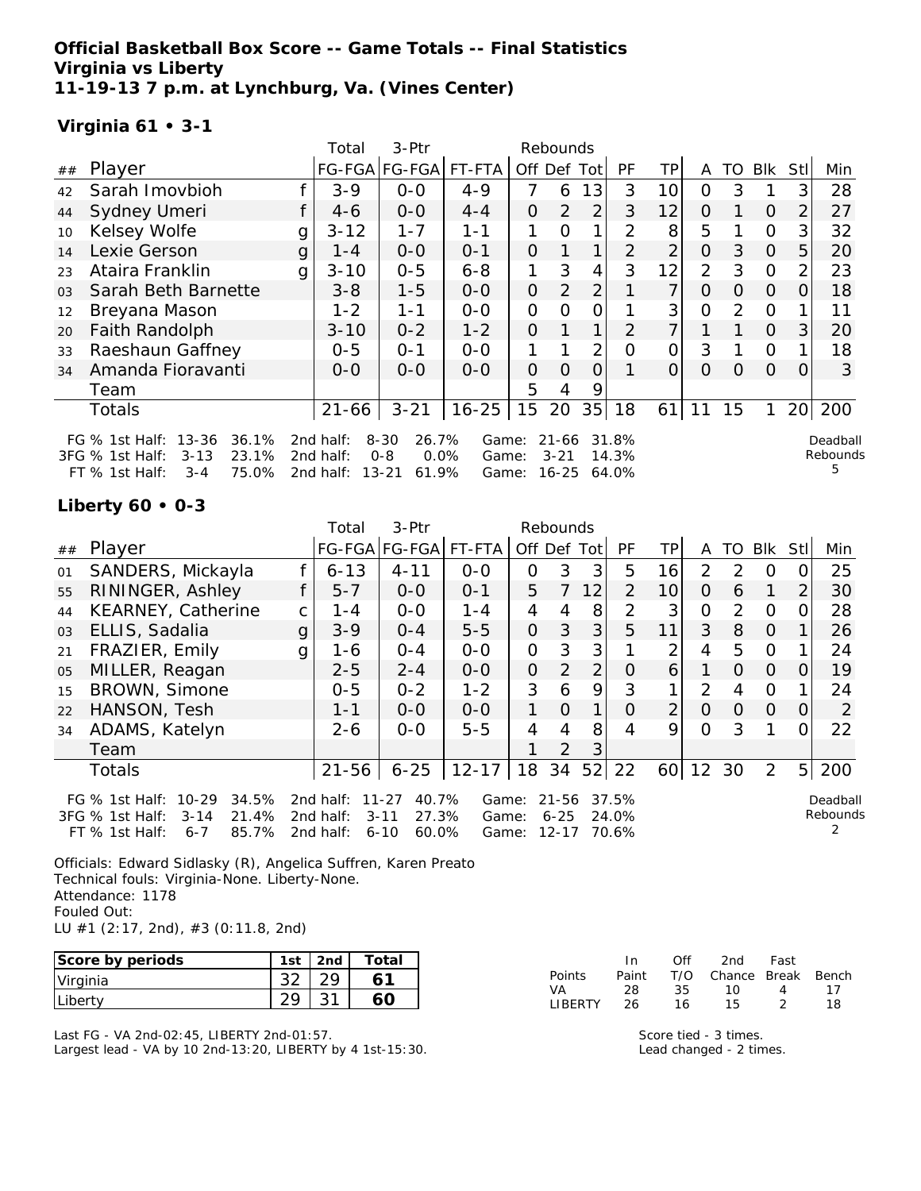# Official Basketball Box Score -- Game Totals -- Final Statistics
## Virginia vs Liberty
### 11-19-13 7 p.m. at Lynchburg, Va. (Vines Center)

**Virginia 61 • 3-1**

| ## | Player | | Total FG-FGA | 3-Ptr FG-FGA | FT-FTA | Off | Def | Tot | PF | TP | A | TO | Blk | Stl | Min |
|---|---|---|---|---|---|---|---|---|---|---|---|---|---|---|---|
| 42 | Sarah Imovbioh | f | 3-9 | 0-0 | 4-9 | 7 | 6 | 13 | 3 | 10 | 0 | 3 | 1 | 3 | 28 |
| 44 | Sydney Umeri | f | 4-6 | 0-0 | 4-4 | 0 | 2 | 2 | 3 | 12 | 0 | 1 | 0 | 2 | 27 |
| 10 | Kelsey Wolfe | g | 3-12 | 1-7 | 1-1 | 1 | 0 | 1 | 2 | 8 | 5 | 1 | 0 | 3 | 32 |
| 14 | Lexie Gerson | g | 1-4 | 0-0 | 0-1 | 0 | 1 | 1 | 2 | 2 | 0 | 3 | 0 | 5 | 20 |
| 23 | Ataira Franklin | g | 3-10 | 0-5 | 6-8 | 1 | 3 | 4 | 3 | 12 | 2 | 3 | 0 | 2 | 23 |
| 03 | Sarah Beth Barnette | | 3-8 | 1-5 | 0-0 | 0 | 2 | 2 | 1 | 7 | 0 | 0 | 0 | 0 | 18 |
| 12 | Breyana Mason | | 1-2 | 1-1 | 0-0 | 0 | 0 | 0 | 1 | 3 | 0 | 2 | 0 | 1 | 11 |
| 20 | Faith Randolph | | 3-10 | 0-2 | 1-2 | 0 | 1 | 1 | 2 | 7 | 1 | 1 | 0 | 3 | 20 |
| 33 | Raeshaun Gaffney | | 0-5 | 0-1 | 0-0 | 1 | 1 | 2 | 0 | 0 | 3 | 1 | 0 | 1 | 18 |
| 34 | Amanda Fioravanti | | 0-0 | 0-0 | 0-0 | 0 | 0 | 0 | 1 | 0 | 0 | 0 | 0 | 0 | 3 |
| | Team | | | | | 5 | 4 | 9 | | | | | | | |
| | Totals | | 21-66 | 3-21 | 16-25 | 15 | 20 | 35 | 18 | 61 | 11 | 15 | 1 | 20 | 200 |

FG % 1st Half: 13-36 36.1% 2nd half: 8-30 26.7% Game: 21-66 31.8%
3FG % 1st Half: 3-13 23.1% 2nd half: 0-8 0.0% Game: 3-21 14.3%
FT % 1st Half: 3-4 75.0% 2nd half: 13-21 61.9% Game: 16-25 64.0%

Deadball Rebounds 5

**Liberty 60 • 0-3**

| ## | Player | | Total FG-FGA | 3-Ptr FG-FGA | FT-FTA | Off | Def | Tot | PF | TP | A | TO | Blk | Stl | Min |
|---|---|---|---|---|---|---|---|---|---|---|---|---|---|---|---|
| 01 | SANDERS, Mickayla | f | 6-13 | 4-11 | 0-0 | 0 | 3 | 3 | 5 | 16 | 2 | 2 | 0 | 0 | 25 |
| 55 | RININGER, Ashley | f | 5-7 | 0-0 | 0-1 | 5 | 7 | 12 | 2 | 10 | 0 | 6 | 1 | 2 | 30 |
| 44 | KEARNEY, Catherine | c | 1-4 | 0-0 | 1-4 | 4 | 4 | 8 | 2 | 3 | 0 | 2 | 0 | 0 | 28 |
| 03 | ELLIS, Sadalia | g | 3-9 | 0-4 | 5-5 | 0 | 3 | 3 | 5 | 11 | 3 | 8 | 0 | 1 | 26 |
| 21 | FRAZIER, Emily | g | 1-6 | 0-4 | 0-0 | 0 | 3 | 3 | 1 | 2 | 4 | 5 | 0 | 1 | 24 |
| 05 | MILLER, Reagan | | 2-5 | 2-4 | 0-0 | 0 | 2 | 2 | 0 | 6 | 1 | 0 | 0 | 0 | 19 |
| 15 | BROWN, Simone | | 0-5 | 0-2 | 1-2 | 3 | 6 | 9 | 3 | 1 | 2 | 4 | 0 | 1 | 24 |
| 22 | HANSON, Tesh | | 1-1 | 0-0 | 0-0 | 1 | 0 | 1 | 0 | 2 | 0 | 0 | 0 | 0 | 2 |
| 34 | ADAMS, Katelyn | | 2-6 | 0-0 | 5-5 | 4 | 4 | 8 | 4 | 9 | 0 | 3 | 1 | 0 | 22 |
| | Team | | | | | 1 | 2 | 3 | | | | | | | |
| | Totals | | 21-56 | 6-25 | 12-17 | 18 | 34 | 52 | 22 | 60 | 12 | 30 | 2 | 5 | 200 |

FG % 1st Half: 10-29 34.5% 2nd half: 11-27 40.7% Game: 21-56 37.5%
3FG % 1st Half: 3-14 21.4% 2nd half: 3-11 27.3% Game: 6-25 24.0%
FT % 1st Half: 6-7 85.7% 2nd half: 6-10 60.0% Game: 12-17 70.6%

Deadball Rebounds 2

Officials: Edward Sidlasky (R), Angelica Suffren, Karen Preato
Technical fouls: Virginia-None. Liberty-None.
Attendance: 1178
Fouled Out:
LU #1 (2:17, 2nd), #3 (0:11.8, 2nd)

| Score by periods | 1st | 2nd | Total |
|---|---|---|---|
| Virginia | 32 | 29 | 61 |
| Liberty | 29 | 31 | 60 |

| Points | In Paint | Off T/O | 2nd Chance | Fast Break | Bench |
|---|---|---|---|---|---|
| VA | 28 | 35 | 10 | 4 | 17 |
| LIBERTY | 26 | 16 | 15 | 2 | 18 |

Last FG - VA 2nd-02:45, LIBERTY 2nd-01:57.
Largest lead - VA by 10 2nd-13:20, LIBERTY by 4 1st-15:30.

Score tied - 3 times.
Lead changed - 2 times.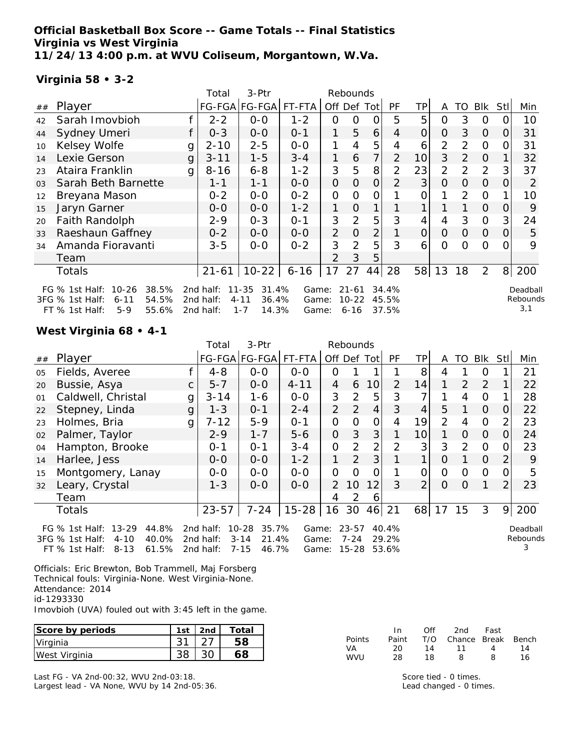**Official Basketball Box Score -- Game Totals -- Final Statistics**
**Virginia vs West Virginia**
**11/24/13 4:00 p.m. at WVU Coliseum, Morgantown, W.Va.**

**Virginia 58 • 3-2**

| ## | Player | | Total FG-FGA | 3-Ptr FG-FGA | FT-FTA | Rebounds Off | Def | Tot | PF | TP | A | TO | Blk | Stl | Min |
|---|---|---|---|---|---|---|---|---|---|---|---|---|---|---|---|
| 42 | Sarah Imovbioh | f | 2-2 | 0-0 | 1-2 | 0 | 0 | 0 | 5 | 5 | 0 | 3 | 0 | 0 | 10 |
| 44 | Sydney Umeri | f | 0-3 | 0-0 | 0-1 | 1 | 5 | 6 | 4 | 0 | 0 | 3 | 0 | 0 | 31 |
| 10 | Kelsey Wolfe | g | 2-10 | 2-5 | 0-0 | 1 | 4 | 5 | 4 | 6 | 2 | 2 | 0 | 0 | 31 |
| 14 | Lexie Gerson | g | 3-11 | 1-5 | 3-4 | 1 | 6 | 7 | 2 | 10 | 3 | 2 | 0 | 1 | 32 |
| 23 | Ataira Franklin | g | 8-16 | 6-8 | 1-2 | 3 | 5 | 8 | 2 | 23 | 2 | 2 | 2 | 3 | 37 |
| 03 | Sarah Beth Barnette | | 1-1 | 1-1 | 0-0 | 0 | 0 | 0 | 2 | 3 | 0 | 0 | 0 | 0 | 2 |
| 12 | Breyana Mason | | 0-2 | 0-0 | 0-2 | 0 | 0 | 0 | 1 | 0 | 1 | 2 | 0 | 1 | 10 |
| 15 | Jaryn Garner | | 0-0 | 0-0 | 1-2 | 1 | 0 | 1 | 1 | 1 | 1 | 1 | 0 | 0 | 9 |
| 20 | Faith Randolph | | 2-9 | 0-3 | 0-1 | 3 | 2 | 5 | 3 | 4 | 4 | 3 | 0 | 3 | 24 |
| 33 | Raeshaun Gaffney | | 0-2 | 0-0 | 0-0 | 2 | 0 | 2 | 1 | 0 | 0 | 0 | 0 | 0 | 5 |
| 34 | Amanda Fioravanti | | 3-5 | 0-0 | 0-2 | 3 | 2 | 5 | 3 | 6 | 0 | 0 | 0 | 0 | 9 |
| | Team | | | | | 2 | 3 | 5 | | | | | | | |
| | Totals | | 21-61 | 10-22 | 6-16 | 17 | 27 | 44 | 28 | 58 | 13 | 18 | 2 | 8 | 200 |

FG % 1st Half: 10-26 38.5% 2nd half: 11-35 31.4% Game: 21-61 34.4%
3FG % 1st Half: 6-11 54.5% 2nd half: 4-11 36.4% Game: 10-22 45.5%
FT % 1st Half: 5-9 55.6% 2nd half: 1-7 14.3% Game: 6-16 37.5%

Deadball Rebounds 3,1

**West Virginia 68 • 4-1**

| ## | Player | | Total FG-FGA | 3-Ptr FG-FGA | FT-FTA | Rebounds Off | Def | Tot | PF | TP | A | TO | Blk | Stl | Min |
|---|---|---|---|---|---|---|---|---|---|---|---|---|---|---|---|
| 05 | Fields, Averee | f | 4-8 | 0-0 | 0-0 | 0 | 1 | 1 | 1 | 8 | 4 | 1 | 0 | 1 | 21 |
| 20 | Bussie, Asya | c | 5-7 | 0-0 | 4-11 | 4 | 6 | 10 | 2 | 14 | 1 | 2 | 2 | 1 | 22 |
| 01 | Caldwell, Christal | g | 3-14 | 1-6 | 0-0 | 3 | 2 | 5 | 3 | 7 | 1 | 4 | 0 | 1 | 28 |
| 22 | Stepney, Linda | g | 1-3 | 0-1 | 2-4 | 2 | 2 | 4 | 3 | 4 | 5 | 1 | 0 | 0 | 22 |
| 23 | Holmes, Bria | g | 7-12 | 5-9 | 0-1 | 0 | 0 | 0 | 4 | 19 | 2 | 4 | 0 | 2 | 23 |
| 02 | Palmer, Taylor | | 2-9 | 1-7 | 5-6 | 0 | 3 | 3 | 1 | 10 | 1 | 0 | 0 | 0 | 24 |
| 04 | Hampton, Brooke | | 0-1 | 0-1 | 3-4 | 0 | 2 | 2 | 2 | 3 | 3 | 2 | 0 | 0 | 23 |
| 14 | Harlee, Jess | | 0-0 | 0-0 | 1-2 | 1 | 2 | 3 | 1 | 1 | 0 | 1 | 0 | 2 | 9 |
| 15 | Montgomery, Lanay | | 0-0 | 0-0 | 0-0 | 0 | 0 | 0 | 1 | 0 | 0 | 0 | 0 | 0 | 5 |
| 32 | Leary, Crystal | | 1-3 | 0-0 | 0-0 | 2 | 10 | 12 | 3 | 2 | 0 | 0 | 1 | 2 | 23 |
| | Team | | | | | 4 | 2 | 6 | | | | | | | |
| | Totals | | 23-57 | 7-24 | 15-28 | 16 | 30 | 46 | 21 | 68 | 17 | 15 | 3 | 9 | 200 |

FG % 1st Half: 13-29 44.8% 2nd half: 10-28 35.7% Game: 23-57 40.4%
3FG % 1st Half: 4-10 40.0% 2nd half: 3-14 21.4% Game: 7-24 29.2%
FT % 1st Half: 8-13 61.5% 2nd half: 7-15 46.7% Game: 15-28 53.6%

Deadball Rebounds 3

Officials: Eric Brewton, Bob Trammell, Maj Forsberg
Technical fouls: Virginia-None. West Virginia-None.
Attendance: 2014
id-1293330
Imovbioh (UVA) fouled out with 3:45 left in the game.

| Score by periods | 1st | 2nd | Total |
|---|---|---|---|
| Virginia | 31 | 27 | 58 |
| West Virginia | 38 | 30 | 68 |

| Points | In Paint | Off T/O | 2nd Chance | Fast Break | Bench |
|---|---|---|---|---|---|
| VA | 20 | 14 | 11 | 4 | 14 |
| WVU | 28 | 18 | 8 | 8 | 16 |

Last FG - VA 2nd-00:32, WVU 2nd-03:18.
Largest lead - VA None, WVU by 14 2nd-05:36.

Score tied - 0 times.
Lead changed - 0 times.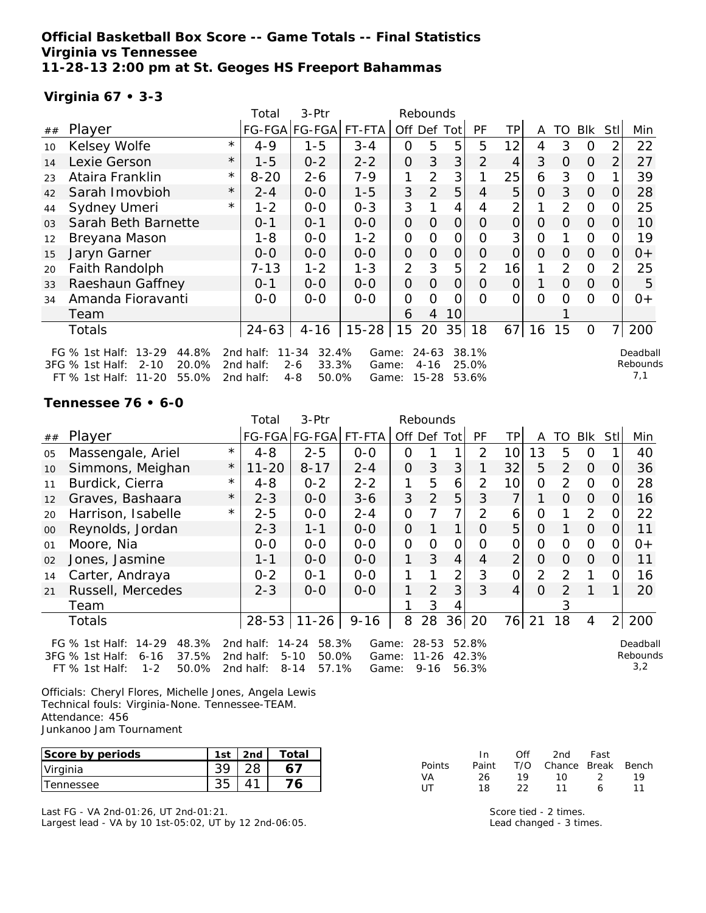**Official Basketball Box Score -- Game Totals -- Final Statistics**
**Virginia vs Tennessee**
**11-28-13 2:00 pm at St. Geoges HS Freeport Bahammas**

**Virginia 67 • 3-3**

| ## | Player | | Total FG-FGA | 3-Ptr FG-FGA | FT-FTA | Rebounds Off | Def | Tot | PF | TP | A | TO | Blk | Stl | Min |
|---|---|---|---|---|---|---|---|---|---|---|---|---|---|---|---|
| 10 | Kelsey Wolfe | * | 4-9 | 1-5 | 3-4 | 0 | 5 | 5 | 5 | 12 | 4 | 3 | 0 | 2 | 22 |
| 14 | Lexie Gerson | * | 1-5 | 0-2 | 2-2 | 0 | 3 | 3 | 2 | 4 | 3 | 0 | 0 | 2 | 27 |
| 23 | Ataira Franklin | * | 8-20 | 2-6 | 7-9 | 1 | 2 | 3 | 1 | 25 | 6 | 3 | 0 | 1 | 39 |
| 42 | Sarah Imovbioh | * | 2-4 | 0-0 | 1-5 | 3 | 2 | 5 | 4 | 5 | 0 | 3 | 0 | 0 | 28 |
| 44 | Sydney Umeri | * | 1-2 | 0-0 | 0-3 | 3 | 1 | 4 | 4 | 2 | 1 | 2 | 0 | 0 | 25 |
| 03 | Sarah Beth Barnette | | 0-1 | 0-1 | 0-0 | 0 | 0 | 0 | 0 | 0 | 0 | 0 | 0 | 0 | 10 |
| 12 | Breyana Mason | | 1-8 | 0-0 | 1-2 | 0 | 0 | 0 | 0 | 3 | 0 | 1 | 0 | 0 | 19 |
| 15 | Jaryn Garner | | 0-0 | 0-0 | 0-0 | 0 | 0 | 0 | 0 | 0 | 0 | 0 | 0 | 0 | 0+ |
| 20 | Faith Randolph | | 7-13 | 1-2 | 1-3 | 2 | 3 | 5 | 2 | 16 | 1 | 2 | 0 | 2 | 25 |
| 33 | Raeshaun Gaffney | | 0-1 | 0-0 | 0-0 | 0 | 0 | 0 | 0 | 0 | 1 | 0 | 0 | 0 | 5 |
| 34 | Amanda Fioravanti | | 0-0 | 0-0 | 0-0 | 0 | 0 | 0 | 0 | 0 | 0 | 0 | 0 | 0 | 0+ |
| | Team | | | | | 6 | 4 | 10 | | | | 1 | | | |
| | Totals | | 24-63 | 4-16 | 15-28 | 15 | 20 | 35 | 18 | 67 | 16 | 15 | 0 | 7 | 200 |

FG % 1st Half: 13-29 44.8% 2nd half: 11-34 32.4% Game: 24-63 38.1%
3FG % 1st Half: 2-10 20.0% 2nd half: 2-6 33.3% Game: 4-16 25.0%
FT % 1st Half: 11-20 55.0% 2nd half: 4-8 50.0% Game: 15-28 53.6%

Deadball Rebounds 7,1

**Tennessee 76 • 6-0**

| ## | Player | | Total FG-FGA | 3-Ptr FG-FGA | FT-FTA | Rebounds Off | Def | Tot | PF | TP | A | TO | Blk | Stl | Min |
|---|---|---|---|---|---|---|---|---|---|---|---|---|---|---|---|
| 05 | Massengale, Ariel | * | 4-8 | 2-5 | 0-0 | 0 | 1 | 1 | 2 | 10 | 13 | 5 | 0 | 1 | 40 |
| 10 | Simmons, Meighan | * | 11-20 | 8-17 | 2-4 | 0 | 3 | 3 | 1 | 32 | 5 | 2 | 0 | 0 | 36 |
| 11 | Burdick, Cierra | * | 4-8 | 0-2 | 2-2 | 1 | 5 | 6 | 2 | 10 | 0 | 2 | 0 | 0 | 28 |
| 12 | Graves, Bashaara | * | 2-3 | 0-0 | 3-6 | 3 | 2 | 5 | 3 | 7 | 1 | 0 | 0 | 0 | 16 |
| 20 | Harrison, Isabelle | * | 2-5 | 0-0 | 2-4 | 0 | 7 | 7 | 2 | 6 | 0 | 1 | 2 | 0 | 22 |
| 00 | Reynolds, Jordan | | 2-3 | 1-1 | 0-0 | 0 | 1 | 1 | 0 | 5 | 0 | 1 | 0 | 0 | 11 |
| 01 | Moore, Nia | | 0-0 | 0-0 | 0-0 | 0 | 0 | 0 | 0 | 0 | 0 | 0 | 0 | 0 | 0+ |
| 02 | Jones, Jasmine | | 1-1 | 0-0 | 0-0 | 1 | 3 | 4 | 4 | 2 | 0 | 0 | 0 | 0 | 11 |
| 14 | Carter, Andraya | | 0-2 | 0-1 | 0-0 | 1 | 1 | 2 | 3 | 0 | 2 | 2 | 1 | 0 | 16 |
| 21 | Russell, Mercedes | | 2-3 | 0-0 | 0-0 | 1 | 2 | 3 | 3 | 4 | 0 | 2 | 1 | 1 | 20 |
| | Team | | | | | 1 | 3 | 4 | | | | 3 | | | |
| | Totals | | 28-53 | 11-26 | 9-16 | 8 | 28 | 36 | 20 | 76 | 21 | 18 | 4 | 2 | 200 |

FG % 1st Half: 14-29 48.3% 2nd half: 14-24 58.3% Game: 28-53 52.8%
3FG % 1st Half: 6-16 37.5% 2nd half: 5-10 50.0% Game: 11-26 42.3%
FT % 1st Half: 1-2 50.0% 2nd half: 8-14 57.1% Game: 9-16 56.3%

Deadball Rebounds 3,2

Officials: Cheryl Flores, Michelle Jones, Angela Lewis
Technical fouls: Virginia-None. Tennessee-TEAM.
Attendance: 456
Junkanoo Jam Tournament

| Score by periods | 1st | 2nd | Total |
|---|---|---|---|
| Virginia | 39 | 28 | 67 |
| Tennessee | 35 | 41 | 76 |

| Points | In Paint | Off T/O | 2nd Chance | Fast Break | Bench |
|---|---|---|---|---|---|
| VA | 26 | 19 | 10 | 2 | 19 |
| UT | 18 | 22 | 11 | 6 | 11 |

Last FG - VA 2nd-01:26, UT 2nd-01:21.
Largest lead - VA by 10 1st-05:02, UT by 12 2nd-06:05.

Score tied - 2 times.
Lead changed - 3 times.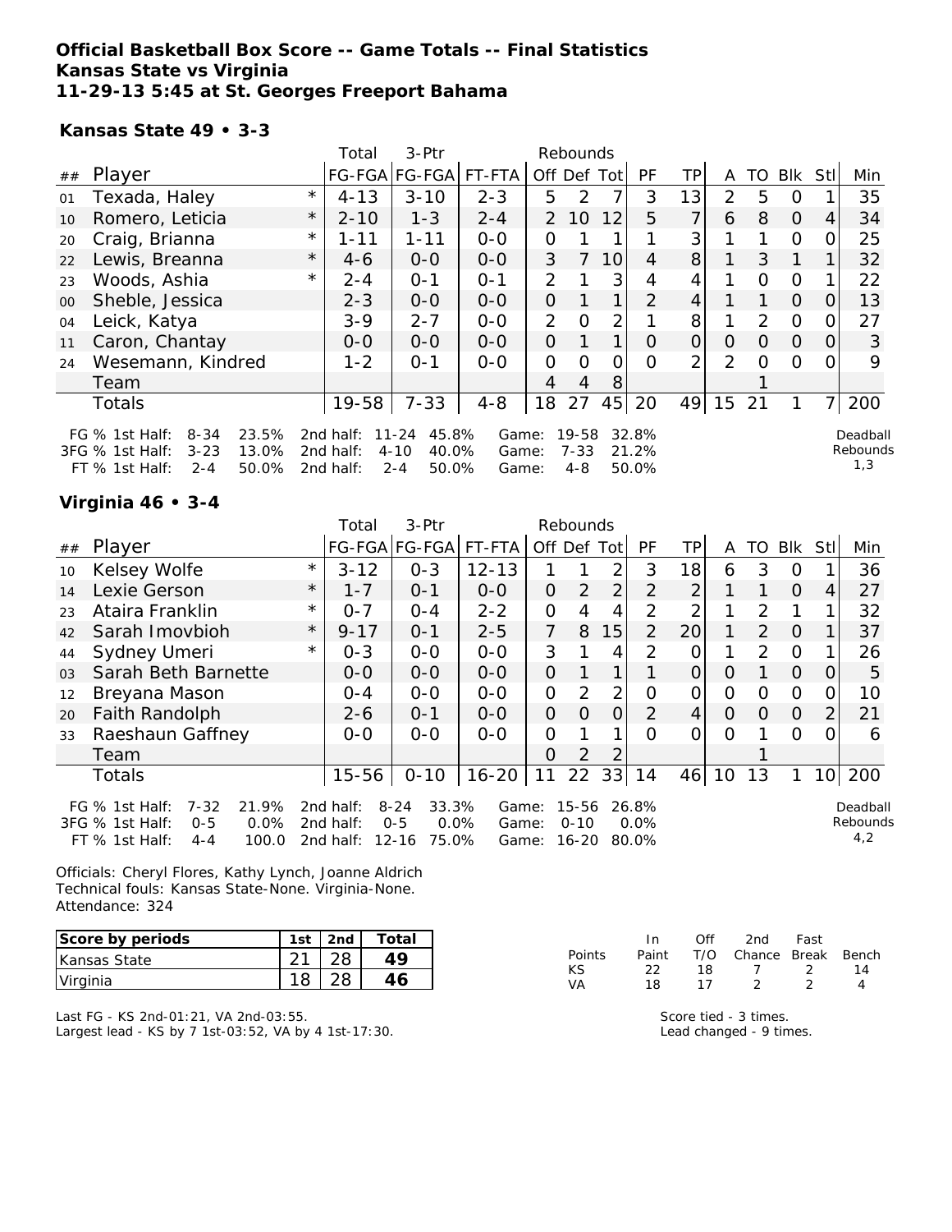**Official Basketball Box Score -- Game Totals -- Final Statistics**
**Kansas State vs Virginia**
**11-29-13 5:45 at St. Georges Freeport Bahama**

**Kansas State 49 • 3-3**

| ## | Player | | Total FG-FGA | 3-Ptr FG-FGA | FT-FTA | Rebounds Off | Def | Tot | PF | TP | A | TO | Blk | Stl | Min |
|---|---|---|---|---|---|---|---|---|---|---|---|---|---|---|---|
| 01 | Texada, Haley | * | 4-13 | 3-10 | 2-3 | 5 | 2 | 7 | 3 | 13 | 2 | 5 | 0 | 1 | 35 |
| 10 | Romero, Leticia | * | 2-10 | 1-3 | 2-4 | 2 | 10 | 12 | 5 | 7 | 6 | 8 | 0 | 4 | 34 |
| 20 | Craig, Brianna | * | 1-11 | 1-11 | 0-0 | 0 | 1 | 1 | 1 | 3 | 1 | 1 | 0 | 0 | 25 |
| 22 | Lewis, Breanna | * | 4-6 | 0-0 | 0-0 | 3 | 7 | 10 | 4 | 8 | 1 | 3 | 1 | 1 | 32 |
| 23 | Woods, Ashia | * | 2-4 | 0-1 | 0-1 | 2 | 1 | 3 | 4 | 4 | 1 | 0 | 0 | 1 | 22 |
| 00 | Sheble, Jessica | | 2-3 | 0-0 | 0-0 | 0 | 1 | 1 | 2 | 4 | 1 | 1 | 0 | 0 | 13 |
| 04 | Leick, Katya | | 3-9 | 2-7 | 0-0 | 2 | 0 | 2 | 1 | 8 | 1 | 2 | 0 | 0 | 27 |
| 11 | Caron, Chantay | | 0-0 | 0-0 | 0-0 | 0 | 1 | 1 | 0 | 0 | 0 | 0 | 0 | 0 | 3 |
| 24 | Wesemann, Kindred | | 1-2 | 0-1 | 0-0 | 0 | 0 | 0 | 0 | 2 | 2 | 0 | 0 | 0 | 9 |
| | Team | | | | | 4 | 4 | 8 | | | | 1 | | | |
| | Totals | | 19-58 | 7-33 | 4-8 | 18 | 27 | 45 | 20 | 49 | 15 | 21 | 1 | 7 | 200 |

FG % 1st Half: 8-34 23.5% 2nd half: 11-24 45.8% Game: 19-58 32.8%
3FG % 1st Half: 3-23 13.0% 2nd half: 4-10 40.0% Game: 7-33 21.2%
FT % 1st Half: 2-4 50.0% 2nd half: 2-4 50.0% Game: 4-8 50.0%
Deadball Rebounds 1,3

**Virginia 46 • 3-4**

| ## | Player | | Total FG-FGA | 3-Ptr FG-FGA | FT-FTA | Rebounds Off | Def | Tot | PF | TP | A | TO | Blk | Stl | Min |
|---|---|---|---|---|---|---|---|---|---|---|---|---|---|---|---|
| 10 | Kelsey Wolfe | * | 3-12 | 0-3 | 12-13 | 1 | 1 | 2 | 3 | 18 | 6 | 3 | 0 | 1 | 36 |
| 14 | Lexie Gerson | * | 1-7 | 0-1 | 0-0 | 0 | 2 | 2 | 2 | 2 | 1 | 1 | 0 | 4 | 27 |
| 23 | Ataira Franklin | * | 0-7 | 0-4 | 2-2 | 0 | 4 | 4 | 2 | 2 | 1 | 2 | 1 | 1 | 32 |
| 42 | Sarah Imovbioh | * | 9-17 | 0-1 | 2-5 | 7 | 8 | 15 | 2 | 20 | 1 | 2 | 0 | 1 | 37 |
| 44 | Sydney Umeri | * | 0-3 | 0-0 | 0-0 | 3 | 1 | 4 | 2 | 0 | 1 | 2 | 0 | 1 | 26 |
| 03 | Sarah Beth Barnette | | 0-0 | 0-0 | 0-0 | 0 | 1 | 1 | 1 | 0 | 0 | 1 | 0 | 0 | 5 |
| 12 | Breyana Mason | | 0-4 | 0-0 | 0-0 | 0 | 2 | 2 | 0 | 0 | 0 | 0 | 0 | 0 | 10 |
| 20 | Faith Randolph | | 2-6 | 0-1 | 0-0 | 0 | 0 | 0 | 2 | 4 | 0 | 0 | 0 | 2 | 21 |
| 33 | Raeshaun Gaffney | | 0-0 | 0-0 | 0-0 | 0 | 1 | 1 | 0 | 0 | 0 | 1 | 0 | 0 | 6 |
| | Team | | | | | 0 | 2 | 2 | | | | 1 | | | |
| | Totals | | 15-56 | 0-10 | 16-20 | 11 | 22 | 33 | 14 | 46 | 10 | 13 | 1 | 10 | 200 |

FG % 1st Half: 7-32 21.9% 2nd half: 8-24 33.3% Game: 15-56 26.8%
3FG % 1st Half: 0-5 0.0% 2nd half: 0-5 0.0% Game: 0-10 0.0%
FT % 1st Half: 4-4 100.0 2nd half: 12-16 75.0% Game: 16-20 80.0%
Deadball Rebounds 4,2

Officials: Cheryl Flores, Kathy Lynch, Joanne Aldrich
Technical fouls: Kansas State-None. Virginia-None.
Attendance: 324

| Score by periods | 1st | 2nd | Total |
|---|---|---|---|
| Kansas State | 21 | 28 | 49 |
| Virginia | 18 | 28 | 46 |

| Points | In Paint | Off T/O | 2nd Chance | Fast Break | Bench |
|---|---|---|---|---|---|
| KS | 22 | 18 | 7 | 2 | 14 |
| VA | 18 | 17 | 2 | 2 | 4 |

Last FG - KS 2nd-01:21, VA 2nd-03:55.
Largest lead - KS by 7 1st-03:52, VA by 4 1st-17:30.

Score tied - 3 times.
Lead changed - 9 times.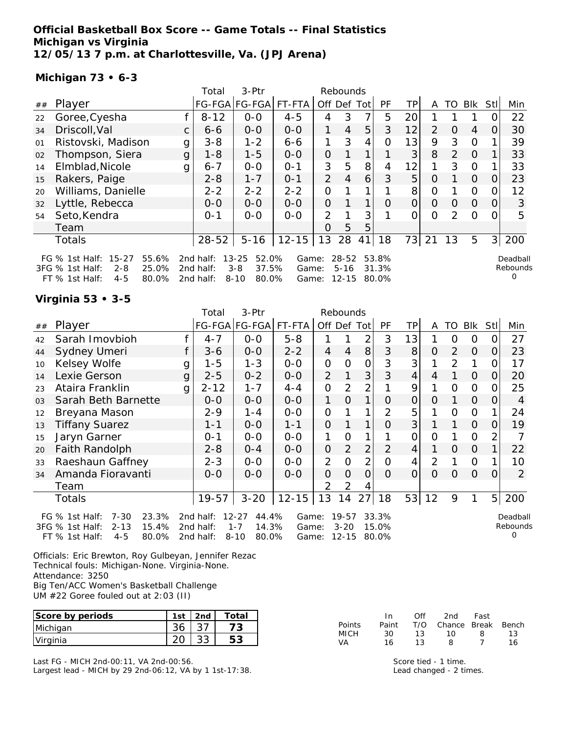**Official Basketball Box Score -- Game Totals -- Final Statistics**
**Michigan vs Virginia**
**12/05/13 7 p.m. at Charlottesville, Va. (JPJ Arena)**

**Michigan 73 • 6-3**

| ## | Player | | Total FG-FGA | 3-Ptr FG-FGA | FT-FTA | Rebounds Off | Def | Tot | PF | TP | A | TO | Blk | Stl | Min |
|---|---|---|---|---|---|---|---|---|---|---|---|---|---|---|---|
| 22 | Goree,Cyesha | f | 8-12 | 0-0 | 4-5 | 4 | 3 | 7 | 5 | 20 | 1 | 1 | 1 | 0 | 22 |
| 34 | Driscoll,Val | c | 6-6 | 0-0 | 0-0 | 1 | 4 | 5 | 3 | 12 | 2 | 0 | 4 | 0 | 30 |
| 01 | Ristovski, Madison | g | 3-8 | 1-2 | 6-6 | 1 | 3 | 4 | 0 | 13 | 9 | 3 | 0 | 1 | 39 |
| 02 | Thompson, Siera | g | 1-8 | 1-5 | 0-0 | 0 | 1 | 1 | 1 | 3 | 8 | 2 | 0 | 1 | 33 |
| 14 | Elmblad,Nicole | g | 6-7 | 0-0 | 0-1 | 3 | 5 | 8 | 4 | 12 | 1 | 3 | 0 | 1 | 33 |
| 15 | Rakers, Paige | | 2-8 | 1-7 | 0-1 | 2 | 4 | 6 | 3 | 5 | 0 | 1 | 0 | 0 | 23 |
| 20 | Williams, Danielle | | 2-2 | 2-2 | 2-2 | 0 | 1 | 1 | 1 | 8 | 0 | 1 | 0 | 0 | 12 |
| 32 | Lyttle, Rebecca | | 0-0 | 0-0 | 0-0 | 0 | 1 | 1 | 0 | 0 | 0 | 0 | 0 | 0 | 3 |
| 54 | Seto,Kendra | | 0-1 | 0-0 | 0-0 | 2 | 1 | 3 | 1 | 0 | 0 | 2 | 0 | 0 | 5 |
| | Team | | | | | 0 | 5 | 5 | | | | | | | |
| | Totals | | 28-52 | 5-16 | 12-15 | 13 | 28 | 41 | 18 | 73 | 21 | 13 | 5 | 3 | 200 |

FG % 1st Half: 15-27 55.6% 2nd half: 13-25 52.0% Game: 28-52 53.8%
3FG % 1st Half: 2-8 25.0% 2nd half: 3-8 37.5% Game: 5-16 31.3%
FT % 1st Half: 4-5 80.0% 2nd half: 8-10 80.0% Game: 12-15 80.0%

Deadball Rebounds 0

**Virginia 53 • 3-5**

| ## | Player | | Total FG-FGA | 3-Ptr FG-FGA | FT-FTA | Rebounds Off | Def | Tot | PF | TP | A | TO | Blk | Stl | Min |
|---|---|---|---|---|---|---|---|---|---|---|---|---|---|---|---|
| 42 | Sarah Imovbioh | f | 4-7 | 0-0 | 5-8 | 1 | 1 | 2 | 3 | 13 | 1 | 0 | 0 | 0 | 27 |
| 44 | Sydney Umeri | f | 3-6 | 0-0 | 2-2 | 4 | 4 | 8 | 3 | 8 | 0 | 2 | 0 | 0 | 23 |
| 10 | Kelsey Wolfe | g | 1-5 | 1-3 | 0-0 | 0 | 0 | 0 | 3 | 3 | 1 | 2 | 1 | 0 | 17 |
| 14 | Lexie Gerson | g | 2-5 | 0-2 | 0-0 | 2 | 1 | 3 | 3 | 4 | 4 | 1 | 0 | 0 | 20 |
| 23 | Ataira Franklin | g | 2-12 | 1-7 | 4-4 | 0 | 2 | 2 | 1 | 9 | 1 | 0 | 0 | 0 | 25 |
| 03 | Sarah Beth Barnette | | 0-0 | 0-0 | 0-0 | 1 | 0 | 1 | 0 | 0 | 0 | 1 | 0 | 0 | 4 |
| 12 | Breyana Mason | | 2-9 | 1-4 | 0-0 | 0 | 1 | 1 | 2 | 5 | 1 | 0 | 0 | 1 | 24 |
| 13 | Tiffany Suarez | | 1-1 | 0-0 | 1-1 | 0 | 1 | 1 | 0 | 3 | 1 | 1 | 0 | 0 | 19 |
| 15 | Jaryn Garner | | 0-1 | 0-0 | 0-0 | 1 | 0 | 1 | 1 | 0 | 0 | 1 | 0 | 2 | 7 |
| 20 | Faith Randolph | | 2-8 | 0-4 | 0-0 | 0 | 2 | 2 | 2 | 4 | 1 | 0 | 0 | 1 | 22 |
| 33 | Raeshaun Gaffney | | 2-3 | 0-0 | 0-0 | 2 | 0 | 2 | 0 | 4 | 2 | 1 | 0 | 1 | 10 |
| 34 | Amanda Fioravanti | | 0-0 | 0-0 | 0-0 | 0 | 0 | 0 | 0 | 0 | 0 | 0 | 0 | 0 | 2 |
| | Team | | | | | 2 | 2 | 4 | | | | | | | |
| | Totals | | 19-57 | 3-20 | 12-15 | 13 | 14 | 27 | 18 | 53 | 12 | 9 | 1 | 5 | 200 |

FG % 1st Half: 7-30 23.3% 2nd half: 12-27 44.4% Game: 19-57 33.3%
3FG % 1st Half: 2-13 15.4% 2nd half: 1-7 14.3% Game: 3-20 15.0%
FT % 1st Half: 4-5 80.0% 2nd half: 8-10 80.0% Game: 12-15 80.0%

Deadball Rebounds 0

Officials: Eric Brewton, Roy Gulbeyan, Jennifer Rezac
Technical fouls: Michigan-None. Virginia-None.
Attendance: 3250
Big Ten/ACC Women's Basketball Challenge
UM #22 Goree fouled out at 2:03 (II)

| Score by periods | 1st | 2nd | Total |
|---|---|---|---|
| Michigan | 36 | 37 | 73 |
| Virginia | 20 | 33 | 53 |

| Points | In Paint | Off T/O | 2nd Chance | Fast Break | Bench |
|---|---|---|---|---|---|
| MICH | 30 | 13 | 10 | 8 | 13 |
| VA | 16 | 13 | 8 | 7 | 16 |

Last FG - MICH 2nd-00:11, VA 2nd-00:56.
Largest lead - MICH by 29 2nd-06:12, VA by 1 1st-17:38.

Score tied - 1 time.
Lead changed - 2 times.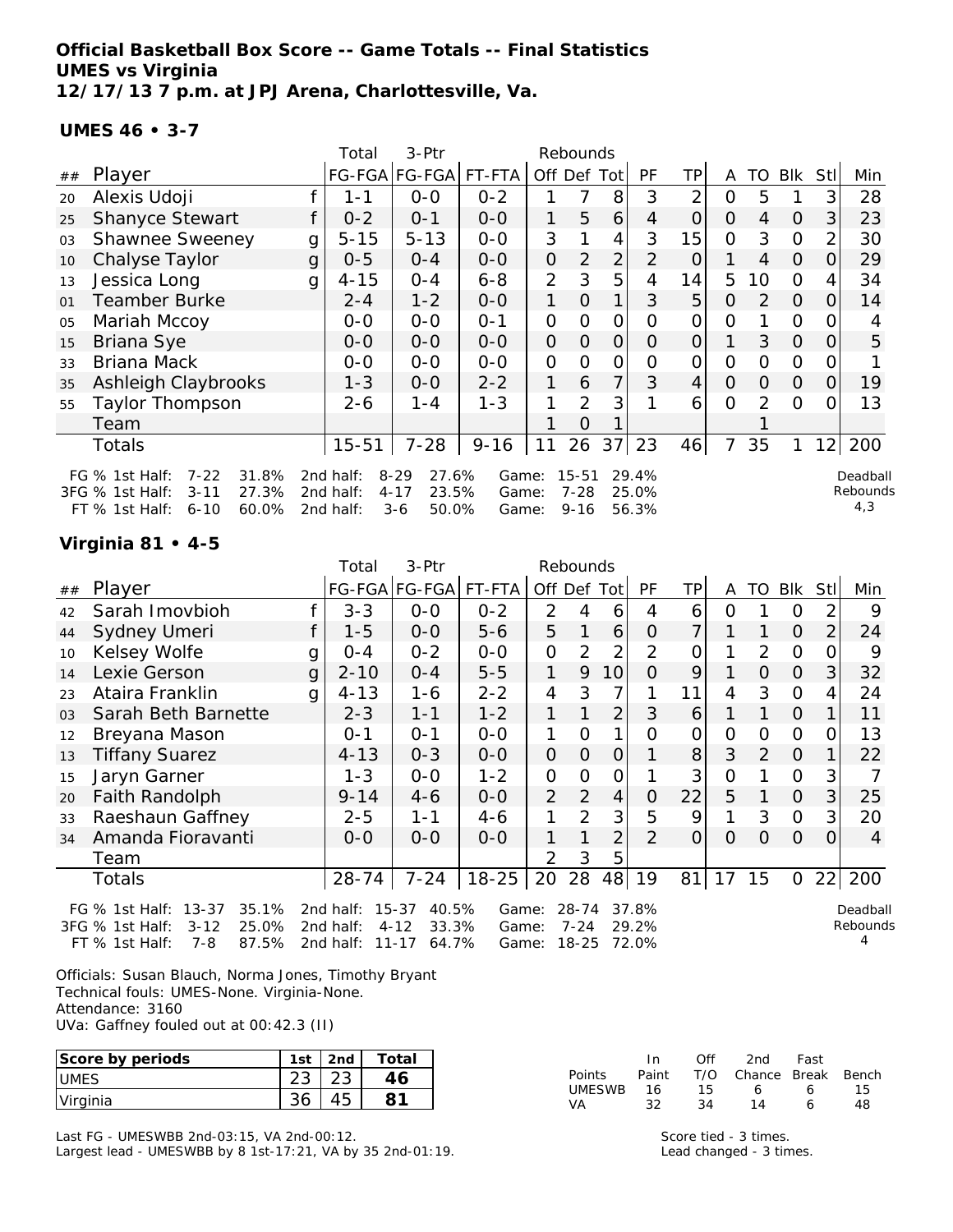# Official Basketball Box Score -- Game Totals -- Final Statistics
**UMES vs Virginia**
**12/17/13 7 p.m. at JPJ Arena, Charlottesville, Va.**

## UMES 46 • 3-7

| ## | Player | | Total FG-FGA | 3-Ptr FG-FGA | FT-FTA | Rebounds Off | Def | Tot | PF | TP | A | TO | Blk | Stl | Min |
|---|---|---|---|---|---|---|---|---|---|---|---|---|---|---|---|
| 20 | Alexis Udoji | f | 1-1 | 0-0 | 0-2 | 1 | 7 | 8 | 3 | 2 | 0 | 5 | 1 | 3 | 28 |
| 25 | Shanyce Stewart | f | 0-2 | 0-1 | 0-0 | 1 | 5 | 6 | 4 | 0 | 0 | 4 | 0 | 3 | 23 |
| 03 | Shawnee Sweeney | g | 5-15 | 5-13 | 0-0 | 3 | 1 | 4 | 3 | 15 | 0 | 3 | 0 | 2 | 30 |
| 10 | Chalyse Taylor | g | 0-5 | 0-4 | 0-0 | 0 | 2 | 2 | 2 | 0 | 1 | 4 | 0 | 0 | 29 |
| 13 | Jessica Long | g | 4-15 | 0-4 | 6-8 | 2 | 3 | 5 | 4 | 14 | 5 | 10 | 0 | 4 | 34 |
| 01 | Teamber Burke | | 2-4 | 1-2 | 0-0 | 1 | 0 | 1 | 3 | 5 | 0 | 2 | 0 | 0 | 14 |
| 05 | Mariah Mccoy | | 0-0 | 0-0 | 0-1 | 0 | 0 | 0 | 0 | 0 | 0 | 1 | 0 | 0 | 4 |
| 15 | Briana Sye | | 0-0 | 0-0 | 0-0 | 0 | 0 | 0 | 0 | 0 | 1 | 3 | 0 | 0 | 5 |
| 33 | Briana Mack | | 0-0 | 0-0 | 0-0 | 0 | 0 | 0 | 0 | 0 | 0 | 0 | 0 | 0 | 1 |
| 35 | Ashleigh Claybrooks | | 1-3 | 0-0 | 2-2 | 1 | 6 | 7 | 3 | 4 | 0 | 0 | 0 | 0 | 19 |
| 55 | Taylor Thompson | | 2-6 | 1-4 | 1-3 | 1 | 2 | 3 | 1 | 6 | 0 | 2 | 0 | 0 | 13 |
| | Team | | | | | 1 | 0 | 1 | | | | 1 | | | |
| | Totals | | 15-51 | 7-28 | 9-16 | 11 | 26 | 37 | 23 | 46 | 7 | 35 | 1 | 12 | 200 |

FG % 1st Half: 7-22 31.8% 2nd half: 8-29 27.6% Game: 15-51 29.4%
3FG % 1st Half: 3-11 27.3% 2nd half: 4-17 23.5% Game: 7-28 25.0%
FT % 1st Half: 6-10 60.0% 2nd half: 3-6 50.0% Game: 9-16 56.3%
Deadball Rebounds 4,3

## Virginia 81 • 4-5

| ## | Player | | Total FG-FGA | 3-Ptr FG-FGA | FT-FTA | Rebounds Off | Def | Tot | PF | TP | A | TO | Blk | Stl | Min |
|---|---|---|---|---|---|---|---|---|---|---|---|---|---|---|---|
| 42 | Sarah Imovbioh | f | 3-3 | 0-0 | 0-2 | 2 | 4 | 6 | 4 | 6 | 0 | 1 | 0 | 2 | 9 |
| 44 | Sydney Umeri | f | 1-5 | 0-0 | 5-6 | 5 | 1 | 6 | 0 | 7 | 1 | 1 | 0 | 2 | 24 |
| 10 | Kelsey Wolfe | g | 0-4 | 0-2 | 0-0 | 0 | 2 | 2 | 2 | 0 | 1 | 2 | 0 | 0 | 9 |
| 14 | Lexie Gerson | g | 2-10 | 0-4 | 5-5 | 1 | 9 | 10 | 0 | 9 | 1 | 0 | 0 | 3 | 32 |
| 23 | Ataira Franklin | g | 4-13 | 1-6 | 2-2 | 4 | 3 | 7 | 1 | 11 | 4 | 3 | 0 | 4 | 24 |
| 03 | Sarah Beth Barnette | | 2-3 | 1-1 | 1-2 | 1 | 1 | 2 | 3 | 6 | 1 | 1 | 0 | 1 | 11 |
| 12 | Breyana Mason | | 0-1 | 0-1 | 0-0 | 1 | 0 | 1 | 0 | 0 | 0 | 0 | 0 | 0 | 13 |
| 13 | Tiffany Suarez | | 4-13 | 0-3 | 0-0 | 0 | 0 | 0 | 1 | 8 | 3 | 2 | 0 | 1 | 22 |
| 15 | Jaryn Garner | | 1-3 | 0-0 | 1-2 | 0 | 0 | 0 | 1 | 3 | 0 | 1 | 0 | 3 | 7 |
| 20 | Faith Randolph | | 9-14 | 4-6 | 0-0 | 2 | 2 | 4 | 0 | 22 | 5 | 1 | 0 | 3 | 25 |
| 33 | Raeshaun Gaffney | | 2-5 | 1-1 | 4-6 | 1 | 2 | 3 | 5 | 9 | 1 | 3 | 0 | 3 | 20 |
| 34 | Amanda Fioravanti | | 0-0 | 0-0 | 0-0 | 1 | 1 | 2 | 2 | 0 | 0 | 0 | 0 | 0 | 4 |
| | Team | | | | | 2 | 3 | 5 | | | | | | | |
| | Totals | | 28-74 | 7-24 | 18-25 | 20 | 28 | 48 | 19 | 81 | 17 | 15 | 0 | 22 | 200 |

FG % 1st Half: 13-37 35.1% 2nd half: 15-37 40.5% Game: 28-74 37.8%
3FG % 1st Half: 3-12 25.0% 2nd half: 4-12 33.3% Game: 7-24 29.2%
FT % 1st Half: 7-8 87.5% 2nd half: 11-17 64.7% Game: 18-25 72.0%
Deadball Rebounds 4

Officials: Susan Blauch, Norma Jones, Timothy Bryant
Technical fouls: UMES-None. Virginia-None.
Attendance: 3160
UVa: Gaffney fouled out at 00:42.3 (II)

| Score by periods | 1st | 2nd | Total |
|---|---|---|---|
| UMES | 23 | 23 | 46 |
| Virginia | 36 | 45 | 81 |

| Points | In Paint | Off T/O | 2nd Chance | Fast Break | Bench |
|---|---|---|---|---|---|
| UMESWB | 16 | 15 | 6 | 6 | 15 |
| VA | 32 | 34 | 14 | 6 | 48 |

Last FG - UMESWBB 2nd-03:15, VA 2nd-00:12.
Largest lead - UMESWBB by 8 1st-17:21, VA by 35 2nd-01:19.

Score tied - 3 times.
Lead changed - 3 times.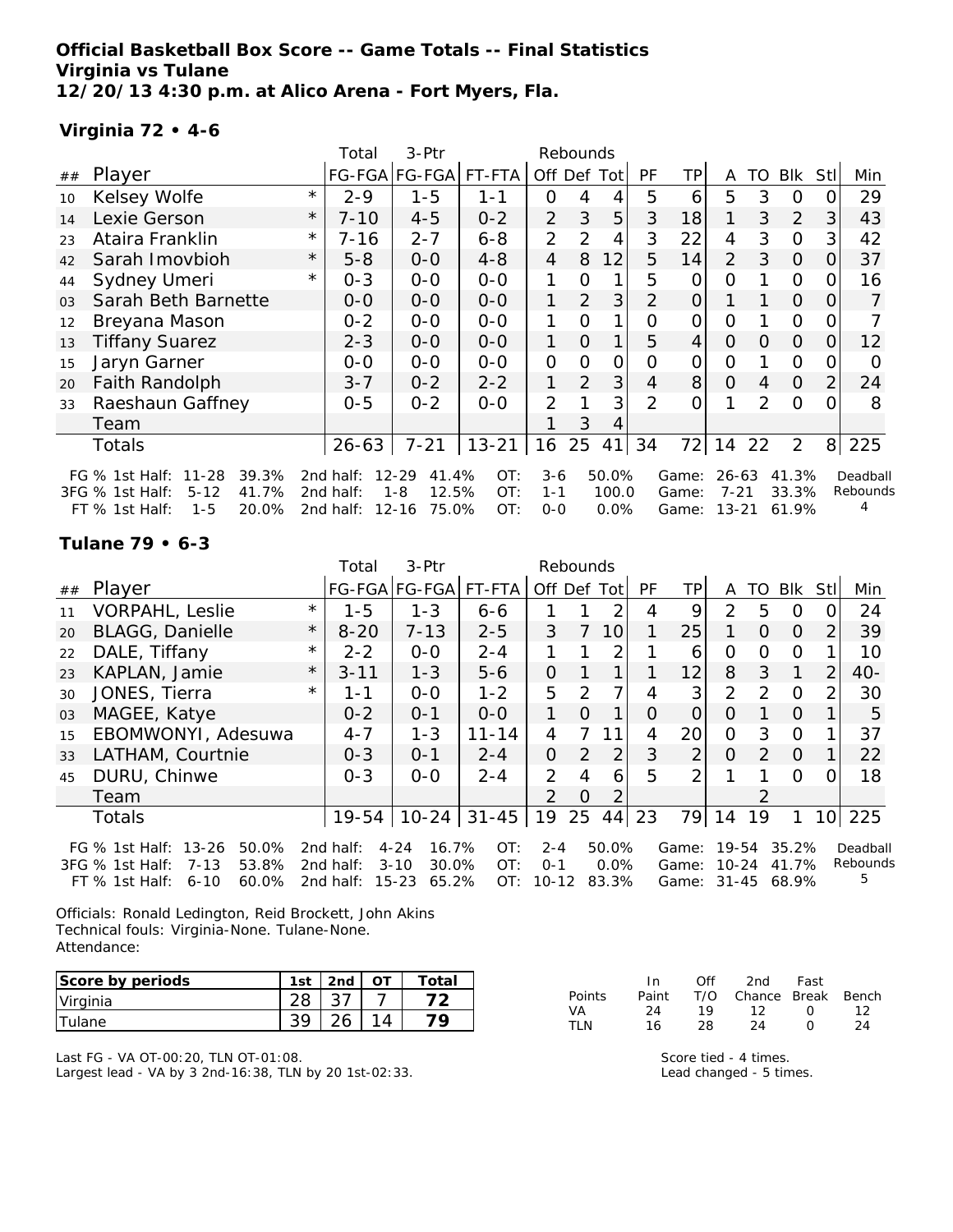# Official Basketball Box Score -- Game Totals -- Final Statistics
## Virginia vs Tulane
### 12/20/13 4:30 p.m. at Alico Arena - Fort Myers, Fla.

**Virginia 72 • 4-6**

| ## | Player | | Total FG-FGA | 3-Ptr FG-FGA | FT-FTA | Rebounds Off | Def | Tot | PF | TP | A | TO | Blk | Stl | Min |
|---|---|---|---|---|---|---|---|---|---|---|---|---|---|---|---|
| 10 | Kelsey Wolfe | * | 2-9 | 1-5 | 1-1 | 0 | 4 | 4 | 5 | 6 | 5 | 3 | 0 | 0 | 29 |
| 14 | Lexie Gerson | * | 7-10 | 4-5 | 0-2 | 2 | 3 | 5 | 3 | 18 | 1 | 3 | 2 | 3 | 43 |
| 23 | Ataira Franklin | * | 7-16 | 2-7 | 6-8 | 2 | 2 | 4 | 3 | 22 | 4 | 3 | 0 | 3 | 42 |
| 42 | Sarah Imovbioh | * | 5-8 | 0-0 | 4-8 | 4 | 8 | 12 | 5 | 14 | 2 | 3 | 0 | 0 | 37 |
| 44 | Sydney Umeri | * | 0-3 | 0-0 | 0-0 | 1 | 0 | 1 | 5 | 0 | 0 | 1 | 0 | 0 | 16 |
| 03 | Sarah Beth Barnette | | 0-0 | 0-0 | 0-0 | 1 | 2 | 3 | 2 | 0 | 1 | 1 | 0 | 0 | 7 |
| 12 | Breyana Mason | | 0-2 | 0-0 | 0-0 | 1 | 0 | 1 | 0 | 0 | 0 | 1 | 0 | 0 | 7 |
| 13 | Tiffany Suarez | | 2-3 | 0-0 | 0-0 | 1 | 0 | 1 | 5 | 4 | 0 | 0 | 0 | 0 | 12 |
| 15 | Jaryn Garner | | 0-0 | 0-0 | 0-0 | 0 | 0 | 0 | 0 | 0 | 0 | 1 | 0 | 0 | 0 |
| 20 | Faith Randolph | | 3-7 | 0-2 | 2-2 | 1 | 2 | 3 | 4 | 8 | 0 | 4 | 0 | 2 | 24 |
| 33 | Raeshaun Gaffney | | 0-5 | 0-2 | 0-0 | 2 | 1 | 3 | 2 | 0 | 1 | 2 | 0 | 0 | 8 |
| | Team | | | | | 1 | 3 | 4 | | | | | | | |
| | Totals | | 26-63 | 7-21 | 13-21 | 16 | 25 | 41 | 34 | 72 | 14 | 22 | 2 | 8 | 225 |

| | | | | | | | | | | | |
|---|---|---|---|---|---|---|---|---|---|---|---|
| FG % 1st Half: | 11-28 | 39.3% | 2nd half: | 12-29 | 41.4% | OT: | 3-6 | 50.0% | Game: | 26-63 | 41.3% |
| 3FG % 1st Half: | 5-12 | 41.7% | 2nd half: | 1-8 | 12.5% | OT: | 1-1 | 100.0 | Game: | 7-21 | 33.3% |
| FT % 1st Half: | 1-5 | 20.0% | 2nd half: | 12-16 | 75.0% | OT: | 0-0 | 0.0% | Game: | 13-21 | 61.9% |

Deadball Rebounds 4

**Tulane 79 • 6-3**

| ## | Player | | Total FG-FGA | 3-Ptr FG-FGA | FT-FTA | Rebounds Off | Def | Tot | PF | TP | A | TO | Blk | Stl | Min |
|---|---|---|---|---|---|---|---|---|---|---|---|---|---|---|---|
| 11 | VORPAHL, Leslie | * | 1-5 | 1-3 | 6-6 | 1 | 1 | 2 | 4 | 9 | 2 | 5 | 0 | 0 | 24 |
| 20 | BLAGG, Danielle | * | 8-20 | 7-13 | 2-5 | 3 | 7 | 10 | 1 | 25 | 1 | 0 | 0 | 2 | 39 |
| 22 | DALE, Tiffany | * | 2-2 | 0-0 | 2-4 | 1 | 1 | 2 | 1 | 6 | 0 | 0 | 0 | 1 | 10 |
| 23 | KAPLAN, Jamie | * | 3-11 | 1-3 | 5-6 | 0 | 1 | 1 | 1 | 12 | 8 | 3 | 1 | 2 | 40- |
| 30 | JONES, Tierra | * | 1-1 | 0-0 | 1-2 | 5 | 2 | 7 | 4 | 3 | 2 | 2 | 0 | 2 | 30 |
| 03 | MAGEE, Katye | | 0-2 | 0-1 | 0-0 | 1 | 0 | 1 | 0 | 0 | 0 | 1 | 0 | 1 | 5 |
| 15 | EBOMWONYI, Adesuwa | | 4-7 | 1-3 | 11-14 | 4 | 7 | 11 | 4 | 20 | 0 | 3 | 0 | 1 | 37 |
| 33 | LATHAM, Courtnie | | 0-3 | 0-1 | 2-4 | 0 | 2 | 2 | 3 | 2 | 0 | 2 | 0 | 1 | 22 |
| 45 | DURU, Chinwe | | 0-3 | 0-0 | 2-4 | 2 | 4 | 6 | 5 | 2 | 1 | 1 | 0 | 0 | 18 |
| | Team | | | | | 2 | 0 | 2 | | | | 2 | | | |
| | Totals | | 19-54 | 10-24 | 31-45 | 19 | 25 | 44 | 23 | 79 | 14 | 19 | 1 | 10 | 225 |

| | | | | | | | | | | | |
|---|---|---|---|---|---|---|---|---|---|---|---|
| FG % 1st Half: | 13-26 | 50.0% | 2nd half: | 4-24 | 16.7% | OT: | 2-4 | 50.0% | Game: | 19-54 | 35.2% |
| 3FG % 1st Half: | 7-13 | 53.8% | 2nd half: | 3-10 | 30.0% | OT: | 0-1 | 0.0% | Game: | 10-24 | 41.7% |
| FT % 1st Half: | 6-10 | 60.0% | 2nd half: | 15-23 | 65.2% | OT: | 10-12 | 83.3% | Game: | 31-45 | 68.9% |

Deadball Rebounds 5

Officials: Ronald Ledington, Reid Brockett, John Akins
Technical fouls: Virginia-None. Tulane-None.
Attendance:

| Score by periods | 1st | 2nd | OT | Total |
|---|---|---|---|---|
| Virginia | 28 | 37 | 7 | 72 |
| Tulane | 39 | 26 | 14 | 79 |

| Points | In Paint | Off T/O | 2nd Chance | Fast Break | Bench |
|---|---|---|---|---|---|
| VA | 24 | 19 | 12 | 0 | 12 |
| TLN | 16 | 28 | 24 | 0 | 24 |

Last FG - VA OT-00:20, TLN OT-01:08.
Largest lead - VA by 3 2nd-16:38, TLN by 20 1st-02:33.

Score tied - 4 times.
Lead changed - 5 times.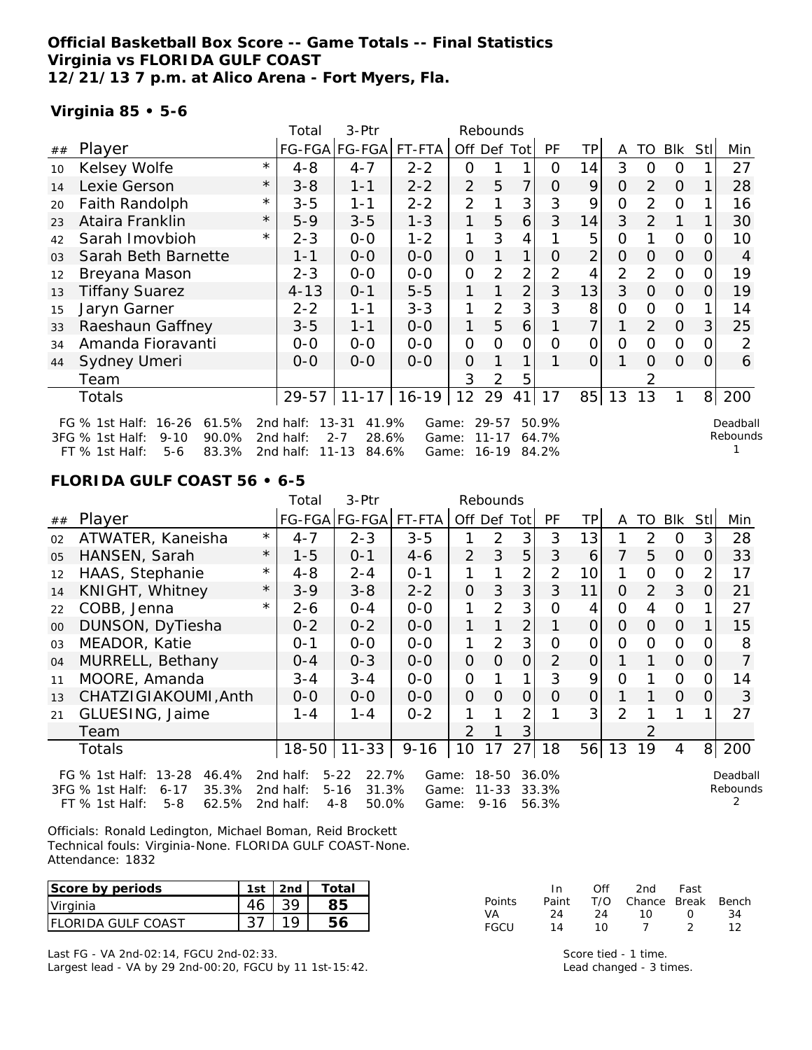**Official Basketball Box Score -- Game Totals -- Final Statistics**
**Virginia vs FLORIDA GULF COAST**
**12/21/13 7 p.m. at Alico Arena - Fort Myers, Fla.**

**Virginia 85 • 5-6**

| ## | Player | | Total FG-FGA | 3-Ptr FG-FGA | FT-FTA | Rebounds Off | Def | Tot | PF | TP | A | TO | Blk | Stl | Min |
|---|---|---|---|---|---|---|---|---|---|---|---|---|---|---|---|
| 10 | Kelsey Wolfe | * | 4-8 | 4-7 | 2-2 | 0 | 1 | 1 | 0 | 14 | 3 | 0 | 0 | 1 | 27 |
| 14 | Lexie Gerson | * | 3-8 | 1-1 | 2-2 | 2 | 5 | 7 | 0 | 9 | 0 | 2 | 0 | 1 | 28 |
| 20 | Faith Randolph | * | 3-5 | 1-1 | 2-2 | 2 | 1 | 3 | 3 | 9 | 0 | 2 | 0 | 1 | 16 |
| 23 | Ataira Franklin | * | 5-9 | 3-5 | 1-3 | 1 | 5 | 6 | 3 | 14 | 3 | 2 | 1 | 1 | 30 |
| 42 | Sarah Imovbioh | * | 2-3 | 0-0 | 1-2 | 1 | 3 | 4 | 1 | 5 | 0 | 1 | 0 | 0 | 10 |
| 03 | Sarah Beth Barnette | | 1-1 | 0-0 | 0-0 | 0 | 1 | 1 | 0 | 2 | 0 | 0 | 0 | 0 | 4 |
| 12 | Breyana Mason | | 2-3 | 0-0 | 0-0 | 0 | 2 | 2 | 2 | 4 | 2 | 2 | 0 | 0 | 19 |
| 13 | Tiffany Suarez | | 4-13 | 0-1 | 5-5 | 1 | 1 | 2 | 3 | 13 | 3 | 0 | 0 | 0 | 19 |
| 15 | Jaryn Garner | | 2-2 | 1-1 | 3-3 | 1 | 2 | 3 | 3 | 8 | 0 | 0 | 0 | 1 | 14 |
| 33 | Raeshaun Gaffney | | 3-5 | 1-1 | 0-0 | 1 | 5 | 6 | 1 | 7 | 1 | 2 | 0 | 3 | 25 |
| 34 | Amanda Fioravanti | | 0-0 | 0-0 | 0-0 | 0 | 0 | 0 | 0 | 0 | 0 | 0 | 0 | 0 | 2 |
| 44 | Sydney Umeri | | 0-0 | 0-0 | 0-0 | 0 | 1 | 1 | 1 | 0 | 1 | 0 | 0 | 0 | 6 |
| | Team | | | | | 3 | 2 | 5 | | | | 2 | | | |
| | Totals | | 29-57 | 11-17 | 16-19 | 12 | 29 | 41 | 17 | 85 | 13 | 13 | 1 | 8 | 200 |

FG % 1st Half: 16-26 61.5% 2nd half: 13-31 41.9% Game: 29-57 50.9%
3FG % 1st Half: 9-10 90.0% 2nd half: 2-7 28.6% Game: 11-17 64.7%
FT % 1st Half: 5-6 83.3% 2nd half: 11-13 84.6% Game: 16-19 84.2%
Deadball Rebounds 1

**FLORIDA GULF COAST 56 • 6-5**

| ## | Player | | Total FG-FGA | 3-Ptr FG-FGA | FT-FTA | Rebounds Off | Def | Tot | PF | TP | A | TO | Blk | Stl | Min |
|---|---|---|---|---|---|---|---|---|---|---|---|---|---|---|---|
| 02 | ATWATER, Kaneisha | * | 4-7 | 2-3 | 3-5 | 1 | 2 | 3 | 3 | 13 | 1 | 2 | 0 | 3 | 28 |
| 05 | HANSEN, Sarah | * | 1-5 | 0-1 | 4-6 | 2 | 3 | 5 | 3 | 6 | 7 | 5 | 0 | 0 | 33 |
| 12 | HAAS, Stephanie | * | 4-8 | 2-4 | 0-1 | 1 | 1 | 2 | 2 | 10 | 1 | 0 | 0 | 2 | 17 |
| 14 | KNIGHT, Whitney | * | 3-9 | 3-8 | 2-2 | 0 | 3 | 3 | 3 | 11 | 0 | 2 | 3 | 0 | 21 |
| 22 | COBB, Jenna | * | 2-6 | 0-4 | 0-0 | 1 | 2 | 3 | 0 | 4 | 0 | 4 | 0 | 1 | 27 |
| 00 | DUNSON, DyTiesha | | 0-2 | 0-2 | 0-0 | 1 | 1 | 2 | 1 | 0 | 0 | 0 | 0 | 1 | 15 |
| 03 | MEADOR, Katie | | 0-1 | 0-0 | 0-0 | 1 | 2 | 3 | 0 | 0 | 0 | 0 | 0 | 0 | 8 |
| 04 | MURRELL, Bethany | | 0-4 | 0-3 | 0-0 | 0 | 0 | 0 | 2 | 0 | 1 | 1 | 0 | 0 | 7 |
| 11 | MOORE, Amanda | | 3-4 | 3-4 | 0-0 | 0 | 1 | 1 | 3 | 9 | 0 | 1 | 0 | 0 | 14 |
| 13 | CHATZIGIAKOUMI,Anth | | 0-0 | 0-0 | 0-0 | 0 | 0 | 0 | 0 | 0 | 1 | 1 | 0 | 0 | 3 |
| 21 | GLUESING, Jaime | | 1-4 | 1-4 | 0-2 | 1 | 1 | 2 | 1 | 3 | 2 | 1 | 1 | 1 | 27 |
| | Team | | | | | 2 | 1 | 3 | | | | 2 | | | |
| | Totals | | 18-50 | 11-33 | 9-16 | 10 | 17 | 27 | 18 | 56 | 13 | 19 | 4 | 8 | 200 |

FG % 1st Half: 13-28 46.4% 2nd half: 5-22 22.7% Game: 18-50 36.0%
3FG % 1st Half: 6-17 35.3% 2nd half: 5-16 31.3% Game: 11-33 33.3%
FT % 1st Half: 5-8 62.5% 2nd half: 4-8 50.0% Game: 9-16 56.3%
Deadball Rebounds 2

Officials: Ronald Ledington, Michael Boman, Reid Brockett
Technical fouls: Virginia-None. FLORIDA GULF COAST-None.
Attendance: 1832

| Score by periods | 1st | 2nd | Total |
|---|---|---|---|
| Virginia | 46 | 39 | 85 |
| FLORIDA GULF COAST | 37 | 19 | 56 |

| Points | In Paint | Off T/O | 2nd Chance | Fast Break | Bench |
|---|---|---|---|---|---|
| VA | 24 | 24 | 10 | 0 | 34 |
| FGCU | 14 | 10 | 7 | 2 | 12 |

Last FG - VA 2nd-02:14, FGCU 2nd-02:33.
Largest lead - VA by 29 2nd-00:20, FGCU by 11 1st-15:42.

Score tied - 1 time.
Lead changed - 3 times.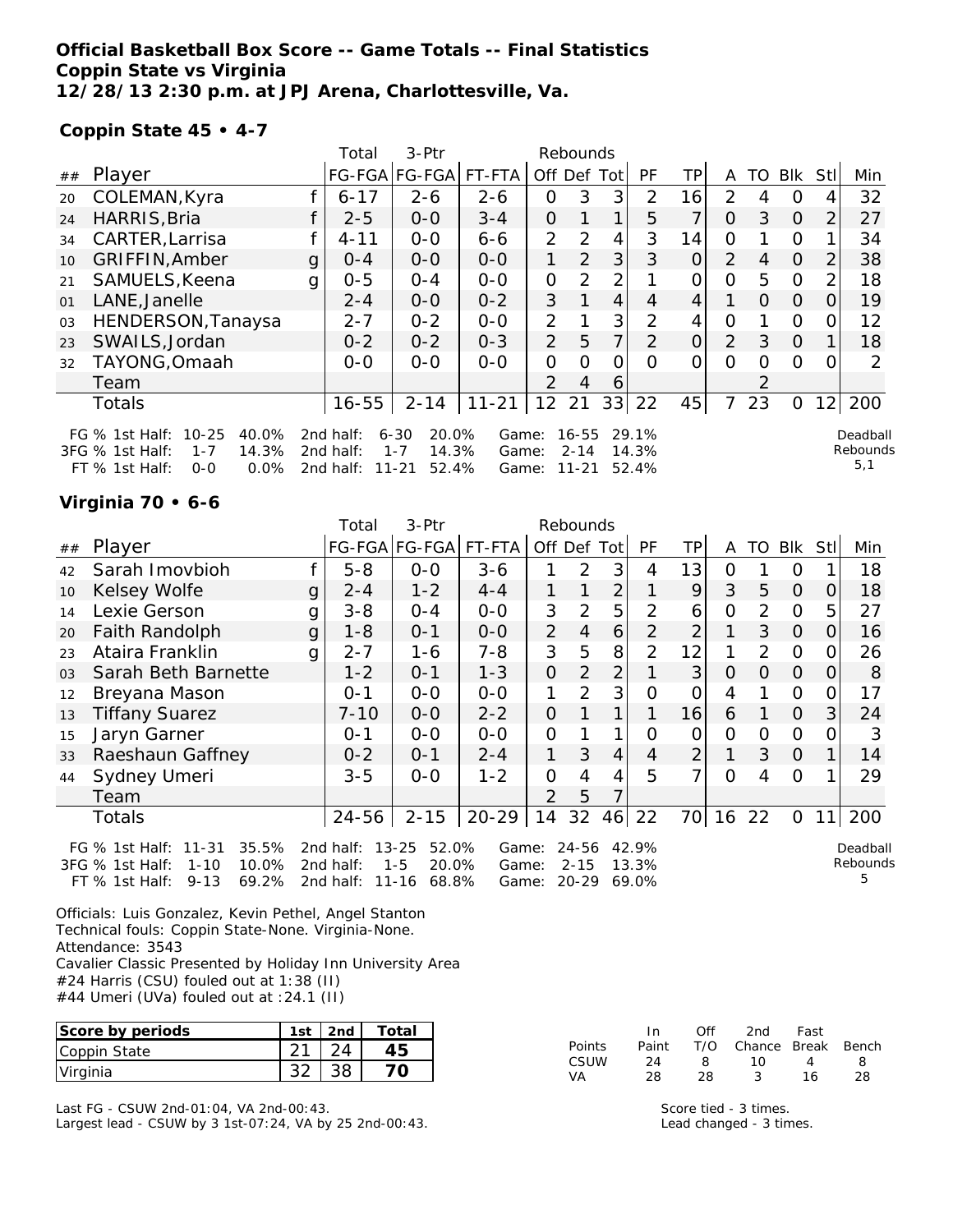**Official Basketball Box Score -- Game Totals -- Final Statistics**
**Coppin State vs Virginia**
**12/28/13 2:30 p.m. at JPJ Arena, Charlottesville, Va.**

**Coppin State 45 • 4-7**

| ## | Player | | Total FG-FGA | 3-Ptr FG-FGA | FT-FTA | Rebounds Off | Def | Tot | PF | TP | A | TO | Blk | Stl | Min |
|---|---|---|---|---|---|---|---|---|---|---|---|---|---|---|---|
| 20 | COLEMAN,Kyra | f | 6-17 | 2-6 | 2-6 | 0 | 3 | 3 | 2 | 16 | 2 | 4 | 0 | 4 | 32 |
| 24 | HARRIS,Bria | f | 2-5 | 0-0 | 3-4 | 0 | 1 | 1 | 5 | 7 | 0 | 3 | 0 | 2 | 27 |
| 34 | CARTER,Larrisa | f | 4-11 | 0-0 | 6-6 | 2 | 2 | 4 | 3 | 14 | 0 | 1 | 0 | 1 | 34 |
| 10 | GRIFFIN,Amber | g | 0-4 | 0-0 | 0-0 | 1 | 2 | 3 | 3 | 0 | 2 | 4 | 0 | 2 | 38 |
| 21 | SAMUELS,Keena | g | 0-5 | 0-4 | 0-0 | 0 | 2 | 2 | 1 | 0 | 0 | 5 | 0 | 2 | 18 |
| 01 | LANE,Janelle | | 2-4 | 0-0 | 0-2 | 3 | 1 | 4 | 4 | 4 | 1 | 0 | 0 | 0 | 19 |
| 03 | HENDERSON,Tanaysa | | 2-7 | 0-2 | 0-0 | 2 | 1 | 3 | 2 | 4 | 0 | 1 | 0 | 0 | 12 |
| 23 | SWAILS,Jordan | | 0-2 | 0-2 | 0-3 | 2 | 5 | 7 | 2 | 0 | 2 | 3 | 0 | 1 | 18 |
| 32 | TAYONG,Omaah | | 0-0 | 0-0 | 0-0 | 0 | 0 | 0 | 0 | 0 | 0 | 0 | 0 | 0 | 2 |
| | Team | | | | | 2 | 4 | 6 | | | | 2 | | | |
| | Totals | | 16-55 | 2-14 | 11-21 | 12 | 21 | 33 | 22 | 45 | 7 | 23 | 0 | 12 | 200 |

FG % 1st Half: 10-25 40.0% 2nd half: 6-30 20.0% Game: 16-55 29.1%
3FG % 1st Half: 1-7 14.3% 2nd half: 1-7 14.3% Game: 2-14 14.3%
FT % 1st Half: 0-0 0.0% 2nd half: 11-21 52.4% Game: 11-21 52.4%

Deadball Rebounds 5,1

**Virginia 70 • 6-6**

| ## | Player | | Total FG-FGA | 3-Ptr FG-FGA | FT-FTA | Rebounds Off | Def | Tot | PF | TP | A | TO | Blk | Stl | Min |
|---|---|---|---|---|---|---|---|---|---|---|---|---|---|---|---|
| 42 | Sarah Imovbioh | f | 5-8 | 0-0 | 3-6 | 1 | 2 | 3 | 4 | 13 | 0 | 1 | 0 | 1 | 18 |
| 10 | Kelsey Wolfe | g | 2-4 | 1-2 | 4-4 | 1 | 1 | 2 | 1 | 9 | 3 | 5 | 0 | 0 | 18 |
| 14 | Lexie Gerson | g | 3-8 | 0-4 | 0-0 | 3 | 2 | 5 | 2 | 6 | 0 | 2 | 0 | 5 | 27 |
| 20 | Faith Randolph | g | 1-8 | 0-1 | 0-0 | 2 | 4 | 6 | 2 | 2 | 1 | 3 | 0 | 0 | 16 |
| 23 | Ataira Franklin | g | 2-7 | 1-6 | 7-8 | 3 | 5 | 8 | 2 | 12 | 1 | 2 | 0 | 0 | 26 |
| 03 | Sarah Beth Barnette | | 1-2 | 0-1 | 1-3 | 0 | 2 | 2 | 1 | 3 | 0 | 0 | 0 | 0 | 8 |
| 12 | Breyana Mason | | 0-1 | 0-0 | 0-0 | 1 | 2 | 3 | 0 | 0 | 4 | 1 | 0 | 0 | 17 |
| 13 | Tiffany Suarez | | 7-10 | 0-0 | 2-2 | 0 | 1 | 1 | 1 | 16 | 6 | 1 | 0 | 3 | 24 |
| 15 | Jaryn Garner | | 0-1 | 0-0 | 0-0 | 0 | 1 | 1 | 0 | 0 | 0 | 0 | 0 | 0 | 3 |
| 33 | Raeshaun Gaffney | | 0-2 | 0-1 | 2-4 | 1 | 3 | 4 | 4 | 2 | 1 | 3 | 0 | 1 | 14 |
| 44 | Sydney Umeri | | 3-5 | 0-0 | 1-2 | 0 | 4 | 4 | 5 | 7 | 0 | 4 | 0 | 1 | 29 |
| | Team | | | | | 2 | 5 | 7 | | | | | | | |
| | Totals | | 24-56 | 2-15 | 20-29 | 14 | 32 | 46 | 22 | 70 | 16 | 22 | 0 | 11 | 200 |

FG % 1st Half: 11-31 35.5% 2nd half: 13-25 52.0% Game: 24-56 42.9%
3FG % 1st Half: 1-10 10.0% 2nd half: 1-5 20.0% Game: 2-15 13.3%
FT % 1st Half: 9-13 69.2% 2nd half: 11-16 68.8% Game: 20-29 69.0%

Deadball Rebounds 5

Officials: Luis Gonzalez, Kevin Pethel, Angel Stanton
Technical fouls: Coppin State-None. Virginia-None.
Attendance: 3543
Cavalier Classic Presented by Holiday Inn University Area
#24 Harris (CSU) fouled out at 1:38 (II)
#44 Umeri (UVa) fouled out at :24.1 (II)

| Score by periods | 1st | 2nd | Total |
|---|---|---|---|
| Coppin State | 21 | 24 | 45 |
| Virginia | 32 | 38 | 70 |

| Points | In Paint | Off T/O | 2nd Chance | Fast Break | Bench |
|---|---|---|---|---|---|
| CSUW | 24 | 8 | 10 | 4 | 8 |
| VA | 28 | 28 | 3 | 16 | 28 |

Last FG - CSUW 2nd-01:04, VA 2nd-00:43.
Largest lead - CSUW by 3 1st-07:24, VA by 25 2nd-00:43.

Score tied - 3 times.
Lead changed - 3 times.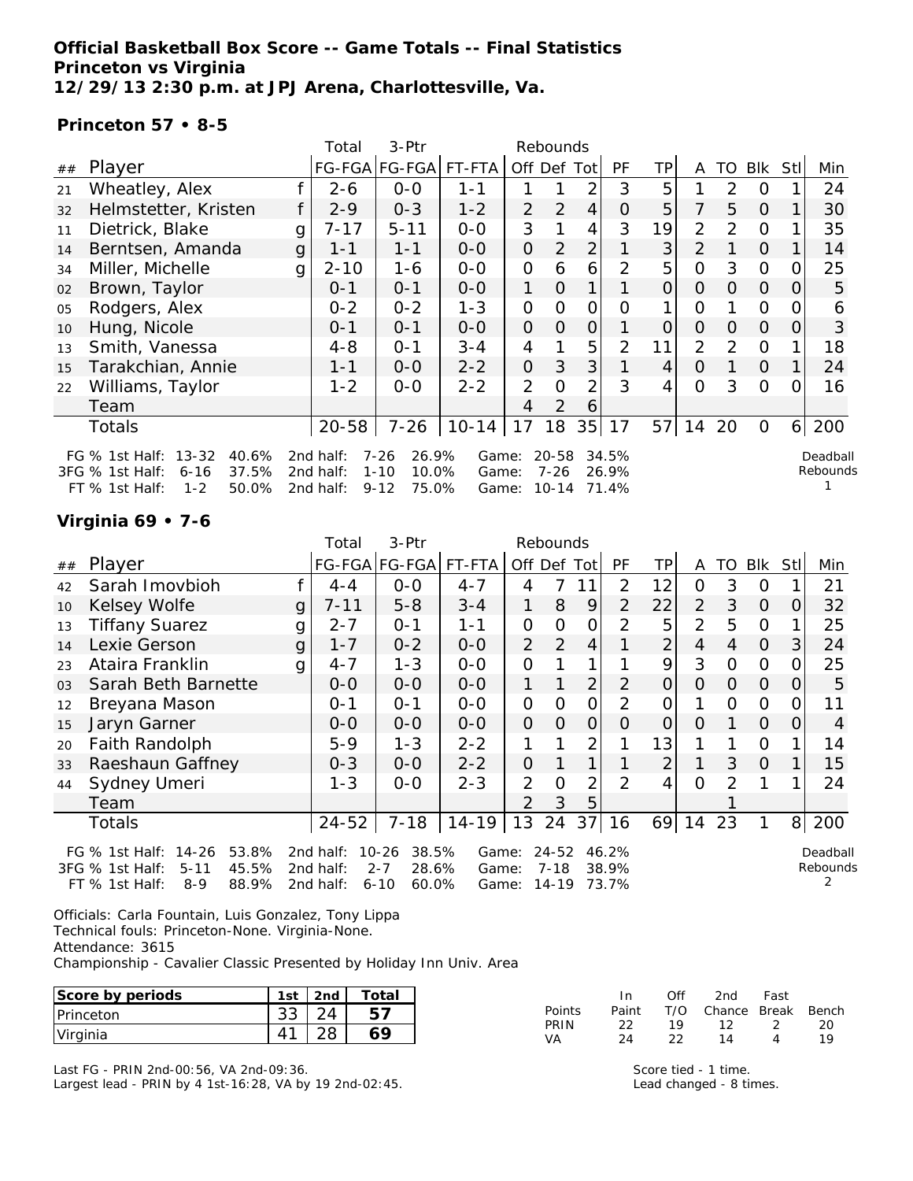**Official Basketball Box Score -- Game Totals -- Final Statistics**
**Princeton vs Virginia**
**12/29/13 2:30 p.m. at JPJ Arena, Charlottesville, Va.**

**Princeton 57 • 8-5**

| ## | Player | | Total FG-FGA | 3-Ptr FG-FGA | FT-FTA | Rebounds Off | Def | Tot | PF | TP | A | TO | Blk | Stl | Min |
|---|---|---|---|---|---|---|---|---|---|---|---|---|---|---|---|
| 21 | Wheatley, Alex | f | 2-6 | 0-0 | 1-1 | 1 | 1 | 2 | 3 | 5 | 1 | 2 | 0 | 1 | 24 |
| 32 | Helmstetter, Kristen | f | 2-9 | 0-3 | 1-2 | 2 | 2 | 4 | 0 | 5 | 7 | 5 | 0 | 1 | 30 |
| 11 | Dietrick, Blake | g | 7-17 | 5-11 | 0-0 | 3 | 1 | 4 | 3 | 19 | 2 | 2 | 0 | 1 | 35 |
| 14 | Berntsen, Amanda | g | 1-1 | 1-1 | 0-0 | 0 | 2 | 2 | 1 | 3 | 2 | 1 | 0 | 1 | 14 |
| 34 | Miller, Michelle | g | 2-10 | 1-6 | 0-0 | 0 | 6 | 6 | 2 | 5 | 0 | 3 | 0 | 0 | 25 |
| 02 | Brown, Taylor | | 0-1 | 0-1 | 0-0 | 1 | 0 | 1 | 1 | 0 | 0 | 0 | 0 | 0 | 5 |
| 05 | Rodgers, Alex | | 0-2 | 0-2 | 1-3 | 0 | 0 | 0 | 0 | 1 | 0 | 1 | 0 | 0 | 6 |
| 10 | Hung, Nicole | | 0-1 | 0-1 | 0-0 | 0 | 0 | 0 | 1 | 0 | 0 | 0 | 0 | 0 | 3 |
| 13 | Smith, Vanessa | | 4-8 | 0-1 | 3-4 | 4 | 1 | 5 | 2 | 11 | 2 | 2 | 0 | 1 | 18 |
| 15 | Tarakchian, Annie | | 1-1 | 0-0 | 2-2 | 0 | 3 | 3 | 1 | 4 | 0 | 1 | 0 | 1 | 24 |
| 22 | Williams, Taylor | | 1-2 | 0-0 | 2-2 | 2 | 0 | 2 | 3 | 4 | 0 | 3 | 0 | 0 | 16 |
| | Team | | | | | 4 | 2 | 6 | | | | | | | |
| | Totals | | 20-58 | 7-26 | 10-14 | 17 | 18 | 35 | 17 | 57 | 14 | 20 | 0 | 6 | 200 |

FG % 1st Half: 13-32 40.6% 2nd half: 7-26 26.9% Game: 20-58 34.5%
3FG % 1st Half: 6-16 37.5% 2nd half: 1-10 10.0% Game: 7-26 26.9%
FT % 1st Half: 1-2 50.0% 2nd half: 9-12 75.0% Game: 10-14 71.4%
Deadball Rebounds 1

**Virginia 69 • 7-6**

| ## | Player | | Total FG-FGA | 3-Ptr FG-FGA | FT-FTA | Rebounds Off | Def | Tot | PF | TP | A | TO | Blk | Stl | Min |
|---|---|---|---|---|---|---|---|---|---|---|---|---|---|---|---|
| 42 | Sarah Imovbioh | f | 4-4 | 0-0 | 4-7 | 4 | 7 | 11 | 2 | 12 | 0 | 3 | 0 | 1 | 21 |
| 10 | Kelsey Wolfe | g | 7-11 | 5-8 | 3-4 | 1 | 8 | 9 | 2 | 22 | 2 | 3 | 0 | 0 | 32 |
| 13 | Tiffany Suarez | g | 2-7 | 0-1 | 1-1 | 0 | 0 | 0 | 2 | 5 | 2 | 5 | 0 | 1 | 25 |
| 14 | Lexie Gerson | g | 1-7 | 0-2 | 0-0 | 2 | 2 | 4 | 1 | 2 | 4 | 4 | 0 | 3 | 24 |
| 23 | Ataira Franklin | g | 4-7 | 1-3 | 0-0 | 0 | 1 | 1 | 1 | 9 | 3 | 0 | 0 | 0 | 25 |
| 03 | Sarah Beth Barnette | | 0-0 | 0-0 | 0-0 | 1 | 1 | 2 | 2 | 0 | 0 | 0 | 0 | 0 | 5 |
| 12 | Breyana Mason | | 0-1 | 0-1 | 0-0 | 0 | 0 | 0 | 2 | 0 | 1 | 0 | 0 | 0 | 11 |
| 15 | Jaryn Garner | | 0-0 | 0-0 | 0-0 | 0 | 0 | 0 | 0 | 0 | 0 | 1 | 0 | 0 | 4 |
| 20 | Faith Randolph | | 5-9 | 1-3 | 2-2 | 1 | 1 | 2 | 1 | 13 | 1 | 1 | 0 | 1 | 14 |
| 33 | Raeshaun Gaffney | | 0-3 | 0-0 | 2-2 | 0 | 1 | 1 | 1 | 2 | 1 | 3 | 0 | 1 | 15 |
| 44 | Sydney Umeri | | 1-3 | 0-0 | 2-3 | 2 | 0 | 2 | 2 | 4 | 0 | 2 | 1 | 1 | 24 |
| | Team | | | | | 2 | 3 | 5 | | | | 1 | | | |
| | Totals | | 24-52 | 7-18 | 14-19 | 13 | 24 | 37 | 16 | 69 | 14 | 23 | 1 | 8 | 200 |

FG % 1st Half: 14-26 53.8% 2nd half: 10-26 38.5% Game: 24-52 46.2%
3FG % 1st Half: 5-11 45.5% 2nd half: 2-7 28.6% Game: 7-18 38.9%
FT % 1st Half: 8-9 88.9% 2nd half: 6-10 60.0% Game: 14-19 73.7%
Deadball Rebounds 2

Officials: Carla Fountain, Luis Gonzalez, Tony Lippa
Technical fouls: Princeton-None. Virginia-None.
Attendance: 3615
Championship - Cavalier Classic Presented by Holiday Inn Univ. Area

| Score by periods | 1st | 2nd | Total |
|---|---|---|---|
| Princeton | 33 | 24 | **57** |
| Virginia | 41 | 28 | **69** |

| Points | In Paint | Off T/O | 2nd Chance | Fast Break | Bench |
|---|---|---|---|---|---|
| PRIN | 22 | 19 | 12 | 2 | 20 |
| VA | 24 | 22 | 14 | 4 | 19 |

Last FG - PRIN 2nd-00:56, VA 2nd-09:36.
Largest lead - PRIN by 4 1st-16:28, VA by 19 2nd-02:45.

Score tied - 1 time.
Lead changed - 8 times.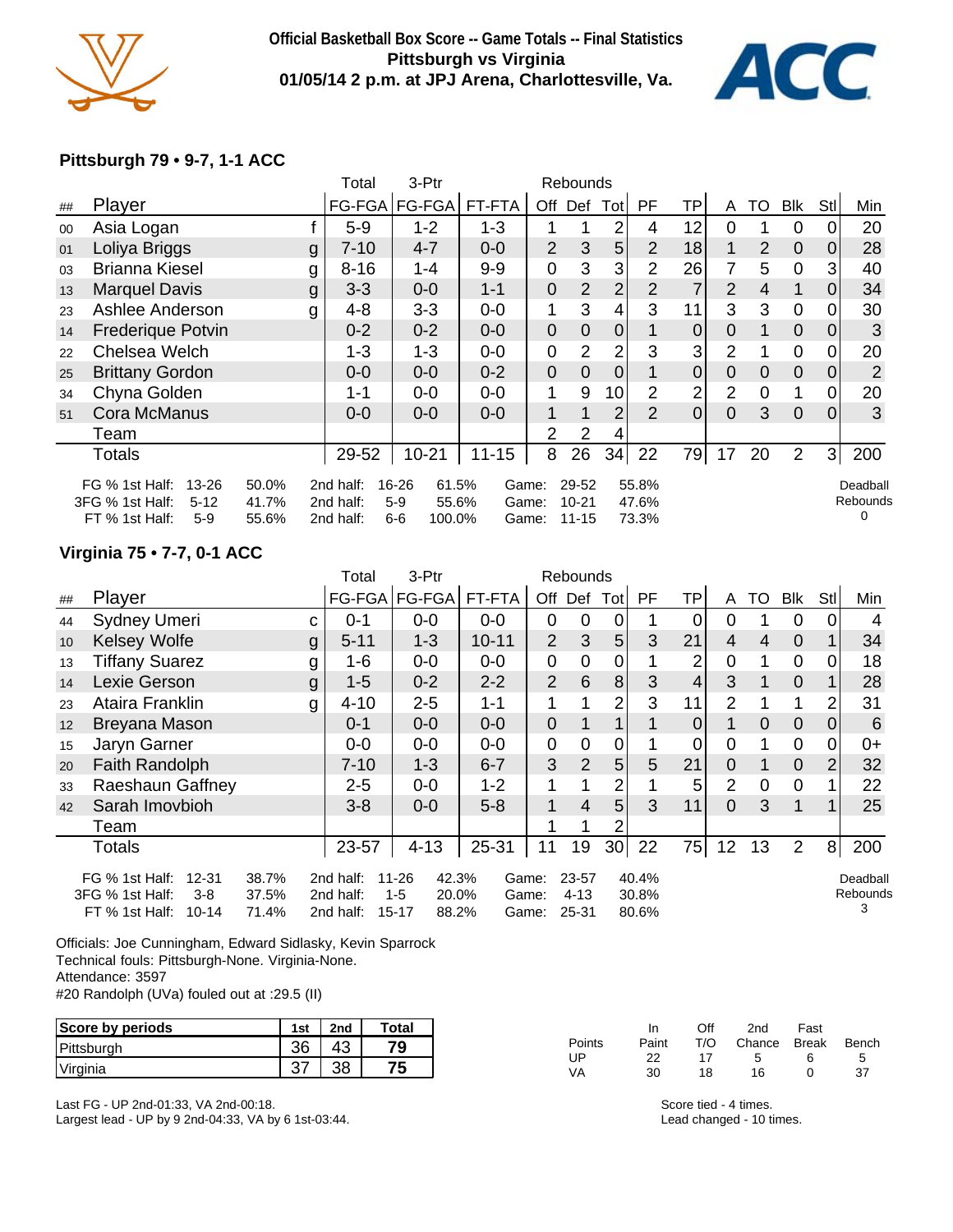**Official Basketball Box Score -- Game Totals -- Final Statistics**
**Pittsburgh vs Virginia**
**01/05/14 2 p.m. at JPJ Arena, Charlottesville, Va.**

### Pittsburgh 79 • 9-7, 1-1 ACC

| ## | Player | | Total FG-FGA | 3-Ptr FG-FGA | FT-FTA | Rebounds Off | Def | Tot | PF | TP | A | TO | Blk | Stl | Min |
|---|---|---|---|---|---|---|---|---|---|---|---|---|---|---|---|
| 00 | Asia Logan | f | 5-9 | 1-2 | 1-3 | 1 | 1 | 2 | 4 | 12 | 0 | 1 | 0 | 0 | 20 |
| 01 | Loliya Briggs | g | 7-10 | 4-7 | 0-0 | 2 | 3 | 5 | 2 | 18 | 1 | 2 | 0 | 0 | 28 |
| 03 | Brianna Kiesel | g | 8-16 | 1-4 | 9-9 | 0 | 3 | 3 | 2 | 26 | 7 | 5 | 0 | 3 | 40 |
| 13 | Marquel Davis | g | 3-3 | 0-0 | 1-1 | 0 | 2 | 2 | 2 | 7 | 2 | 4 | 1 | 0 | 34 |
| 23 | Ashlee Anderson | g | 4-8 | 3-3 | 0-0 | 1 | 3 | 4 | 3 | 11 | 3 | 3 | 0 | 0 | 30 |
| 14 | Frederique Potvin | | 0-2 | 0-2 | 0-0 | 0 | 0 | 0 | 1 | 0 | 0 | 1 | 0 | 0 | 3 |
| 22 | Chelsea Welch | | 1-3 | 1-3 | 0-0 | 0 | 2 | 2 | 3 | 3 | 2 | 1 | 0 | 0 | 20 |
| 25 | Brittany Gordon | | 0-0 | 0-0 | 0-2 | 0 | 0 | 0 | 1 | 0 | 0 | 0 | 0 | 0 | 2 |
| 34 | Chyna Golden | | 1-1 | 0-0 | 0-0 | 1 | 9 | 10 | 2 | 2 | 2 | 0 | 1 | 0 | 20 |
| 51 | Cora McManus | | 0-0 | 0-0 | 0-0 | 1 | 1 | 2 | 2 | 0 | 0 | 3 | 0 | 0 | 3 |
| | Team | | | | | 2 | 2 | 4 | | | | | | | |
| | Totals | | 29-52 | 10-21 | 11-15 | 8 | 26 | 34 | 22 | 79 | 17 | 20 | 2 | 3 | 200 |

| | | | | | | | | |
|---|---|---|---|---|---|---|---|---|
| FG % 1st Half: | 13-26 | 50.0% | 2nd half: | 16-26 | 61.5% | Game: | 29-52 | 55.8% |
| 3FG % 1st Half: | 5-12 | 41.7% | 2nd half: | 5-9 | 55.6% | Game: | 10-21 | 47.6% |
| FT % 1st Half: | 5-9 | 55.6% | 2nd half: | 6-6 | 100.0% | Game: | 11-15 | 73.3% |

Deadball Rebounds 0

### Virginia 75 • 7-7, 0-1 ACC

| ## | Player | | Total FG-FGA | 3-Ptr FG-FGA | FT-FTA | Rebounds Off | Def | Tot | PF | TP | A | TO | Blk | Stl | Min |
|---|---|---|---|---|---|---|---|---|---|---|---|---|---|---|---|
| 44 | Sydney Umeri | c | 0-1 | 0-0 | 0-0 | 0 | 0 | 0 | 1 | 0 | 0 | 1 | 0 | 0 | 4 |
| 10 | Kelsey Wolfe | g | 5-11 | 1-3 | 10-11 | 2 | 3 | 5 | 3 | 21 | 4 | 4 | 0 | 1 | 34 |
| 13 | Tiffany Suarez | g | 1-6 | 0-0 | 0-0 | 0 | 0 | 0 | 1 | 2 | 0 | 1 | 0 | 0 | 18 |
| 14 | Lexie Gerson | g | 1-5 | 0-2 | 2-2 | 2 | 6 | 8 | 3 | 4 | 3 | 1 | 0 | 1 | 28 |
| 23 | Ataira Franklin | g | 4-10 | 2-5 | 1-1 | 1 | 1 | 2 | 3 | 11 | 2 | 1 | 1 | 2 | 31 |
| 12 | Breyana Mason | | 0-1 | 0-0 | 0-0 | 0 | 1 | 1 | 1 | 0 | 1 | 0 | 0 | 0 | 6 |
| 15 | Jaryn Garner | | 0-0 | 0-0 | 0-0 | 0 | 0 | 0 | 1 | 0 | 0 | 1 | 0 | 0 | 0+ |
| 20 | Faith Randolph | | 7-10 | 1-3 | 6-7 | 3 | 2 | 5 | 5 | 21 | 0 | 1 | 0 | 2 | 32 |
| 33 | Raeshaun Gaffney | | 2-5 | 0-0 | 1-2 | 1 | 1 | 2 | 1 | 5 | 2 | 0 | 0 | 1 | 22 |
| 42 | Sarah Imovbioh | | 3-8 | 0-0 | 5-8 | 1 | 4 | 5 | 3 | 11 | 0 | 3 | 1 | 1 | 25 |
| | Team | | | | | 1 | 1 | 2 | | | | | | | |
| | Totals | | 23-57 | 4-13 | 25-31 | 11 | 19 | 30 | 22 | 75 | 12 | 13 | 2 | 8 | 200 |

| | | | | | | | | |
|---|---|---|---|---|---|---|---|---|
| FG % 1st Half: | 12-31 | 38.7% | 2nd half: | 11-26 | 42.3% | Game: | 23-57 | 40.4% |
| 3FG % 1st Half: | 3-8 | 37.5% | 2nd half: | 1-5 | 20.0% | Game: | 4-13 | 30.8% |
| FT % 1st Half: | 10-14 | 71.4% | 2nd half: | 15-17 | 88.2% | Game: | 25-31 | 80.6% |

Deadball Rebounds 3

Officials: Joe Cunningham, Edward Sidlasky, Kevin Sparrock
Technical fouls: Pittsburgh-None. Virginia-None.
Attendance: 3597
#20 Randolph (UVa) fouled out at :29.5 (II)

| Score by periods | 1st | 2nd | Total |
|---|---|---|---|
| Pittsburgh | 36 | 43 | 79 |
| Virginia | 37 | 38 | 75 |

| Points | In Paint | Off T/O | 2nd Chance | Fast Break | Bench |
|---|---|---|---|---|---|
| UP | 22 | 17 | 5 | 6 | 5 |
| VA | 30 | 18 | 16 | 0 | 37 |

Last FG - UP 2nd-01:33, VA 2nd-00:18.
Largest lead - UP by 9 2nd-04:33, VA by 6 1st-03:44.

Score tied - 4 times.
Lead changed - 10 times.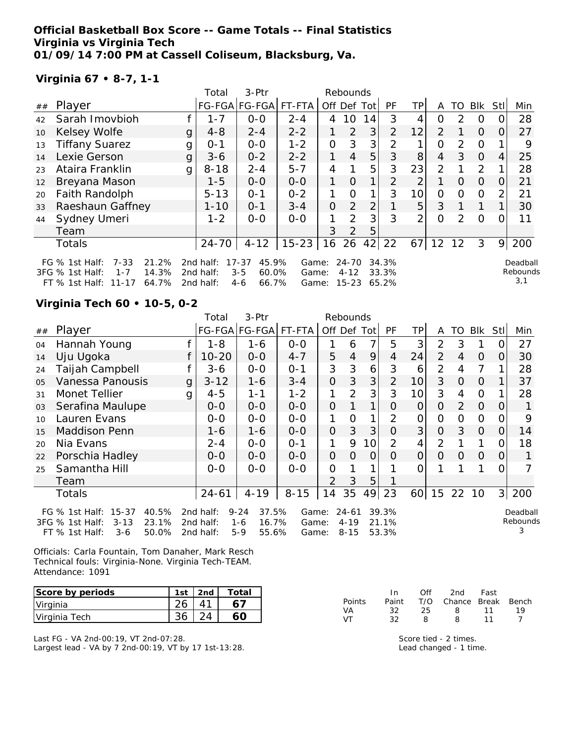**Official Basketball Box Score -- Game Totals -- Final Statistics**
**Virginia vs Virginia Tech**
**01/09/14 7:00 PM at Cassell Coliseum, Blacksburg, Va.**

**Virginia 67 • 8-7, 1-1**

| ## | Player | | Total FG-FGA | 3-Ptr FG-FGA | FT-FTA | Rebounds Off | Def | Tot | PF | TP | A | TO | Blk | Stl | Min |
|---|---|---|---|---|---|---|---|---|---|---|---|---|---|---|---|
| 42 | Sarah Imovbioh | f | 1-7 | 0-0 | 2-4 | 4 | 10 | 14 | 3 | 4 | 0 | 2 | 0 | 0 | 28 |
| 10 | Kelsey Wolfe | g | 4-8 | 2-4 | 2-2 | 1 | 2 | 3 | 2 | 12 | 2 | 1 | 0 | 0 | 27 |
| 13 | Tiffany Suarez | g | 0-1 | 0-0 | 1-2 | 0 | 3 | 3 | 2 | 1 | 0 | 2 | 0 | 1 | 9 |
| 14 | Lexie Gerson | g | 3-6 | 0-2 | 2-2 | 1 | 4 | 5 | 3 | 8 | 4 | 3 | 0 | 4 | 25 |
| 23 | Ataira Franklin | g | 8-18 | 2-4 | 5-7 | 4 | 1 | 5 | 3 | 23 | 2 | 1 | 2 | 1 | 28 |
| 12 | Breyana Mason | | 1-5 | 0-0 | 0-0 | 1 | 0 | 1 | 2 | 2 | 1 | 0 | 0 | 0 | 21 |
| 20 | Faith Randolph | | 5-13 | 0-1 | 0-2 | 1 | 0 | 1 | 3 | 10 | 0 | 0 | 0 | 2 | 21 |
| 33 | Raeshaun Gaffney | | 1-10 | 0-1 | 3-4 | 0 | 2 | 2 | 1 | 5 | 3 | 1 | 1 | 1 | 30 |
| 44 | Sydney Umeri | | 1-2 | 0-0 | 0-0 | 1 | 2 | 3 | 3 | 2 | 0 | 2 | 0 | 0 | 11 |
| | Team | | | | | 3 | 2 | 5 | | | | | | | |
| | Totals | | 24-70 | 4-12 | 15-23 | 16 | 26 | 42 | 22 | 67 | 12 | 12 | 3 | 9 | 200 |

FG % 1st Half: 7-33 21.2% 2nd half: 17-37 45.9% Game: 24-70 34.3%
3FG % 1st Half: 1-7 14.3% 2nd half: 3-5 60.0% Game: 4-12 33.3%
FT % 1st Half: 11-17 64.7% 2nd half: 4-6 66.7% Game: 15-23 65.2%

Deadball Rebounds 3,1

**Virginia Tech 60 • 10-5, 0-2**

| ## | Player | | Total FG-FGA | 3-Ptr FG-FGA | FT-FTA | Rebounds Off | Def | Tot | PF | TP | A | TO | Blk | Stl | Min |
|---|---|---|---|---|---|---|---|---|---|---|---|---|---|---|---|
| 04 | Hannah Young | f | 1-8 | 1-6 | 0-0 | 1 | 6 | 7 | 5 | 3 | 2 | 3 | 1 | 0 | 27 |
| 14 | Uju Ugoka | f | 10-20 | 0-0 | 4-7 | 5 | 4 | 9 | 4 | 24 | 2 | 4 | 0 | 0 | 30 |
| 24 | Taijah Campbell | f | 3-6 | 0-0 | 0-1 | 3 | 3 | 6 | 3 | 6 | 2 | 4 | 7 | 1 | 28 |
| 05 | Vanessa Panousis | g | 3-12 | 1-6 | 3-4 | 0 | 3 | 3 | 2 | 10 | 3 | 0 | 0 | 1 | 37 |
| 31 | Monet Tellier | g | 4-5 | 1-1 | 1-2 | 1 | 2 | 3 | 3 | 10 | 3 | 4 | 0 | 1 | 28 |
| 03 | Serafina Maulupe | | 0-0 | 0-0 | 0-0 | 0 | 1 | 1 | 0 | 0 | 0 | 2 | 0 | 0 | 1 |
| 10 | Lauren Evans | | 0-0 | 0-0 | 0-0 | 1 | 0 | 1 | 2 | 0 | 0 | 0 | 0 | 0 | 9 |
| 15 | Maddison Penn | | 1-6 | 1-6 | 0-0 | 0 | 3 | 3 | 0 | 3 | 0 | 3 | 0 | 0 | 14 |
| 20 | Nia Evans | | 2-4 | 0-0 | 0-1 | 1 | 9 | 10 | 2 | 4 | 2 | 1 | 1 | 0 | 18 |
| 22 | Porschia Hadley | | 0-0 | 0-0 | 0-0 | 0 | 0 | 0 | 0 | 0 | 0 | 0 | 0 | 0 | 1 |
| 25 | Samantha Hill | | 0-0 | 0-0 | 0-0 | 0 | 1 | 1 | 1 | 0 | 1 | 1 | 1 | 0 | 7 |
| | Team | | | | | 2 | 3 | 5 | 1 | | | | | | |
| | Totals | | 24-61 | 4-19 | 8-15 | 14 | 35 | 49 | 23 | 60 | 15 | 22 | 10 | 3 | 200 |

FG % 1st Half: 15-37 40.5% 2nd half: 9-24 37.5% Game: 24-61 39.3%
3FG % 1st Half: 3-13 23.1% 2nd half: 1-6 16.7% Game: 4-19 21.1%
FT % 1st Half: 3-6 50.0% 2nd half: 5-9 55.6% Game: 8-15 53.3%

Deadball Rebounds 3

Officials: Carla Fountain, Tom Danaher, Mark Resch
Technical fouls: Virginia-None. Virginia Tech-TEAM.
Attendance: 1091

| Score by periods | 1st | 2nd | Total |
|---|---|---|---|
| Virginia | 26 | 41 | 67 |
| Virginia Tech | 36 | 24 | 60 |

| Points | In Paint | Off T/O | 2nd Chance | Fast Break | Bench |
|---|---|---|---|---|---|
| VA | 32 | 25 | 8 | 11 | 19 |
| VT | 32 | 8 | 8 | 11 | 7 |

Last FG - VA 2nd-00:19, VT 2nd-07:28.
Largest lead - VA by 7 2nd-00:19, VT by 17 1st-13:28.

Score tied - 2 times.
Lead changed - 1 time.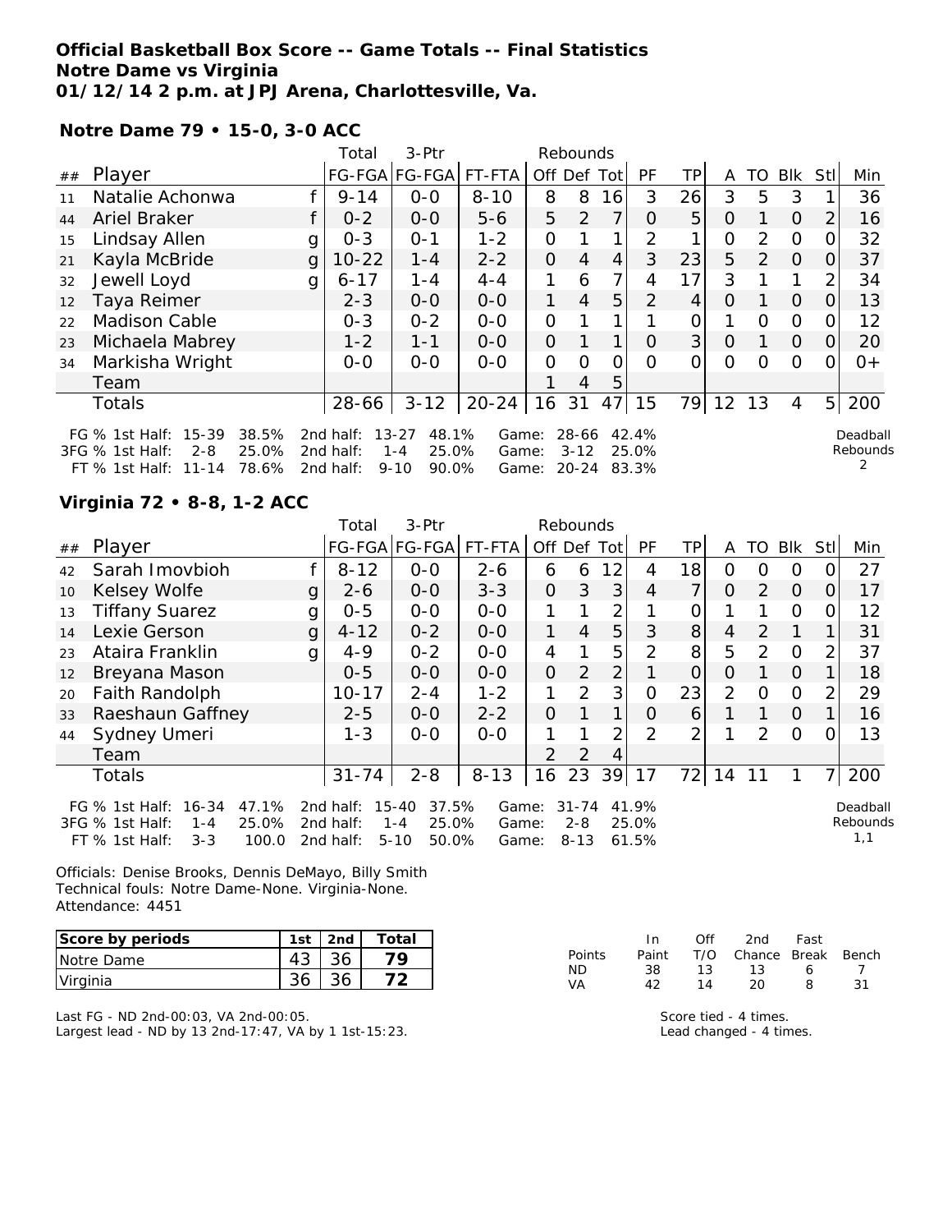**Official Basketball Box Score -- Game Totals -- Final Statistics**
**Notre Dame vs Virginia**
**01/12/14 2 p.m. at JPJ Arena, Charlottesville, Va.**

**Notre Dame 79 • 15-0, 3-0 ACC**

| ## | Player | | Total FG-FGA | 3-Ptr FG-FGA | FT-FTA | Rebounds Off | Def | Tot | PF | TP | A | TO | Blk | Stl | Min |
|---|---|---|---|---|---|---|---|---|---|---|---|---|---|---|---|
| 11 | Natalie Achonwa | f | 9-14 | 0-0 | 8-10 | 8 | 8 | 16 | 3 | 26 | 3 | 5 | 3 | 1 | 36 |
| 44 | Ariel Braker | f | 0-2 | 0-0 | 5-6 | 5 | 2 | 7 | 0 | 5 | 0 | 1 | 0 | 2 | 16 |
| 15 | Lindsay Allen | g | 0-3 | 0-1 | 1-2 | 0 | 1 | 1 | 2 | 1 | 0 | 2 | 0 | 0 | 32 |
| 21 | Kayla McBride | g | 10-22 | 1-4 | 2-2 | 0 | 4 | 4 | 3 | 23 | 5 | 2 | 0 | 0 | 37 |
| 32 | Jewell Loyd | g | 6-17 | 1-4 | 4-4 | 1 | 6 | 7 | 4 | 17 | 3 | 1 | 1 | 2 | 34 |
| 12 | Taya Reimer | | 2-3 | 0-0 | 0-0 | 1 | 4 | 5 | 2 | 4 | 0 | 1 | 0 | 0 | 13 |
| 22 | Madison Cable | | 0-3 | 0-2 | 0-0 | 0 | 1 | 1 | 1 | 0 | 1 | 0 | 0 | 0 | 12 |
| 23 | Michaela Mabrey | | 1-2 | 1-1 | 0-0 | 0 | 1 | 1 | 0 | 3 | 0 | 1 | 0 | 0 | 20 |
| 34 | Markisha Wright | | 0-0 | 0-0 | 0-0 | 0 | 0 | 0 | 0 | 0 | 0 | 0 | 0 | 0 | 0+ |
| | Team | | | | | 1 | 4 | 5 | | | | | | | |
| | Totals | | 28-66 | 3-12 | 20-24 | 16 | 31 | 47 | 15 | 79 | 12 | 13 | 4 | 5 | 200 |

FG % 1st Half: 15-39 38.5% 2nd half: 13-27 48.1% Game: 28-66 42.4%
3FG % 1st Half: 2-8 25.0% 2nd half: 1-4 25.0% Game: 3-12 25.0%
FT % 1st Half: 11-14 78.6% 2nd half: 9-10 90.0% Game: 20-24 83.3%

Deadball Rebounds: 2

**Virginia 72 • 8-8, 1-2 ACC**

| ## | Player | | Total FG-FGA | 3-Ptr FG-FGA | FT-FTA | Rebounds Off | Def | Tot | PF | TP | A | TO | Blk | Stl | Min |
|---|---|---|---|---|---|---|---|---|---|---|---|---|---|---|---|
| 42 | Sarah Imovbioh | f | 8-12 | 0-0 | 2-6 | 6 | 6 | 12 | 4 | 18 | 0 | 0 | 0 | 0 | 27 |
| 10 | Kelsey Wolfe | g | 2-6 | 0-0 | 3-3 | 0 | 3 | 3 | 4 | 7 | 0 | 2 | 0 | 0 | 17 |
| 13 | Tiffany Suarez | g | 0-5 | 0-0 | 0-0 | 1 | 1 | 2 | 1 | 0 | 1 | 1 | 0 | 0 | 12 |
| 14 | Lexie Gerson | g | 4-12 | 0-2 | 0-0 | 1 | 4 | 5 | 3 | 8 | 4 | 2 | 1 | 1 | 31 |
| 23 | Ataira Franklin | g | 4-9 | 0-2 | 0-0 | 4 | 1 | 5 | 2 | 8 | 5 | 2 | 0 | 2 | 37 |
| 12 | Breyana Mason | | 0-5 | 0-0 | 0-0 | 0 | 2 | 2 | 1 | 0 | 0 | 1 | 0 | 1 | 18 |
| 20 | Faith Randolph | | 10-17 | 2-4 | 1-2 | 1 | 2 | 3 | 0 | 23 | 2 | 0 | 0 | 2 | 29 |
| 33 | Raeshaun Gaffney | | 2-5 | 0-0 | 2-2 | 0 | 1 | 1 | 0 | 6 | 1 | 1 | 0 | 1 | 16 |
| 44 | Sydney Umeri | | 1-3 | 0-0 | 0-0 | 1 | 1 | 2 | 2 | 2 | 1 | 2 | 0 | 0 | 13 |
| | Team | | | | | 2 | 2 | 4 | | | | | | | |
| | Totals | | 31-74 | 2-8 | 8-13 | 16 | 23 | 39 | 17 | 72 | 14 | 11 | 1 | 7 | 200 |

FG % 1st Half: 16-34 47.1% 2nd half: 15-40 37.5% Game: 31-74 41.9%
3FG % 1st Half: 1-4 25.0% 2nd half: 1-4 25.0% Game: 2-8 25.0%
FT % 1st Half: 3-3 100.0 2nd half: 5-10 50.0% Game: 8-13 61.5%

Deadball Rebounds: 1,1

Officials: Denise Brooks, Dennis DeMayo, Billy Smith
Technical fouls: Notre Dame-None. Virginia-None.
Attendance: 4451

| Score by periods | 1st | 2nd | Total |
|---|---|---|---|
| Notre Dame | 43 | 36 | 79 |
| Virginia | 36 | 36 | 72 |

| Points | In Paint | Off T/O | 2nd Chance | Fast Break | Bench |
|---|---|---|---|---|---|
| ND | 38 | 13 | 13 | 6 | 7 |
| VA | 42 | 14 | 20 | 8 | 31 |

Last FG - ND 2nd-00:03, VA 2nd-00:05.
Largest lead - ND by 13 2nd-17:47, VA by 1 1st-15:23.

Score tied - 4 times.
Lead changed - 4 times.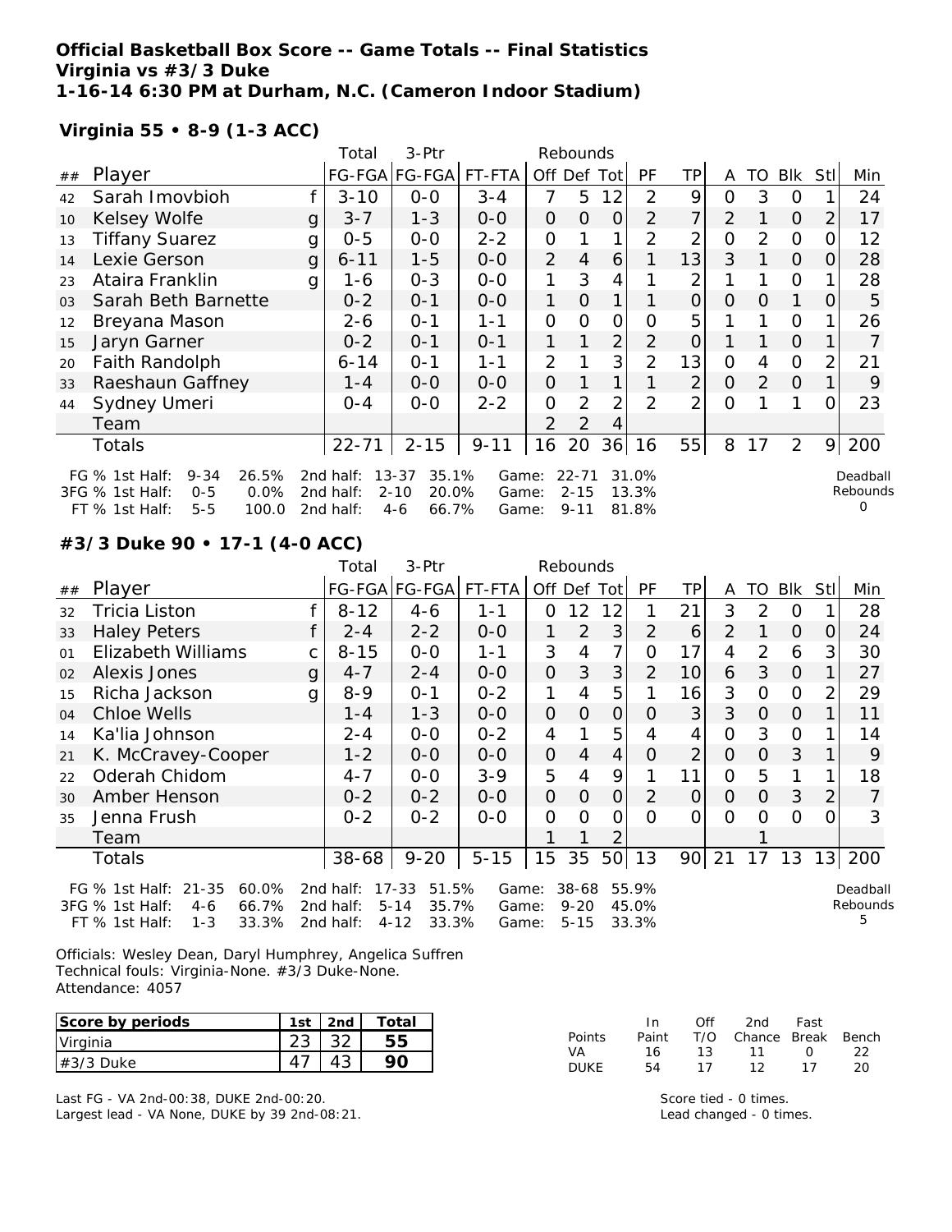**Official Basketball Box Score -- Game Totals -- Final Statistics**
**Virginia vs #3/3 Duke**
**1-16-14 6:30 PM at Durham, N.C. (Cameron Indoor Stadium)**

**Virginia 55 • 8-9 (1-3 ACC)**

| ## | Player | | Total FG-FGA | 3-Ptr FG-FGA | FT-FTA | Off | Def | Tot | PF | TP | A | TO | Blk | Stl | Min |
|---|---|---|---|---|---|---|---|---|---|---|---|---|---|---|---|
| 42 | Sarah Imovbioh | f | 3-10 | 0-0 | 3-4 | 7 | 5 | 12 | 2 | 9 | 0 | 3 | 0 | 1 | 24 |
| 10 | Kelsey Wolfe | g | 3-7 | 1-3 | 0-0 | 0 | 0 | 0 | 2 | 7 | 2 | 1 | 0 | 2 | 17 |
| 13 | Tiffany Suarez | g | 0-5 | 0-0 | 2-2 | 0 | 1 | 1 | 2 | 2 | 0 | 2 | 0 | 0 | 12 |
| 14 | Lexie Gerson | g | 6-11 | 1-5 | 0-0 | 2 | 4 | 6 | 1 | 13 | 3 | 1 | 0 | 0 | 28 |
| 23 | Ataira Franklin | g | 1-6 | 0-3 | 0-0 | 1 | 3 | 4 | 1 | 2 | 1 | 1 | 0 | 1 | 28 |
| 03 | Sarah Beth Barnette | | 0-2 | 0-1 | 0-0 | 1 | 0 | 1 | 1 | 0 | 0 | 0 | 1 | 0 | 5 |
| 12 | Breyana Mason | | 2-6 | 0-1 | 1-1 | 0 | 0 | 0 | 0 | 5 | 1 | 1 | 0 | 1 | 26 |
| 15 | Jaryn Garner | | 0-2 | 0-1 | 0-1 | 1 | 1 | 2 | 2 | 0 | 1 | 1 | 0 | 1 | 7 |
| 20 | Faith Randolph | | 6-14 | 0-1 | 1-1 | 2 | 1 | 3 | 2 | 13 | 0 | 4 | 0 | 2 | 21 |
| 33 | Raeshaun Gaffney | | 1-4 | 0-0 | 0-0 | 0 | 1 | 1 | 1 | 2 | 0 | 2 | 0 | 1 | 9 |
| 44 | Sydney Umeri | | 0-4 | 0-0 | 2-2 | 0 | 2 | 2 | 2 | 2 | 0 | 1 | 1 | 0 | 23 |
| | Team | | | | | 2 | 2 | 4 | | | | | | | |
| | Totals | | 22-71 | 2-15 | 9-11 | 16 | 20 | 36 | 16 | 55 | 8 | 17 | 2 | 9 | 200 |

FG % 1st Half: 9-34 26.5% 2nd half: 13-37 35.1% Game: 22-71 31.0%
3FG % 1st Half: 0-5 0.0% 2nd half: 2-10 20.0% Game: 2-15 13.3%
FT % 1st Half: 5-5 100.0 2nd half: 4-6 66.7% Game: 9-11 81.8%

Deadball Rebounds 0

**#3/3 Duke 90 • 17-1 (4-0 ACC)**

| ## | Player | | Total FG-FGA | 3-Ptr FG-FGA | FT-FTA | Off | Def | Tot | PF | TP | A | TO | Blk | Stl | Min |
|---|---|---|---|---|---|---|---|---|---|---|---|---|---|---|---|
| 32 | Tricia Liston | f | 8-12 | 4-6 | 1-1 | 0 | 12 | 12 | 1 | 21 | 3 | 2 | 0 | 1 | 28 |
| 33 | Haley Peters | f | 2-4 | 2-2 | 0-0 | 1 | 2 | 3 | 2 | 6 | 2 | 1 | 0 | 0 | 24 |
| 01 | Elizabeth Williams | c | 8-15 | 0-0 | 1-1 | 3 | 4 | 7 | 0 | 17 | 4 | 2 | 6 | 3 | 30 |
| 02 | Alexis Jones | g | 4-7 | 2-4 | 0-0 | 0 | 3 | 3 | 2 | 10 | 6 | 3 | 0 | 1 | 27 |
| 15 | Richa Jackson | g | 8-9 | 0-1 | 0-2 | 1 | 4 | 5 | 1 | 16 | 3 | 0 | 0 | 2 | 29 |
| 04 | Chloe Wells | | 1-4 | 1-3 | 0-0 | 0 | 0 | 0 | 0 | 3 | 3 | 0 | 0 | 1 | 11 |
| 14 | Ka'lia Johnson | | 2-4 | 0-0 | 0-2 | 4 | 1 | 5 | 4 | 4 | 0 | 3 | 0 | 1 | 14 |
| 21 | K. McCravey-Cooper | | 1-2 | 0-0 | 0-0 | 0 | 4 | 4 | 0 | 2 | 0 | 0 | 3 | 1 | 9 |
| 22 | Oderah Chidom | | 4-7 | 0-0 | 3-9 | 5 | 4 | 9 | 1 | 11 | 0 | 5 | 1 | 1 | 18 |
| 30 | Amber Henson | | 0-2 | 0-2 | 0-0 | 0 | 0 | 0 | 2 | 0 | 0 | 0 | 3 | 2 | 7 |
| 35 | Jenna Frush | | 0-2 | 0-2 | 0-0 | 0 | 0 | 0 | 0 | 0 | 0 | 0 | 0 | 0 | 3 |
| | Team | | | | | 1 | 1 | 2 | | | | 1 | | | |
| | Totals | | 38-68 | 9-20 | 5-15 | 15 | 35 | 50 | 13 | 90 | 21 | 17 | 13 | 13 | 200 |

FG % 1st Half: 21-35 60.0% 2nd half: 17-33 51.5% Game: 38-68 55.9%
3FG % 1st Half: 4-6 66.7% 2nd half: 5-14 35.7% Game: 9-20 45.0%
FT % 1st Half: 1-3 33.3% 2nd half: 4-12 33.3% Game: 5-15 33.3%

Deadball Rebounds 5

Officials: Wesley Dean, Daryl Humphrey, Angelica Suffren
Technical fouls: Virginia-None. #3/3 Duke-None.
Attendance: 4057

| Score by periods | 1st | 2nd | Total |
|---|---|---|---|
| Virginia | 23 | 32 | 55 |
| #3/3 Duke | 47 | 43 | 90 |

| Points | In Paint | Off T/O | 2nd Chance | Fast Break | Bench |
|---|---|---|---|---|---|
| VA | 16 | 13 | 11 | 0 | 22 |
| DUKE | 54 | 17 | 12 | 17 | 20 |

Last FG - VA 2nd-00:38, DUKE 2nd-00:20.
Largest lead - VA None, DUKE by 39 2nd-08:21.

Score tied - 0 times.
Lead changed - 0 times.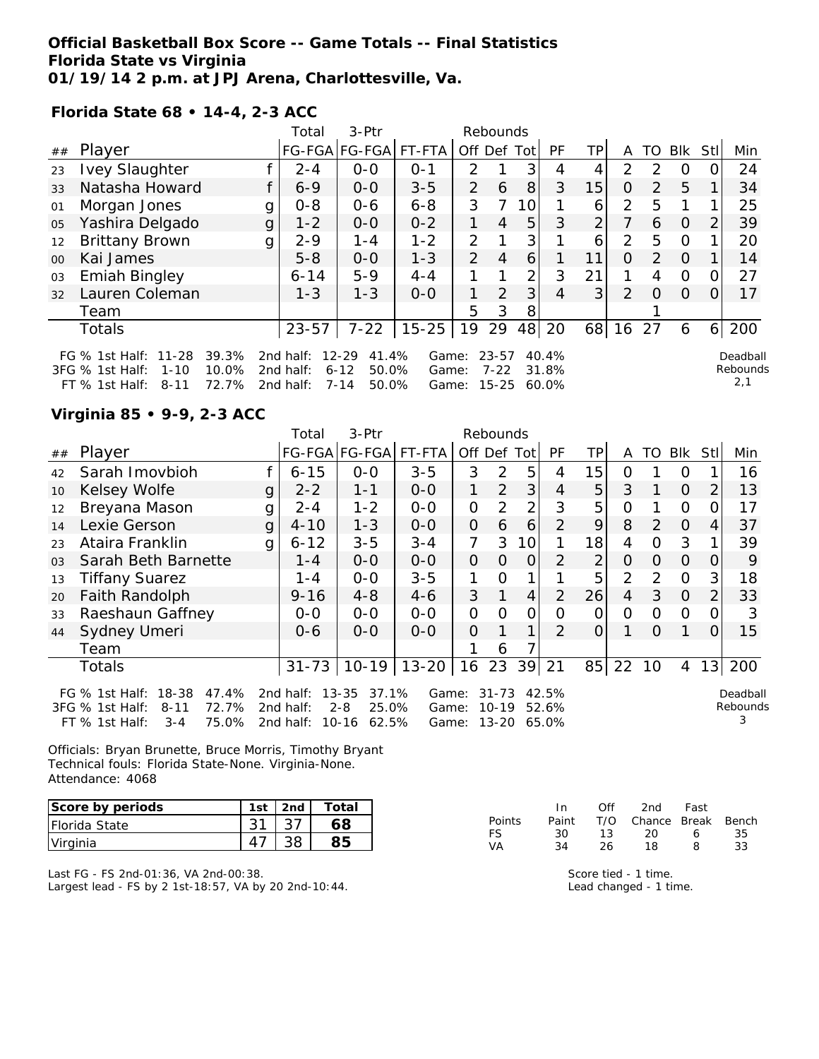**Official Basketball Box Score -- Game Totals -- Final Statistics**
**Florida State vs Virginia**
**01/19/14 2 p.m. at JPJ Arena, Charlottesville, Va.**

**Florida State 68 • 14-4, 2-3 ACC**

| ## | Player | | Total FG-FGA | 3-Ptr FG-FGA | FT-FTA | Rebounds Off | Def | Tot | PF | TP | A | TO | Blk | Stl | Min |
|---|---|---|---|---|---|---|---|---|---|---|---|---|---|---|---|
| 23 | Ivey Slaughter | f | 2-4 | 0-0 | 0-1 | 2 | 1 | 3 | 4 | 4 | 2 | 2 | 0 | 0 | 24 |
| 33 | Natasha Howard | f | 6-9 | 0-0 | 3-5 | 2 | 6 | 8 | 3 | 15 | 0 | 2 | 5 | 1 | 34 |
| 01 | Morgan Jones | g | 0-8 | 0-6 | 6-8 | 3 | 7 | 10 | 1 | 6 | 2 | 5 | 1 | 1 | 25 |
| 05 | Yashira Delgado | g | 1-2 | 0-0 | 0-2 | 1 | 4 | 5 | 3 | 2 | 7 | 6 | 0 | 2 | 39 |
| 12 | Brittany Brown | g | 2-9 | 1-4 | 1-2 | 2 | 1 | 3 | 1 | 6 | 2 | 5 | 0 | 1 | 20 |
| 00 | Kai James | | 5-8 | 0-0 | 1-3 | 2 | 4 | 6 | 1 | 11 | 0 | 2 | 0 | 1 | 14 |
| 03 | Emiah Bingley | | 6-14 | 5-9 | 4-4 | 1 | 1 | 2 | 3 | 21 | 1 | 4 | 0 | 0 | 27 |
| 32 | Lauren Coleman | | 1-3 | 1-3 | 0-0 | 1 | 2 | 3 | 4 | 3 | 2 | 0 | 0 | 0 | 17 |
| | Team | | | | | 5 | 3 | 8 | | | | 1 | | | |
| | Totals | | 23-57 | 7-22 | 15-25 | 19 | 29 | 48 | 20 | 68 | 16 | 27 | 6 | 6 | 200 |

FG % 1st Half: 11-28 39.3% 2nd half: 12-29 41.4% Game: 23-57 40.4%
3FG % 1st Half: 1-10 10.0% 2nd half: 6-12 50.0% Game: 7-22 31.8%
FT % 1st Half: 8-11 72.7% 2nd half: 7-14 50.0% Game: 15-25 60.0%

Deadball Rebounds 2,1

**Virginia 85 • 9-9, 2-3 ACC**

| ## | Player | | Total FG-FGA | 3-Ptr FG-FGA | FT-FTA | Rebounds Off | Def | Tot | PF | TP | A | TO | Blk | Stl | Min |
|---|---|---|---|---|---|---|---|---|---|---|---|---|---|---|---|
| 42 | Sarah Imovbioh | f | 6-15 | 0-0 | 3-5 | 3 | 2 | 5 | 4 | 15 | 0 | 1 | 0 | 1 | 16 |
| 10 | Kelsey Wolfe | g | 2-2 | 1-1 | 0-0 | 1 | 2 | 3 | 4 | 5 | 3 | 1 | 0 | 2 | 13 |
| 12 | Breyana Mason | g | 2-4 | 1-2 | 0-0 | 0 | 2 | 2 | 3 | 5 | 0 | 1 | 0 | 0 | 17 |
| 14 | Lexie Gerson | g | 4-10 | 1-3 | 0-0 | 0 | 6 | 6 | 2 | 9 | 8 | 2 | 0 | 4 | 37 |
| 23 | Ataira Franklin | g | 6-12 | 3-5 | 3-4 | 7 | 3 | 10 | 1 | 18 | 4 | 0 | 3 | 1 | 39 |
| 03 | Sarah Beth Barnette | | 1-4 | 0-0 | 0-0 | 0 | 0 | 0 | 2 | 2 | 0 | 0 | 0 | 0 | 9 |
| 13 | Tiffany Suarez | | 1-4 | 0-0 | 3-5 | 1 | 0 | 1 | 1 | 5 | 2 | 2 | 0 | 3 | 18 |
| 20 | Faith Randolph | | 9-16 | 4-8 | 4-6 | 3 | 1 | 4 | 2 | 26 | 4 | 3 | 0 | 2 | 33 |
| 33 | Raeshaun Gaffney | | 0-0 | 0-0 | 0-0 | 0 | 0 | 0 | 0 | 0 | 0 | 0 | 0 | 0 | 3 |
| 44 | Sydney Umeri | | 0-6 | 0-0 | 0-0 | 0 | 1 | 1 | 2 | 0 | 1 | 0 | 1 | 0 | 15 |
| | Team | | | | | 1 | 6 | 7 | | | | | | | |
| | Totals | | 31-73 | 10-19 | 13-20 | 16 | 23 | 39 | 21 | 85 | 22 | 10 | 4 | 13 | 200 |

FG % 1st Half: 18-38 47.4% 2nd half: 13-35 37.1% Game: 31-73 42.5%
3FG % 1st Half: 8-11 72.7% 2nd half: 2-8 25.0% Game: 10-19 52.6%
FT % 1st Half: 3-4 75.0% 2nd half: 10-16 62.5% Game: 13-20 65.0%

Deadball Rebounds 3

Officials: Bryan Brunette, Bruce Morris, Timothy Bryant
Technical fouls: Florida State-None. Virginia-None.
Attendance: 4068

| Score by periods | 1st | 2nd | Total |
|---|---|---|---|
| Florida State | 31 | 37 | 68 |
| Virginia | 47 | 38 | 85 |

| Points | In Paint | Off T/O | 2nd Chance | Fast Break | Bench |
|---|---|---|---|---|---|
| FS | 30 | 13 | 20 | 6 | 35 |
| VA | 34 | 26 | 18 | 8 | 33 |

Last FG - FS 2nd-01:36, VA 2nd-00:38.
Largest lead - FS by 2 1st-18:57, VA by 20 2nd-10:44.

Score tied - 1 time.
Lead changed - 1 time.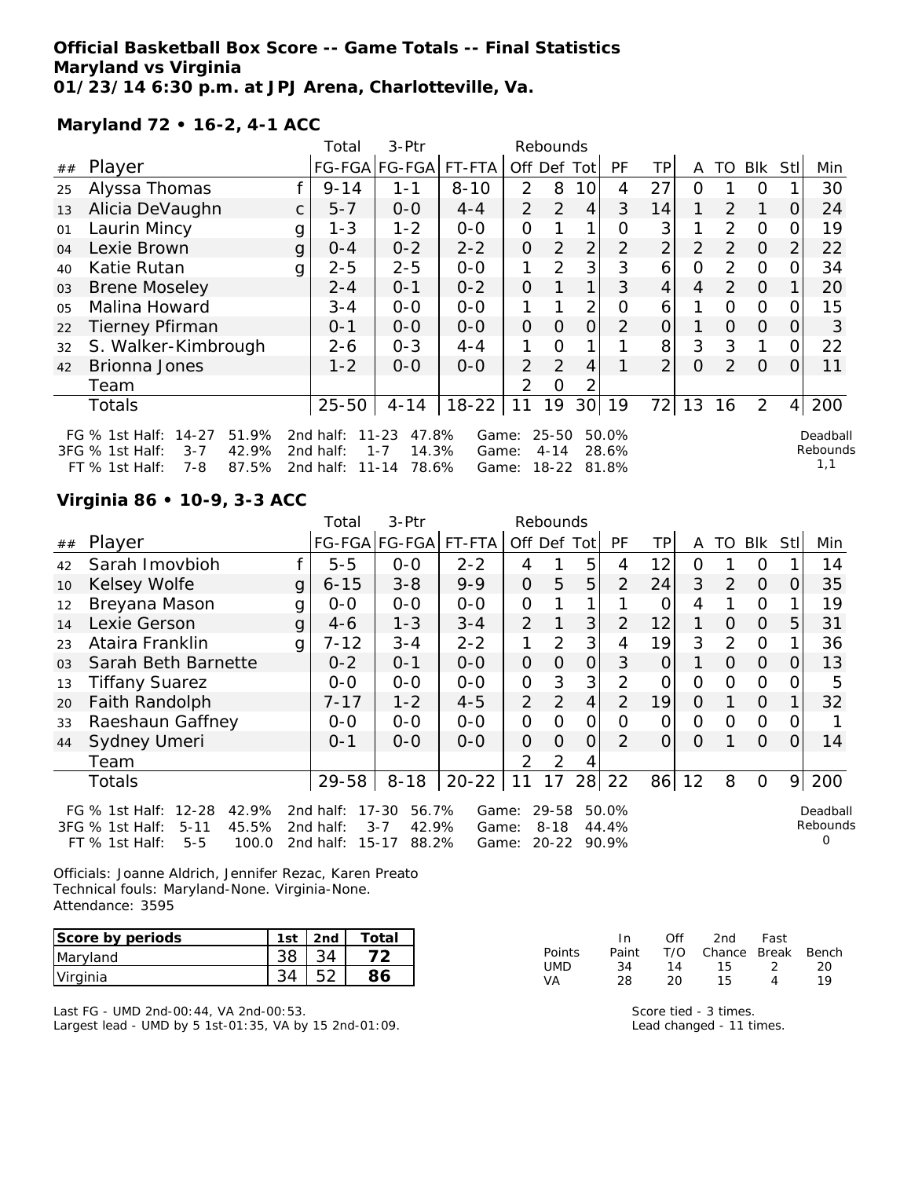**Official Basketball Box Score -- Game Totals -- Final Statistics**
**Maryland vs Virginia**
**01/23/14 6:30 p.m. at JPJ Arena, Charlotteville, Va.**

**Maryland 72 • 16-2, 4-1 ACC**

| ## | Player | | Total FG-FGA | 3-Ptr FG-FGA | FT-FTA | Rebounds Off | Def | Tot | PF | TP | A | TO | Blk | Stl | Min |
|---|---|---|---|---|---|---|---|---|---|---|---|---|---|---|---|
| 25 | Alyssa Thomas | f | 9-14 | 1-1 | 8-10 | 2 | 8 | 10 | 4 | 27 | 0 | 1 | 0 | 1 | 30 |
| 13 | Alicia DeVaughn | c | 5-7 | 0-0 | 4-4 | 2 | 2 | 4 | 3 | 14 | 1 | 2 | 1 | 0 | 24 |
| 01 | Laurin Mincy | g | 1-3 | 1-2 | 0-0 | 0 | 1 | 1 | 0 | 3 | 1 | 2 | 0 | 0 | 19 |
| 04 | Lexie Brown | g | 0-4 | 0-2 | 2-2 | 0 | 2 | 2 | 2 | 2 | 2 | 2 | 0 | 2 | 22 |
| 40 | Katie Rutan | g | 2-5 | 2-5 | 0-0 | 1 | 2 | 3 | 3 | 6 | 0 | 2 | 0 | 0 | 34 |
| 03 | Brene Moseley | | 2-4 | 0-1 | 0-2 | 0 | 1 | 1 | 3 | 4 | 4 | 2 | 0 | 1 | 20 |
| 05 | Malina Howard | | 3-4 | 0-0 | 0-0 | 1 | 1 | 2 | 0 | 6 | 1 | 0 | 0 | 0 | 15 |
| 22 | Tierney Pfirman | | 0-1 | 0-0 | 0-0 | 0 | 0 | 0 | 2 | 0 | 1 | 0 | 0 | 0 | 3 |
| 32 | S. Walker-Kimbrough | | 2-6 | 0-3 | 4-4 | 1 | 0 | 1 | 1 | 8 | 3 | 3 | 1 | 0 | 22 |
| 42 | Brionna Jones | | 1-2 | 0-0 | 0-0 | 2 | 2 | 4 | 1 | 2 | 0 | 2 | 0 | 0 | 11 |
| | Team | | | | | 2 | 0 | 2 | | | | | | | |
| | Totals | | 25-50 | 4-14 | 18-22 | 11 | 19 | 30 | 19 | 72 | 13 | 16 | 2 | 4 | 200 |

FG % 1st Half: 14-27 51.9% 2nd half: 11-23 47.8% Game: 25-50 50.0%
3FG % 1st Half: 3-7 42.9% 2nd half: 1-7 14.3% Game: 4-14 28.6%
FT % 1st Half: 7-8 87.5% 2nd half: 11-14 78.6% Game: 18-22 81.8%

Deadball Rebounds 1,1

**Virginia 86 • 10-9, 3-3 ACC**

| ## | Player | | Total FG-FGA | 3-Ptr FG-FGA | FT-FTA | Rebounds Off | Def | Tot | PF | TP | A | TO | Blk | Stl | Min |
|---|---|---|---|---|---|---|---|---|---|---|---|---|---|---|---|
| 42 | Sarah Imovbioh | f | 5-5 | 0-0 | 2-2 | 4 | 1 | 5 | 4 | 12 | 0 | 1 | 0 | 1 | 14 |
| 10 | Kelsey Wolfe | g | 6-15 | 3-8 | 9-9 | 0 | 5 | 5 | 2 | 24 | 3 | 2 | 0 | 0 | 35 |
| 12 | Breyana Mason | g | 0-0 | 0-0 | 0-0 | 0 | 1 | 1 | 1 | 0 | 4 | 1 | 0 | 1 | 19 |
| 14 | Lexie Gerson | g | 4-6 | 1-3 | 3-4 | 2 | 1 | 3 | 2 | 12 | 1 | 0 | 0 | 5 | 31 |
| 23 | Ataira Franklin | g | 7-12 | 3-4 | 2-2 | 1 | 2 | 3 | 4 | 19 | 3 | 2 | 0 | 1 | 36 |
| 03 | Sarah Beth Barnette | | 0-2 | 0-1 | 0-0 | 0 | 0 | 0 | 3 | 0 | 1 | 0 | 0 | 0 | 13 |
| 13 | Tiffany Suarez | | 0-0 | 0-0 | 0-0 | 0 | 3 | 3 | 2 | 0 | 0 | 0 | 0 | 0 | 5 |
| 20 | Faith Randolph | | 7-17 | 1-2 | 4-5 | 2 | 2 | 4 | 2 | 19 | 0 | 1 | 0 | 1 | 32 |
| 33 | Raeshaun Gaffney | | 0-0 | 0-0 | 0-0 | 0 | 0 | 0 | 0 | 0 | 0 | 0 | 0 | 0 | 1 |
| 44 | Sydney Umeri | | 0-1 | 0-0 | 0-0 | 0 | 0 | 0 | 2 | 0 | 0 | 1 | 0 | 0 | 14 |
| | Team | | | | | 2 | 2 | 4 | | | | | | | |
| | Totals | | 29-58 | 8-18 | 20-22 | 11 | 17 | 28 | 22 | 86 | 12 | 8 | 0 | 9 | 200 |

FG % 1st Half: 12-28 42.9% 2nd half: 17-30 56.7% Game: 29-58 50.0%
3FG % 1st Half: 5-11 45.5% 2nd half: 3-7 42.9% Game: 8-18 44.4%
FT % 1st Half: 5-5 100.0 2nd half: 15-17 88.2% Game: 20-22 90.9%

Deadball Rebounds 0

Officials: Joanne Aldrich, Jennifer Rezac, Karen Preato
Technical fouls: Maryland-None. Virginia-None.
Attendance: 3595

| Score by periods | 1st | 2nd | Total |
|---|---|---|---|
| Maryland | 38 | 34 | **72** |
| Virginia | 34 | 52 | **86** |

| Points | In Paint | Off T/O | 2nd Chance | Fast Break | Bench |
|---|---|---|---|---|---|
| UMD | 34 | 14 | 15 | 2 | 20 |
| VA | 28 | 20 | 15 | 4 | 19 |

Last FG - UMD 2nd-00:44, VA 2nd-00:53.
Largest lead - UMD by 5 1st-01:35, VA by 15 2nd-01:09.

Score tied - 3 times.
Lead changed - 11 times.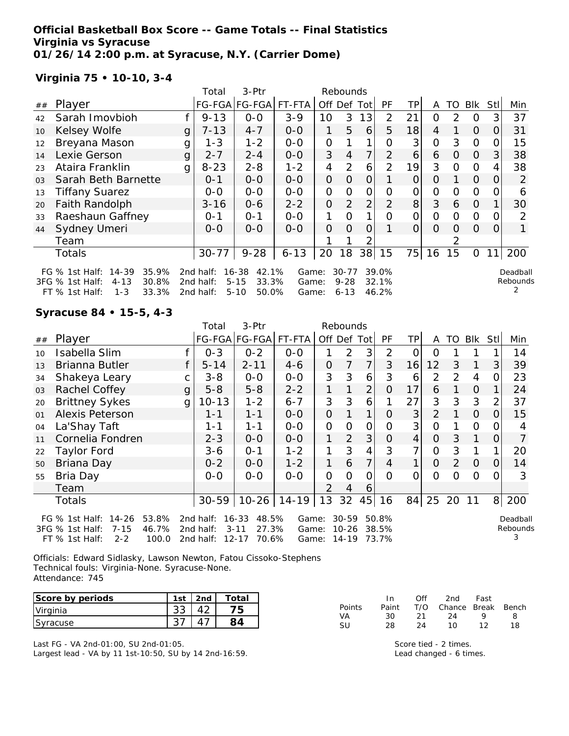**Official Basketball Box Score -- Game Totals -- Final Statistics**
**Virginia vs Syracuse**
**01/26/14 2:00 p.m. at Syracuse, N.Y. (Carrier Dome)**

**Virginia 75 • 10-10, 3-4**

| ## | Player | | Total FG-FGA | 3-Ptr FG-FGA | FT-FTA | Rebounds Off | Def | Tot | PF | TP | A | TO | Blk | Stl | Min |
|---|---|---|---|---|---|---|---|---|---|---|---|---|---|---|---|
| 42 | Sarah Imovbioh | f | 9-13 | 0-0 | 3-9 | 10 | 3 | 13 | 2 | 21 | 0 | 2 | 0 | 3 | 37 |
| 10 | Kelsey Wolfe | g | 7-13 | 4-7 | 0-0 | 1 | 5 | 6 | 5 | 18 | 4 | 1 | 0 | 0 | 31 |
| 12 | Breyana Mason | g | 1-3 | 1-2 | 0-0 | 0 | 1 | 1 | 0 | 3 | 0 | 3 | 0 | 0 | 15 |
| 14 | Lexie Gerson | g | 2-7 | 2-4 | 0-0 | 3 | 4 | 7 | 2 | 6 | 6 | 0 | 0 | 3 | 38 |
| 23 | Ataira Franklin | g | 8-23 | 2-8 | 1-2 | 4 | 2 | 6 | 2 | 19 | 3 | 0 | 0 | 4 | 38 |
| 03 | Sarah Beth Barnette | | 0-1 | 0-0 | 0-0 | 0 | 0 | 0 | 1 | 0 | 0 | 1 | 0 | 0 | 2 |
| 13 | Tiffany Suarez | | 0-0 | 0-0 | 0-0 | 0 | 0 | 0 | 0 | 0 | 0 | 0 | 0 | 0 | 6 |
| 20 | Faith Randolph | | 3-16 | 0-6 | 2-2 | 0 | 2 | 2 | 2 | 8 | 3 | 6 | 0 | 1 | 30 |
| 33 | Raeshaun Gaffney | | 0-1 | 0-1 | 0-0 | 1 | 0 | 1 | 0 | 0 | 0 | 0 | 0 | 0 | 2 |
| 44 | Sydney Umeri | | 0-0 | 0-0 | 0-0 | 0 | 0 | 0 | 1 | 0 | 0 | 0 | 0 | 0 | 1 |
| | Team | | | | | 1 | 1 | 2 | | | | 2 | | | |
| | Totals | | 30-77 | 9-28 | 6-13 | 20 | 18 | 38 | 15 | 75 | 16 | 15 | 0 | 11 | 200 |

FG % 1st Half: 14-39 35.9% 2nd half: 16-38 42.1% Game: 30-77 39.0%
3FG % 1st Half: 4-13 30.8% 2nd half: 5-15 33.3% Game: 9-28 32.1%
FT % 1st Half: 1-3 33.3% 2nd half: 5-10 50.0% Game: 6-13 46.2%

Deadball Rebounds: 2

**Syracuse 84 • 15-5, 4-3**

| ## | Player | | Total FG-FGA | 3-Ptr FG-FGA | FT-FTA | Rebounds Off | Def | Tot | PF | TP | A | TO | Blk | Stl | Min |
|---|---|---|---|---|---|---|---|---|---|---|---|---|---|---|---|
| 10 | Isabella Slim | f | 0-3 | 0-2 | 0-0 | 1 | 2 | 3 | 2 | 0 | 0 | 1 | 1 | 1 | 14 |
| 13 | Brianna Butler | f | 5-14 | 2-11 | 4-6 | 0 | 7 | 7 | 3 | 16 | 12 | 3 | 1 | 3 | 39 |
| 34 | Shakeya Leary | c | 3-8 | 0-0 | 0-0 | 3 | 3 | 6 | 3 | 6 | 2 | 2 | 4 | 0 | 23 |
| 03 | Rachel Coffey | g | 5-8 | 5-8 | 2-2 | 1 | 1 | 2 | 0 | 17 | 6 | 1 | 0 | 1 | 24 |
| 20 | Brittney Sykes | g | 10-13 | 1-2 | 6-7 | 3 | 3 | 6 | 1 | 27 | 3 | 3 | 3 | 2 | 37 |
| 01 | Alexis Peterson | | 1-1 | 1-1 | 0-0 | 0 | 1 | 1 | 0 | 3 | 2 | 1 | 0 | 0 | 15 |
| 04 | La'Shay Taft | | 1-1 | 1-1 | 0-0 | 0 | 0 | 0 | 0 | 3 | 0 | 1 | 0 | 0 | 4 |
| 11 | Cornelia Fondren | | 2-3 | 0-0 | 0-0 | 1 | 2 | 3 | 0 | 4 | 0 | 3 | 1 | 0 | 7 |
| 22 | Taylor Ford | | 3-6 | 0-1 | 1-2 | 1 | 3 | 4 | 3 | 7 | 0 | 3 | 1 | 1 | 20 |
| 50 | Briana Day | | 0-2 | 0-0 | 1-2 | 1 | 6 | 7 | 4 | 1 | 0 | 2 | 0 | 0 | 14 |
| 55 | Bria Day | | 0-0 | 0-0 | 0-0 | 0 | 0 | 0 | 0 | 0 | 0 | 0 | 0 | 0 | 3 |
| | Team | | | | | 2 | 4 | 6 | | | | | | | |
| | Totals | | 30-59 | 10-26 | 14-19 | 13 | 32 | 45 | 16 | 84 | 25 | 20 | 11 | 8 | 200 |

FG % 1st Half: 14-26 53.8% 2nd half: 16-33 48.5% Game: 30-59 50.8%
3FG % 1st Half: 7-15 46.7% 2nd half: 3-11 27.3% Game: 10-26 38.5%
FT % 1st Half: 2-2 100.0 2nd half: 12-17 70.6% Game: 14-19 73.7%

Deadball Rebounds: 3

Officials: Edward Sidlasky, Lawson Newton, Fatou Cissoko-Stephens
Technical fouls: Virginia-None. Syracuse-None.
Attendance: 745

| Score by periods | 1st | 2nd | Total |
|---|---|---|---|
| Virginia | 33 | 42 | 75 |
| Syracuse | 37 | 47 | 84 |

| Points | In Paint | Off T/O | 2nd Chance | Fast Break | Bench |
|---|---|---|---|---|---|
| VA | 30 | 21 | 24 | 9 | 8 |
| SU | 28 | 24 | 10 | 12 | 18 |

Last FG - VA 2nd-01:00, SU 2nd-01:05.
Largest lead - VA by 11 1st-10:50, SU by 14 2nd-16:59.

Score tied - 2 times.
Lead changed - 6 times.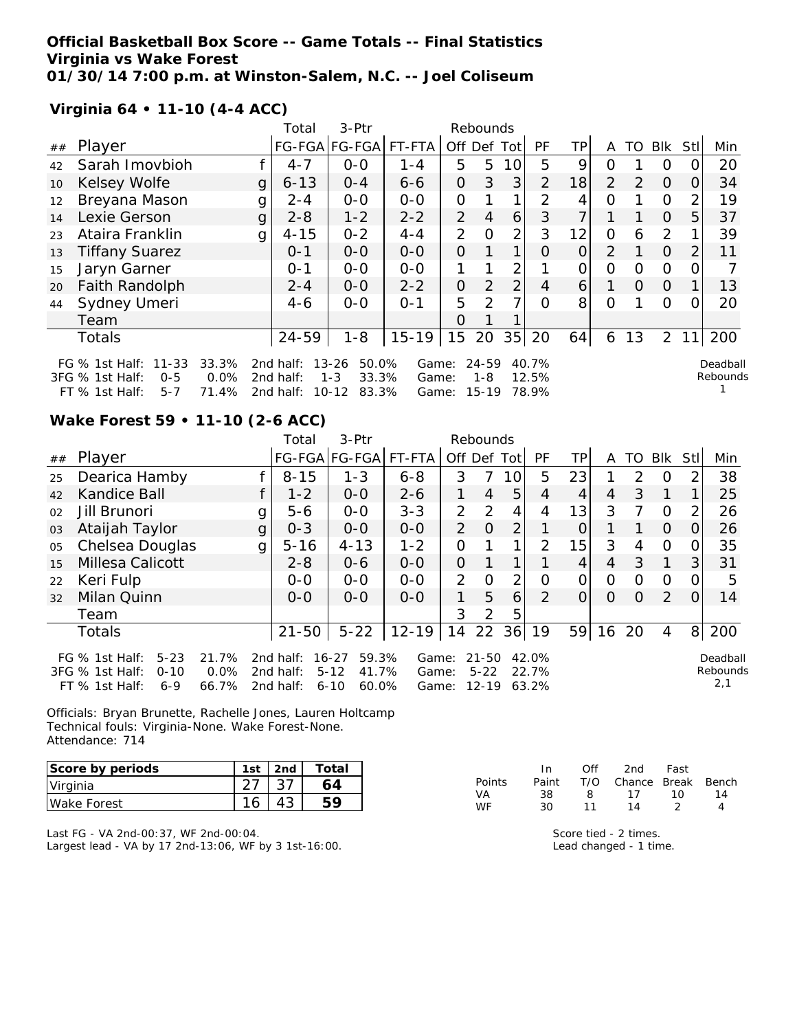**Official Basketball Box Score -- Game Totals -- Final Statistics**
**Virginia vs Wake Forest**
**01/30/14 7:00 p.m. at Winston-Salem, N.C. -- Joel Coliseum**

**Virginia 64 • 11-10 (4-4 ACC)**

| ## | Player | | Total FG-FGA | 3-Ptr FG-FGA | FT-FTA | Rebounds Off | Def | Tot | PF | TP | A | TO | Blk | Stl | Min |
|---|---|---|---|---|---|---|---|---|---|---|---|---|---|---|---|
| 42 | Sarah Imovbioh | f | 4-7 | 0-0 | 1-4 | 5 | 5 | 10 | 5 | 9 | 0 | 1 | 0 | 0 | 20 |
| 10 | Kelsey Wolfe | g | 6-13 | 0-4 | 6-6 | 0 | 3 | 3 | 2 | 18 | 2 | 2 | 0 | 0 | 34 |
| 12 | Breyana Mason | g | 2-4 | 0-0 | 0-0 | 0 | 1 | 1 | 2 | 4 | 0 | 1 | 0 | 2 | 19 |
| 14 | Lexie Gerson | g | 2-8 | 1-2 | 2-2 | 2 | 4 | 6 | 3 | 7 | 1 | 1 | 0 | 5 | 37 |
| 23 | Ataira Franklin | g | 4-15 | 0-2 | 4-4 | 2 | 0 | 2 | 3 | 12 | 0 | 6 | 2 | 1 | 39 |
| 13 | Tiffany Suarez | | 0-1 | 0-0 | 0-0 | 0 | 1 | 1 | 0 | 0 | 2 | 1 | 0 | 2 | 11 |
| 15 | Jaryn Garner | | 0-1 | 0-0 | 0-0 | 1 | 1 | 2 | 1 | 0 | 0 | 0 | 0 | 0 | 7 |
| 20 | Faith Randolph | | 2-4 | 0-0 | 2-2 | 0 | 2 | 2 | 4 | 6 | 1 | 0 | 0 | 1 | 13 |
| 44 | Sydney Umeri | | 4-6 | 0-0 | 0-1 | 5 | 2 | 7 | 0 | 8 | 0 | 1 | 0 | 0 | 20 |
| | Team | | | | | 0 | 1 | 1 | | | | | | | |
| | Totals | | 24-59 | 1-8 | 15-19 | 15 | 20 | 35 | 20 | 64 | 6 | 13 | 2 | 11 | 200 |

FG % 1st Half: 11-33 33.3% 2nd half: 13-26 50.0% Game: 24-59 40.7%
3FG % 1st Half: 0-5 0.0% 2nd half: 1-3 33.3% Game: 1-8 12.5%
FT % 1st Half: 5-7 71.4% 2nd half: 10-12 83.3% Game: 15-19 78.9%

Deadball Rebounds: 1

**Wake Forest 59 • 11-10 (2-6 ACC)**

| ## | Player | | Total FG-FGA | 3-Ptr FG-FGA | FT-FTA | Rebounds Off | Def | Tot | PF | TP | A | TO | Blk | Stl | Min |
|---|---|---|---|---|---|---|---|---|---|---|---|---|---|---|---|
| 25 | Dearica Hamby | f | 8-15 | 1-3 | 6-8 | 3 | 7 | 10 | 5 | 23 | 1 | 2 | 0 | 2 | 38 |
| 42 | Kandice Ball | f | 1-2 | 0-0 | 2-6 | 1 | 4 | 5 | 4 | 4 | 4 | 3 | 1 | 1 | 25 |
| 02 | Jill Brunori | g | 5-6 | 0-0 | 3-3 | 2 | 2 | 4 | 4 | 13 | 3 | 7 | 0 | 2 | 26 |
| 03 | Ataijah Taylor | g | 0-3 | 0-0 | 0-0 | 2 | 0 | 2 | 1 | 0 | 1 | 1 | 0 | 0 | 26 |
| 05 | Chelsea Douglas | g | 5-16 | 4-13 | 1-2 | 0 | 1 | 1 | 2 | 15 | 3 | 4 | 0 | 0 | 35 |
| 15 | Millesa Calicott | | 2-8 | 0-6 | 0-0 | 0 | 1 | 1 | 1 | 4 | 4 | 3 | 1 | 3 | 31 |
| 22 | Keri Fulp | | 0-0 | 0-0 | 0-0 | 2 | 0 | 2 | 0 | 0 | 0 | 0 | 0 | 0 | 5 |
| 32 | Milan Quinn | | 0-0 | 0-0 | 0-0 | 1 | 5 | 6 | 2 | 0 | 0 | 0 | 2 | 0 | 14 |
| | Team | | | | | 3 | 2 | 5 | | | | | | | |
| | Totals | | 21-50 | 5-22 | 12-19 | 14 | 22 | 36 | 19 | 59 | 16 | 20 | 4 | 8 | 200 |

FG % 1st Half: 5-23 21.7% 2nd half: 16-27 59.3% Game: 21-50 42.0%
3FG % 1st Half: 0-10 0.0% 2nd half: 5-12 41.7% Game: 5-22 22.7%
FT % 1st Half: 6-9 66.7% 2nd half: 6-10 60.0% Game: 12-19 63.2%

Deadball Rebounds: 2,1

Officials: Bryan Brunette, Rachelle Jones, Lauren Holtcamp
Technical fouls: Virginia-None. Wake Forest-None.
Attendance: 714

| Score by periods | 1st | 2nd | Total |
|---|---|---|---|
| Virginia | 27 | 37 | 64 |
| Wake Forest | 16 | 43 | 59 |

| Points | In Paint | Off T/O | 2nd Chance | Fast Break | Bench |
|---|---|---|---|---|---|
| VA | 38 | 8 | 17 | 10 | 14 |
| WF | 30 | 11 | 14 | 2 | 4 |

Last FG - VA 2nd-00:37, WF 2nd-00:04.
Largest lead - VA by 17 2nd-13:06, WF by 3 1st-16:00.

Score tied - 2 times.
Lead changed - 1 time.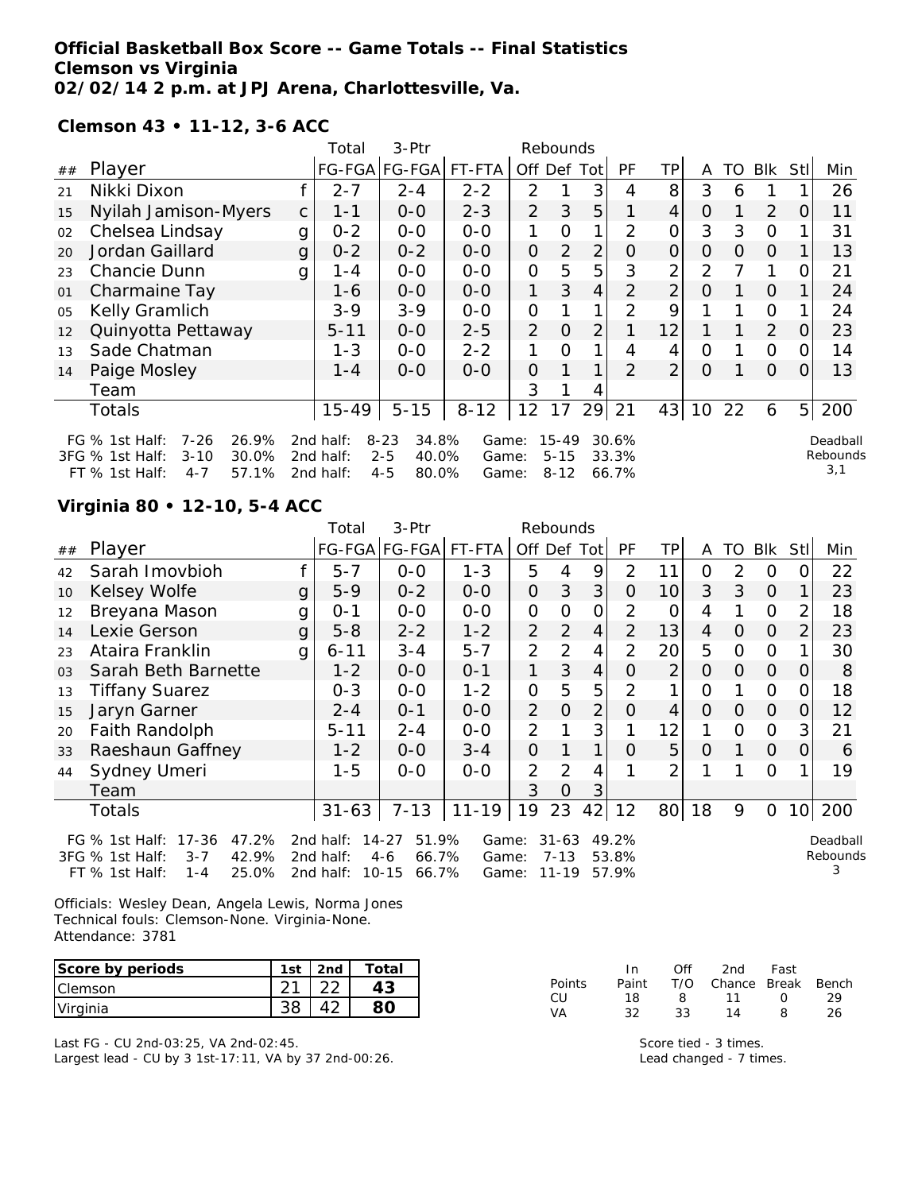**Official Basketball Box Score -- Game Totals -- Final Statistics**
**Clemson vs Virginia**
**02/02/14 2 p.m. at JPJ Arena, Charlottesville, Va.**

**Clemson 43 • 11-12, 3-6 ACC**

| ## | Player | | Total FG-FGA | 3-Ptr FG-FGA | FT-FTA | Rebounds Off | Def | Tot | PF | TP | A | TO | Blk | Stl | Min |
|---|---|---|---|---|---|---|---|---|---|---|---|---|---|---|---|
| 21 | Nikki Dixon | f | 2-7 | 2-4 | 2-2 | 2 | 1 | 3 | 4 | 8 | 3 | 6 | 1 | 1 | 26 |
| 15 | Nyilah Jamison-Myers | c | 1-1 | 0-0 | 2-3 | 2 | 3 | 5 | 1 | 4 | 0 | 1 | 2 | 0 | 11 |
| 02 | Chelsea Lindsay | g | 0-2 | 0-0 | 0-0 | 1 | 0 | 1 | 2 | 0 | 3 | 3 | 0 | 1 | 31 |
| 20 | Jordan Gaillard | g | 0-2 | 0-2 | 0-0 | 0 | 2 | 2 | 0 | 0 | 0 | 0 | 0 | 1 | 13 |
| 23 | Chancie Dunn | g | 1-4 | 0-0 | 0-0 | 0 | 5 | 5 | 3 | 2 | 2 | 7 | 1 | 0 | 21 |
| 01 | Charmaine Tay | | 1-6 | 0-0 | 0-0 | 1 | 3 | 4 | 2 | 2 | 0 | 1 | 0 | 1 | 24 |
| 05 | Kelly Gramlich | | 3-9 | 3-9 | 0-0 | 0 | 1 | 1 | 2 | 9 | 1 | 1 | 0 | 1 | 24 |
| 12 | Quinyotta Pettaway | | 5-11 | 0-0 | 2-5 | 2 | 0 | 2 | 1 | 12 | 1 | 1 | 2 | 0 | 23 |
| 13 | Sade Chatman | | 1-3 | 0-0 | 2-2 | 1 | 0 | 1 | 4 | 4 | 0 | 1 | 0 | 0 | 14 |
| 14 | Paige Mosley | | 1-4 | 0-0 | 0-0 | 0 | 1 | 1 | 2 | 2 | 0 | 1 | 0 | 0 | 13 |
| | Team | | | | | 3 | 1 | 4 | | | | | | | |
| | Totals | | 15-49 | 5-15 | 8-12 | 12 | 17 | 29 | 21 | 43 | 10 | 22 | 6 | 5 | 200 |

| | 1st Half | | 2nd half | | Game | |
|---|---|---|---|---|---|---|
| FG % | 7-26 | 26.9% | 8-23 | 34.8% | 15-49 | 30.6% |
| 3FG % | 3-10 | 30.0% | 2-5 | 40.0% | 5-15 | 33.3% |
| FT % | 4-7 | 57.1% | 4-5 | 80.0% | 8-12 | 66.7% |

Deadball Rebounds 3,1

**Virginia 80 • 12-10, 5-4 ACC**

| ## | Player | | Total FG-FGA | 3-Ptr FG-FGA | FT-FTA | Rebounds Off | Def | Tot | PF | TP | A | TO | Blk | Stl | Min |
|---|---|---|---|---|---|---|---|---|---|---|---|---|---|---|---|
| 42 | Sarah Imovbioh | f | 5-7 | 0-0 | 1-3 | 5 | 4 | 9 | 2 | 11 | 0 | 2 | 0 | 0 | 22 |
| 10 | Kelsey Wolfe | g | 5-9 | 0-2 | 0-0 | 0 | 3 | 3 | 0 | 10 | 3 | 3 | 0 | 1 | 23 |
| 12 | Breyana Mason | g | 0-1 | 0-0 | 0-0 | 0 | 0 | 0 | 2 | 0 | 4 | 1 | 0 | 2 | 18 |
| 14 | Lexie Gerson | g | 5-8 | 2-2 | 1-2 | 2 | 2 | 4 | 2 | 13 | 4 | 0 | 0 | 2 | 23 |
| 23 | Ataira Franklin | g | 6-11 | 3-4 | 5-7 | 2 | 2 | 4 | 2 | 20 | 5 | 0 | 0 | 1 | 30 |
| 03 | Sarah Beth Barnette | | 1-2 | 0-0 | 0-1 | 1 | 3 | 4 | 0 | 2 | 0 | 0 | 0 | 0 | 8 |
| 13 | Tiffany Suarez | | 0-3 | 0-0 | 1-2 | 0 | 5 | 5 | 2 | 1 | 0 | 1 | 0 | 0 | 18 |
| 15 | Jaryn Garner | | 2-4 | 0-1 | 0-0 | 2 | 0 | 2 | 0 | 4 | 0 | 0 | 0 | 0 | 12 |
| 20 | Faith Randolph | | 5-11 | 2-4 | 0-0 | 2 | 1 | 3 | 1 | 12 | 1 | 0 | 0 | 3 | 21 |
| 33 | Raeshaun Gaffney | | 1-2 | 0-0 | 3-4 | 0 | 1 | 1 | 0 | 5 | 0 | 1 | 0 | 0 | 6 |
| 44 | Sydney Umeri | | 1-5 | 0-0 | 0-0 | 2 | 2 | 4 | 1 | 2 | 1 | 1 | 0 | 1 | 19 |
| | Team | | | | | 3 | 0 | 3 | | | | | | | |
| | Totals | | 31-63 | 7-13 | 11-19 | 19 | 23 | 42 | 12 | 80 | 18 | 9 | 0 | 10 | 200 |

| | 1st Half | | 2nd half | | Game | |
|---|---|---|---|---|---|---|
| FG % | 17-36 | 47.2% | 14-27 | 51.9% | 31-63 | 49.2% |
| 3FG % | 3-7 | 42.9% | 4-6 | 66.7% | 7-13 | 53.8% |
| FT % | 1-4 | 25.0% | 10-15 | 66.7% | 11-19 | 57.9% |

Deadball Rebounds 3

Officials: Wesley Dean, Angela Lewis, Norma Jones
Technical fouls: Clemson-None. Virginia-None.
Attendance: 3781

| Score by periods | 1st | 2nd | Total |
|---|---|---|---|
| Clemson | 21 | 22 | 43 |
| Virginia | 38 | 42 | 80 |

| Points | In Paint | Off T/O | 2nd Chance | Fast Break | Bench |
|---|---|---|---|---|---|
| CU | 18 | 8 | 11 | 0 | 29 |
| VA | 32 | 33 | 14 | 8 | 26 |

Last FG - CU 2nd-03:25, VA 2nd-02:45.
Largest lead - CU by 3 1st-17:11, VA by 37 2nd-00:26.

Score tied - 3 times.
Lead changed - 7 times.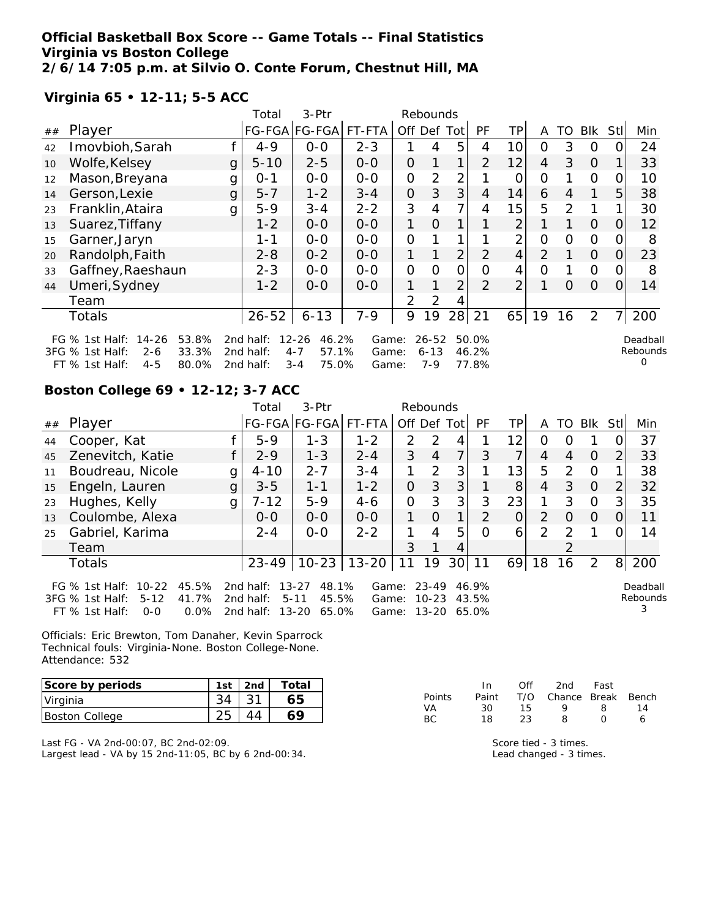**Official Basketball Box Score -- Game Totals -- Final Statistics**
**Virginia vs Boston College**
**2/6/14 7:05 p.m. at Silvio O. Conte Forum, Chestnut Hill, MA**

**Virginia 65 • 12-11; 5-5 ACC**

| ## | Player | | Total FG-FGA | 3-Ptr FG-FGA | FT-FTA | Rebounds Off | Def | Tot | PF | TP | A | TO | Blk | Stl | Min |
|---|---|---|---|---|---|---|---|---|---|---|---|---|---|---|---|
| 42 | Imovbioh,Sarah | f | 4-9 | 0-0 | 2-3 | 1 | 4 | 5 | 4 | 10 | 0 | 3 | 0 | 0 | 24 |
| 10 | Wolfe,Kelsey | g | 5-10 | 2-5 | 0-0 | 0 | 1 | 1 | 2 | 12 | 4 | 3 | 0 | 1 | 33 |
| 12 | Mason,Breyana | g | 0-1 | 0-0 | 0-0 | 0 | 2 | 2 | 1 | 0 | 0 | 1 | 0 | 0 | 10 |
| 14 | Gerson,Lexie | g | 5-7 | 1-2 | 3-4 | 0 | 3 | 3 | 4 | 14 | 6 | 4 | 1 | 5 | 38 |
| 23 | Franklin,Ataira | g | 5-9 | 3-4 | 2-2 | 3 | 4 | 7 | 4 | 15 | 5 | 2 | 1 | 1 | 30 |
| 13 | Suarez,Tiffany | | 1-2 | 0-0 | 0-0 | 1 | 0 | 1 | 1 | 2 | 1 | 1 | 0 | 0 | 12 |
| 15 | Garner,Jaryn | | 1-1 | 0-0 | 0-0 | 0 | 1 | 1 | 1 | 2 | 0 | 0 | 0 | 0 | 8 |
| 20 | Randolph,Faith | | 2-8 | 0-2 | 0-0 | 1 | 1 | 2 | 2 | 4 | 2 | 1 | 0 | 0 | 23 |
| 33 | Gaffney,Raeshaun | | 2-3 | 0-0 | 0-0 | 0 | 0 | 0 | 0 | 4 | 0 | 1 | 0 | 0 | 8 |
| 44 | Umeri,Sydney | | 1-2 | 0-0 | 0-0 | 1 | 1 | 2 | 2 | 2 | 1 | 0 | 0 | 0 | 14 |
| | Team | | | | | 2 | 2 | 4 | | | | | | | |
| | Totals | | 26-52 | 6-13 | 7-9 | 9 | 19 | 28 | 21 | 65 | 19 | 16 | 2 | 7 | 200 |

| | 1st Half | | 2nd half | | Game | |
|---|---|---|---|---|---|---|
| FG % | 14-26 | 53.8% | 12-26 | 46.2% | 26-52 | 50.0% |
| 3FG % | 2-6 | 33.3% | 4-7 | 57.1% | 6-13 | 46.2% |
| FT % | 4-5 | 80.0% | 3-4 | 75.0% | 7-9 | 77.8% |

Deadball Rebounds: 0

**Boston College 69 • 12-12; 3-7 ACC**

| ## | Player | | Total FG-FGA | 3-Ptr FG-FGA | FT-FTA | Rebounds Off | Def | Tot | PF | TP | A | TO | Blk | Stl | Min |
|---|---|---|---|---|---|---|---|---|---|---|---|---|---|---|---|
| 44 | Cooper, Kat | f | 5-9 | 1-3 | 1-2 | 2 | 2 | 4 | 1 | 12 | 0 | 0 | 1 | 0 | 37 |
| 45 | Zenevitch, Katie | f | 2-9 | 1-3 | 2-4 | 3 | 4 | 7 | 3 | 7 | 4 | 4 | 0 | 2 | 33 |
| 11 | Boudreau, Nicole | g | 4-10 | 2-7 | 3-4 | 1 | 2 | 3 | 1 | 13 | 5 | 2 | 0 | 1 | 38 |
| 15 | Engeln, Lauren | g | 3-5 | 1-1 | 1-2 | 0 | 3 | 3 | 1 | 8 | 4 | 3 | 0 | 2 | 32 |
| 23 | Hughes, Kelly | g | 7-12 | 5-9 | 4-6 | 0 | 3 | 3 | 3 | 23 | 1 | 3 | 0 | 3 | 35 |
| 13 | Coulombe, Alexa | | 0-0 | 0-0 | 0-0 | 1 | 0 | 1 | 2 | 0 | 2 | 0 | 0 | 0 | 11 |
| 25 | Gabriel, Karima | | 2-4 | 0-0 | 2-2 | 1 | 4 | 5 | 0 | 6 | 2 | 2 | 1 | 0 | 14 |
| | Team | | | | | 3 | 1 | 4 | | | | 2 | | | |
| | Totals | | 23-49 | 10-23 | 13-20 | 11 | 19 | 30 | 11 | 69 | 18 | 16 | 2 | 8 | 200 |

| | 1st Half | | 2nd half | | Game | |
|---|---|---|---|---|---|---|
| FG % | 10-22 | 45.5% | 13-27 | 48.1% | 23-49 | 46.9% |
| 3FG % | 5-12 | 41.7% | 5-11 | 45.5% | 10-23 | 43.5% |
| FT % | 0-0 | 0.0% | 13-20 | 65.0% | 13-20 | 65.0% |

Deadball Rebounds: 3

Officials: Eric Brewton, Tom Danaher, Kevin Sparrock
Technical fouls: Virginia-None. Boston College-None.
Attendance: 532

| Score by periods | 1st | 2nd | Total |
|---|---|---|---|
| Virginia | 34 | 31 | **65** |
| Boston College | 25 | 44 | **69** |

| Points | In Paint | Off T/O | 2nd Chance | Fast Break | Bench |
|---|---|---|---|---|---|
| VA | 30 | 15 | 9 | 8 | 14 |
| BC | 18 | 23 | 8 | 0 | 6 |

Last FG - VA 2nd-00:07, BC 2nd-02:09.
Largest lead - VA by 15 2nd-11:05, BC by 6 2nd-00:34.

Score tied - 3 times.
Lead changed - 3 times.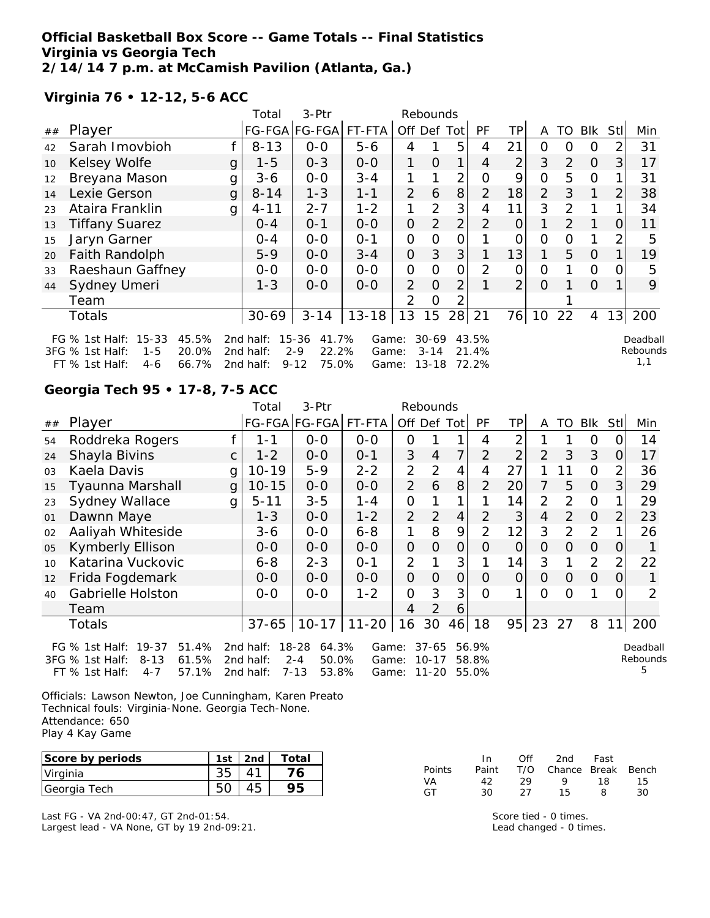# Official Basketball Box Score -- Game Totals -- Final Statistics
## Virginia vs Georgia Tech
## 2/14/14 7 p.m. at McCamish Pavilion (Atlanta, Ga.)

### Virginia 76 • 12-12, 5-6 ACC

| ## | Player | | Total FG-FGA | 3-Ptr FG-FGA | FT-FTA | Rebounds Off | Def | Tot | PF | TP | A | TO | Blk | Stl | Min |
|---|---|---|---|---|---|---|---|---|---|---|---|---|---|---|---|
| 42 | Sarah Imovbioh | f | 8-13 | 0-0 | 5-6 | 4 | 1 | 5 | 4 | 21 | 0 | 0 | 0 | 2 | 31 |
| 10 | Kelsey Wolfe | g | 1-5 | 0-3 | 0-0 | 1 | 0 | 1 | 4 | 2 | 3 | 2 | 0 | 3 | 17 |
| 12 | Breyana Mason | g | 3-6 | 0-0 | 3-4 | 1 | 1 | 2 | 0 | 9 | 0 | 5 | 0 | 1 | 31 |
| 14 | Lexie Gerson | g | 8-14 | 1-3 | 1-1 | 2 | 6 | 8 | 2 | 18 | 2 | 3 | 1 | 2 | 38 |
| 23 | Ataira Franklin | g | 4-11 | 2-7 | 1-2 | 1 | 2 | 3 | 4 | 11 | 3 | 2 | 1 | 1 | 34 |
| 13 | Tiffany Suarez | | 0-4 | 0-1 | 0-0 | 0 | 2 | 2 | 2 | 0 | 1 | 2 | 1 | 0 | 11 |
| 15 | Jaryn Garner | | 0-4 | 0-0 | 0-1 | 0 | 0 | 0 | 1 | 0 | 0 | 0 | 1 | 2 | 5 |
| 20 | Faith Randolph | | 5-9 | 0-0 | 3-4 | 0 | 3 | 3 | 1 | 13 | 1 | 5 | 0 | 1 | 19 |
| 33 | Raeshaun Gaffney | | 0-0 | 0-0 | 0-0 | 0 | 0 | 0 | 2 | 0 | 0 | 1 | 0 | 0 | 5 |
| 44 | Sydney Umeri | | 1-3 | 0-0 | 0-0 | 2 | 0 | 2 | 1 | 2 | 0 | 1 | 0 | 1 | 9 |
| | Team | | | | | 2 | 0 | 2 | | | | 1 | | | |
| | Totals | | 30-69 | 3-14 | 13-18 | 13 | 15 | 28 | 21 | 76 | 10 | 22 | 4 | 13 | 200 |

FG % 1st Half: 15-33 45.5% 2nd half: 15-36 41.7% Game: 30-69 43.5%
3FG % 1st Half: 1-5 20.0% 2nd half: 2-9 22.2% Game: 3-14 21.4%
FT % 1st Half: 4-6 66.7% 2nd half: 9-12 75.0% Game: 13-18 72.2%

Deadball Rebounds 1,1

### Georgia Tech 95 • 17-8, 7-5 ACC

| ## | Player | | Total FG-FGA | 3-Ptr FG-FGA | FT-FTA | Rebounds Off | Def | Tot | PF | TP | A | TO | Blk | Stl | Min |
|---|---|---|---|---|---|---|---|---|---|---|---|---|---|---|---|
| 54 | Roddreka Rogers | f | 1-1 | 0-0 | 0-0 | 0 | 1 | 1 | 4 | 2 | 1 | 1 | 0 | 0 | 14 |
| 24 | Shayla Bivins | c | 1-2 | 0-0 | 0-1 | 3 | 4 | 7 | 2 | 2 | 2 | 3 | 3 | 0 | 17 |
| 03 | Kaela Davis | g | 10-19 | 5-9 | 2-2 | 2 | 2 | 4 | 4 | 27 | 1 | 11 | 0 | 2 | 36 |
| 15 | Tyaunna Marshall | g | 10-15 | 0-0 | 0-0 | 2 | 6 | 8 | 2 | 20 | 7 | 5 | 0 | 3 | 29 |
| 23 | Sydney Wallace | g | 5-11 | 3-5 | 1-4 | 0 | 1 | 1 | 1 | 14 | 2 | 2 | 0 | 1 | 29 |
| 01 | Dawnn Maye | | 1-3 | 0-0 | 1-2 | 2 | 2 | 4 | 2 | 3 | 4 | 2 | 0 | 2 | 23 |
| 02 | Aaliyah Whiteside | | 3-6 | 0-0 | 6-8 | 1 | 8 | 9 | 2 | 12 | 3 | 2 | 2 | 1 | 26 |
| 05 | Kymberly Ellison | | 0-0 | 0-0 | 0-0 | 0 | 0 | 0 | 0 | 0 | 0 | 0 | 0 | 0 | 1 |
| 10 | Katarina Vuckovic | | 6-8 | 2-3 | 0-1 | 2 | 1 | 3 | 1 | 14 | 3 | 1 | 2 | 2 | 22 |
| 12 | Frida Fogdemark | | 0-0 | 0-0 | 0-0 | 0 | 0 | 0 | 0 | 0 | 0 | 0 | 0 | 0 | 1 |
| 40 | Gabrielle Holston | | 0-0 | 0-0 | 1-2 | 0 | 3 | 3 | 0 | 1 | 0 | 0 | 1 | 0 | 2 |
| | Team | | | | | 4 | 2 | 6 | | | | | | | |
| | Totals | | 37-65 | 10-17 | 11-20 | 16 | 30 | 46 | 18 | 95 | 23 | 27 | 8 | 11 | 200 |

FG % 1st Half: 19-37 51.4% 2nd half: 18-28 64.3% Game: 37-65 56.9%
3FG % 1st Half: 8-13 61.5% 2nd half: 2-4 50.0% Game: 10-17 58.8%
FT % 1st Half: 4-7 57.1% 2nd half: 7-13 53.8% Game: 11-20 55.0%

Deadball Rebounds 5

Officials: Lawson Newton, Joe Cunningham, Karen Preato
Technical fouls: Virginia-None. Georgia Tech-None.
Attendance: 650
Play 4 Kay Game

| Score by periods | 1st | 2nd | Total |
|---|---|---|---|
| Virginia | 35 | 41 | 76 |
| Georgia Tech | 50 | 45 | 95 |

| Points | In Paint | Off T/O | 2nd Chance | Fast Break | Bench |
|---|---|---|---|---|---|
| VA | 42 | 29 | 9 | 18 | 15 |
| GT | 30 | 27 | 15 | 8 | 30 |

Last FG - VA 2nd-00:47, GT 2nd-01:54.
Largest lead - VA None, GT by 19 2nd-09:21.

Score tied - 0 times.
Lead changed - 0 times.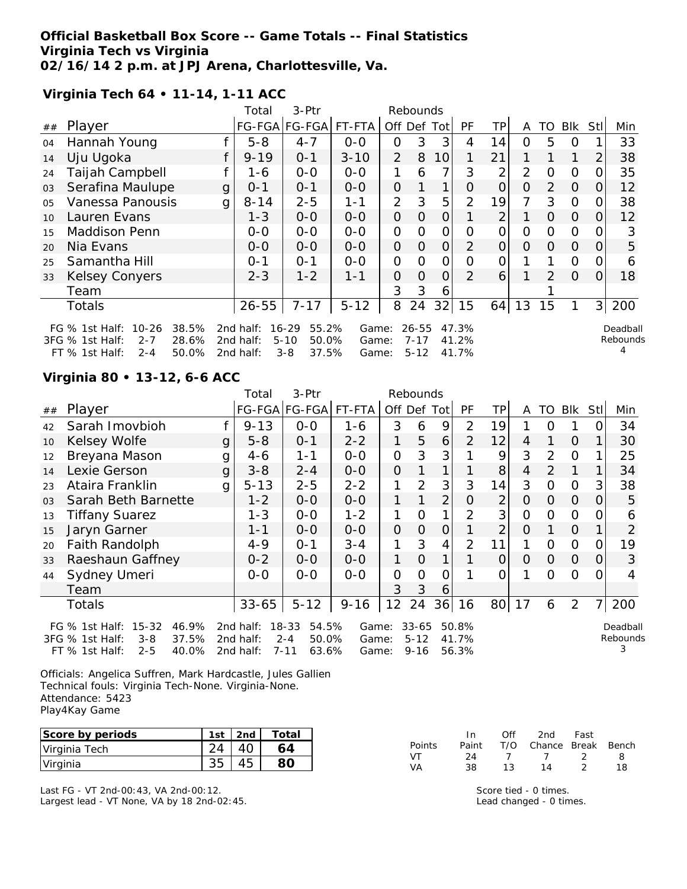**Official Basketball Box Score -- Game Totals -- Final Statistics**
**Virginia Tech vs Virginia**
**02/16/14 2 p.m. at JPJ Arena, Charlottesville, Va.**

**Virginia Tech 64 • 11-14, 1-11 ACC**

| ## | Player | | Total FG-FGA | 3-Ptr FG-FGA | FT-FTA | Rebounds Off | Def | Tot | PF | TP | A | TO | Blk | Stl | Min |
|---|---|---|---|---|---|---|---|---|---|---|---|---|---|---|---|
| 04 | Hannah Young | f | 5-8 | 4-7 | 0-0 | 0 | 3 | 3 | 4 | 14 | 0 | 5 | 0 | 1 | 33 |
| 14 | Uju Ugoka | f | 9-19 | 0-1 | 3-10 | 2 | 8 | 10 | 1 | 21 | 1 | 1 | 1 | 2 | 38 |
| 24 | Taijah Campbell | f | 1-6 | 0-0 | 0-0 | 1 | 6 | 7 | 3 | 2 | 2 | 0 | 0 | 0 | 35 |
| 03 | Serafina Maulupe | g | 0-1 | 0-1 | 0-0 | 0 | 1 | 1 | 0 | 0 | 0 | 2 | 0 | 0 | 12 |
| 05 | Vanessa Panousis | g | 8-14 | 2-5 | 1-1 | 2 | 3 | 5 | 2 | 19 | 7 | 3 | 0 | 0 | 38 |
| 10 | Lauren Evans | | 1-3 | 0-0 | 0-0 | 0 | 0 | 0 | 1 | 2 | 1 | 0 | 0 | 0 | 12 |
| 15 | Maddison Penn | | 0-0 | 0-0 | 0-0 | 0 | 0 | 0 | 0 | 0 | 0 | 0 | 0 | 0 | 3 |
| 20 | Nia Evans | | 0-0 | 0-0 | 0-0 | 0 | 0 | 0 | 2 | 0 | 0 | 0 | 0 | 0 | 5 |
| 25 | Samantha Hill | | 0-1 | 0-1 | 0-0 | 0 | 0 | 0 | 0 | 0 | 1 | 1 | 0 | 0 | 6 |
| 33 | Kelsey Conyers | | 2-3 | 1-2 | 1-1 | 0 | 0 | 0 | 2 | 6 | 1 | 2 | 0 | 0 | 18 |
| | Team | | | | | 3 | 3 | 6 | | | | 1 | | | |
| | Totals | | 26-55 | 7-17 | 5-12 | 8 | 24 | 32 | 15 | 64 | 13 | 15 | 1 | 3 | 200 |

FG % 1st Half: 10-26 38.5% 2nd half: 16-29 55.2% Game: 26-55 47.3%
3FG % 1st Half: 2-7 28.6% 2nd half: 5-10 50.0% Game: 7-17 41.2%
FT % 1st Half: 2-4 50.0% 2nd half: 3-8 37.5% Game: 5-12 41.7%
Deadball Rebounds 4

**Virginia 80 • 13-12, 6-6 ACC**

| ## | Player | | Total FG-FGA | 3-Ptr FG-FGA | FT-FTA | Rebounds Off | Def | Tot | PF | TP | A | TO | Blk | Stl | Min |
|---|---|---|---|---|---|---|---|---|---|---|---|---|---|---|---|
| 42 | Sarah Imovbioh | f | 9-13 | 0-0 | 1-6 | 3 | 6 | 9 | 2 | 19 | 1 | 0 | 1 | 0 | 34 |
| 10 | Kelsey Wolfe | g | 5-8 | 0-1 | 2-2 | 1 | 5 | 6 | 2 | 12 | 4 | 1 | 0 | 1 | 30 |
| 12 | Breyana Mason | g | 4-6 | 1-1 | 0-0 | 0 | 3 | 3 | 1 | 9 | 3 | 2 | 0 | 1 | 25 |
| 14 | Lexie Gerson | g | 3-8 | 2-4 | 0-0 | 0 | 1 | 1 | 1 | 8 | 4 | 2 | 1 | 1 | 34 |
| 23 | Ataira Franklin | g | 5-13 | 2-5 | 2-2 | 1 | 2 | 3 | 3 | 14 | 3 | 0 | 0 | 3 | 38 |
| 03 | Sarah Beth Barnette | | 1-2 | 0-0 | 0-0 | 1 | 1 | 2 | 0 | 2 | 0 | 0 | 0 | 0 | 5 |
| 13 | Tiffany Suarez | | 1-3 | 0-0 | 1-2 | 1 | 0 | 1 | 2 | 3 | 0 | 0 | 0 | 0 | 6 |
| 15 | Jaryn Garner | | 1-1 | 0-0 | 0-0 | 0 | 0 | 0 | 1 | 2 | 0 | 1 | 0 | 1 | 2 |
| 20 | Faith Randolph | | 4-9 | 0-1 | 3-4 | 1 | 3 | 4 | 2 | 11 | 1 | 0 | 0 | 0 | 19 |
| 33 | Raeshaun Gaffney | | 0-2 | 0-0 | 0-0 | 1 | 0 | 1 | 1 | 0 | 0 | 0 | 0 | 0 | 3 |
| 44 | Sydney Umeri | | 0-0 | 0-0 | 0-0 | 0 | 0 | 0 | 1 | 0 | 1 | 0 | 0 | 0 | 4 |
| | Team | | | | | 3 | 3 | 6 | | | | | | | |
| | Totals | | 33-65 | 5-12 | 9-16 | 12 | 24 | 36 | 16 | 80 | 17 | 6 | 2 | 7 | 200 |

FG % 1st Half: 15-32 46.9% 2nd half: 18-33 54.5% Game: 33-65 50.8%
3FG % 1st Half: 3-8 37.5% 2nd half: 2-4 50.0% Game: 5-12 41.7%
FT % 1st Half: 2-5 40.0% 2nd half: 7-11 63.6% Game: 9-16 56.3%
Deadball Rebounds 3

Officials: Angelica Suffren, Mark Hardcastle, Jules Gallien
Technical fouls: Virginia Tech-None. Virginia-None.
Attendance: 5423
Play4Kay Game

| Score by periods | 1st | 2nd | Total |
|---|---|---|---|
| Virginia Tech | 24 | 40 | **64** |
| Virginia | 35 | 45 | **80** |

| Points | In Paint | Off T/O | 2nd Chance | Fast Break | Bench |
|---|---|---|---|---|---|
| VT | 24 | 7 | 7 | 2 | 8 |
| VA | 38 | 13 | 14 | 2 | 18 |

Last FG - VT 2nd-00:43, VA 2nd-00:12.
Largest lead - VT None, VA by 18 2nd-02:45.

Score tied - 0 times.
Lead changed - 0 times.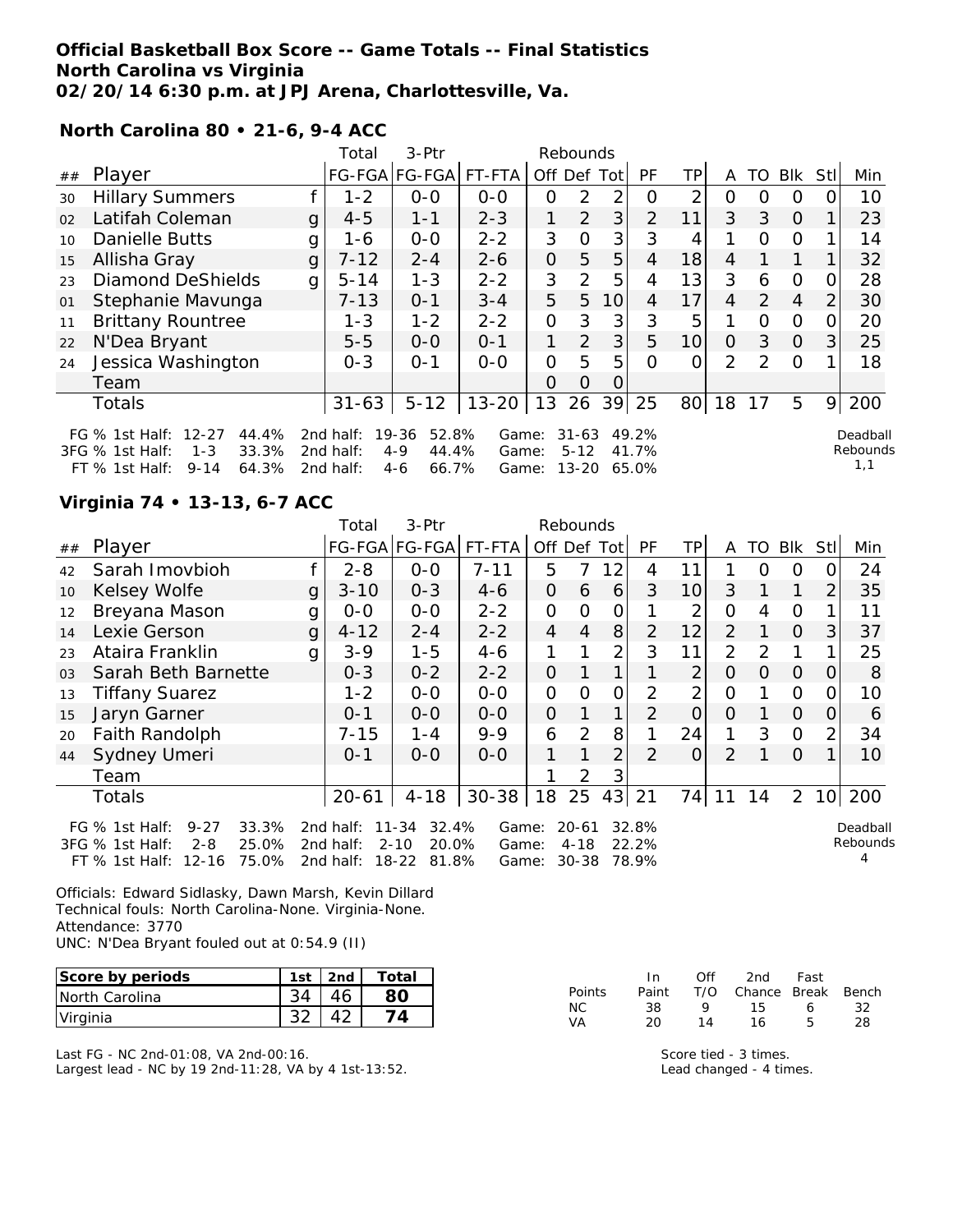**Official Basketball Box Score -- Game Totals -- Final Statistics**
**North Carolina vs Virginia**
**02/20/14 6:30 p.m. at JPJ Arena, Charlottesville, Va.**

**North Carolina 80 • 21-6, 9-4 ACC**

| ## | Player | | Total FG-FGA | 3-Ptr FG-FGA | FT-FTA | Rebounds Off | Def | Tot | PF | TP | A | TO | Blk | Stl | Min |
|---|---|---|---|---|---|---|---|---|---|---|---|---|---|---|---|
| 30 | Hillary Summers | f | 1-2 | 0-0 | 0-0 | 0 | 2 | 2 | 0 | 2 | 0 | 0 | 0 | 0 | 10 |
| 02 | Latifah Coleman | g | 4-5 | 1-1 | 2-3 | 1 | 2 | 3 | 2 | 11 | 3 | 3 | 0 | 1 | 23 |
| 10 | Danielle Butts | g | 1-6 | 0-0 | 2-2 | 3 | 0 | 3 | 3 | 4 | 1 | 0 | 0 | 1 | 14 |
| 15 | Allisha Gray | g | 7-12 | 2-4 | 2-6 | 0 | 5 | 5 | 4 | 18 | 4 | 1 | 1 | 1 | 32 |
| 23 | Diamond DeShields | g | 5-14 | 1-3 | 2-2 | 3 | 2 | 5 | 4 | 13 | 3 | 6 | 0 | 0 | 28 |
| 01 | Stephanie Mavunga | | 7-13 | 0-1 | 3-4 | 5 | 5 | 10 | 4 | 17 | 4 | 2 | 4 | 2 | 30 |
| 11 | Brittany Rountree | | 1-3 | 1-2 | 2-2 | 0 | 3 | 3 | 3 | 5 | 1 | 0 | 0 | 0 | 20 |
| 22 | N'Dea Bryant | | 5-5 | 0-0 | 0-1 | 1 | 2 | 3 | 5 | 10 | 0 | 3 | 0 | 3 | 25 |
| 24 | Jessica Washington | | 0-3 | 0-1 | 0-0 | 0 | 5 | 5 | 0 | 0 | 2 | 2 | 0 | 1 | 18 |
| | Team | | | | | 0 | 0 | 0 | | | | | | | |
| | Totals | | 31-63 | 5-12 | 13-20 | 13 | 26 | 39 | 25 | 80 | 18 | 17 | 5 | 9 | 200 |

FG % 1st Half: 12-27 44.4% 2nd half: 19-36 52.8% Game: 31-63 49.2%
3FG % 1st Half: 1-3 33.3% 2nd half: 4-9 44.4% Game: 5-12 41.7%
FT % 1st Half: 9-14 64.3% 2nd half: 4-6 66.7% Game: 13-20 65.0%
Deadball Rebounds 1,1

**Virginia 74 • 13-13, 6-7 ACC**

| ## | Player | | Total FG-FGA | 3-Ptr FG-FGA | FT-FTA | Rebounds Off | Def | Tot | PF | TP | A | TO | Blk | Stl | Min |
|---|---|---|---|---|---|---|---|---|---|---|---|---|---|---|---|
| 42 | Sarah Imovbioh | f | 2-8 | 0-0 | 7-11 | 5 | 7 | 12 | 4 | 11 | 1 | 0 | 0 | 0 | 24 |
| 10 | Kelsey Wolfe | g | 3-10 | 0-3 | 4-6 | 0 | 6 | 6 | 3 | 10 | 3 | 1 | 1 | 2 | 35 |
| 12 | Breyana Mason | g | 0-0 | 0-0 | 2-2 | 0 | 0 | 0 | 1 | 2 | 0 | 4 | 0 | 1 | 11 |
| 14 | Lexie Gerson | g | 4-12 | 2-4 | 2-2 | 4 | 4 | 8 | 2 | 12 | 2 | 1 | 0 | 3 | 37 |
| 23 | Ataira Franklin | g | 3-9 | 1-5 | 4-6 | 1 | 1 | 2 | 3 | 11 | 2 | 2 | 1 | 1 | 25 |
| 03 | Sarah Beth Barnette | | 0-3 | 0-2 | 2-2 | 0 | 1 | 1 | 1 | 2 | 0 | 0 | 0 | 0 | 8 |
| 13 | Tiffany Suarez | | 1-2 | 0-0 | 0-0 | 0 | 0 | 0 | 2 | 2 | 0 | 1 | 0 | 0 | 10 |
| 15 | Jaryn Garner | | 0-1 | 0-0 | 0-0 | 0 | 1 | 1 | 2 | 0 | 0 | 1 | 0 | 0 | 6 |
| 20 | Faith Randolph | | 7-15 | 1-4 | 9-9 | 6 | 2 | 8 | 1 | 24 | 1 | 3 | 0 | 2 | 34 |
| 44 | Sydney Umeri | | 0-1 | 0-0 | 0-0 | 1 | 1 | 2 | 2 | 0 | 2 | 1 | 0 | 1 | 10 |
| | Team | | | | | 1 | 2 | 3 | | | | | | | |
| | Totals | | 20-61 | 4-18 | 30-38 | 18 | 25 | 43 | 21 | 74 | 11 | 14 | 2 | 10 | 200 |

FG % 1st Half: 9-27 33.3% 2nd half: 11-34 32.4% Game: 20-61 32.8%
3FG % 1st Half: 2-8 25.0% 2nd half: 2-10 20.0% Game: 4-18 22.2%
FT % 1st Half: 12-16 75.0% 2nd half: 18-22 81.8% Game: 30-38 78.9%
Deadball Rebounds 4

Officials: Edward Sidlasky, Dawn Marsh, Kevin Dillard
Technical fouls: North Carolina-None. Virginia-None.
Attendance: 3770
UNC: N'Dea Bryant fouled out at 0:54.9 (II)

| Score by periods | 1st | 2nd | Total |
|---|---|---|---|
| North Carolina | 34 | 46 | **80** |
| Virginia | 32 | 42 | **74** |

| Points | In Paint | Off T/O | 2nd Chance | Fast Break | Bench |
|---|---|---|---|---|---|
| NC | 38 | 9 | 15 | 6 | 32 |
| VA | 20 | 14 | 16 | 5 | 28 |

Last FG - NC 2nd-01:08, VA 2nd-00:16.
Largest lead - NC by 19 2nd-11:28, VA by 4 1st-13:52.

Score tied - 3 times.
Lead changed - 4 times.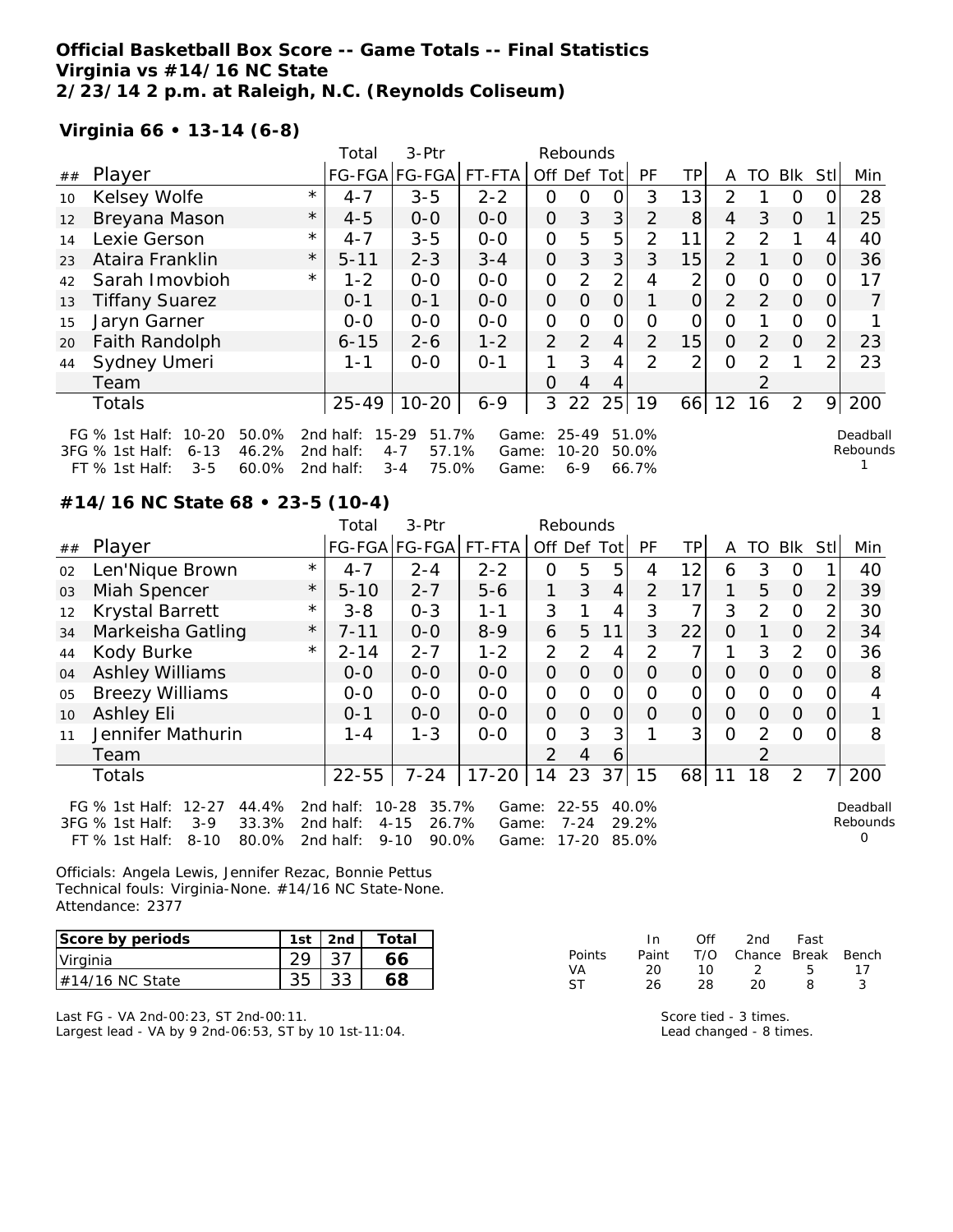**Official Basketball Box Score -- Game Totals -- Final Statistics**
**Virginia vs #14/16 NC State**
**2/23/14 2 p.m. at Raleigh, N.C. (Reynolds Coliseum)**

**Virginia 66 • 13-14 (6-8)**

| ## | Player | | Total FG-FGA | 3-Ptr FG-FGA | FT-FTA | Rebounds Off | Def | Tot | PF | TP | A | TO | Blk | Stl | Min |
|---|---|---|---|---|---|---|---|---|---|---|---|---|---|---|---|
| 10 | Kelsey Wolfe | * | 4-7 | 3-5 | 2-2 | 0 | 0 | 0 | 3 | 13 | 2 | 1 | 0 | 0 | 28 |
| 12 | Breyana Mason | * | 4-5 | 0-0 | 0-0 | 0 | 3 | 3 | 2 | 8 | 4 | 3 | 0 | 1 | 25 |
| 14 | Lexie Gerson | * | 4-7 | 3-5 | 0-0 | 0 | 5 | 5 | 2 | 11 | 2 | 2 | 1 | 4 | 40 |
| 23 | Ataira Franklin | * | 5-11 | 2-3 | 3-4 | 0 | 3 | 3 | 3 | 15 | 2 | 1 | 0 | 0 | 36 |
| 42 | Sarah Imovbioh | * | 1-2 | 0-0 | 0-0 | 0 | 2 | 2 | 4 | 2 | 0 | 0 | 0 | 0 | 17 |
| 13 | Tiffany Suarez | | 0-1 | 0-1 | 0-0 | 0 | 0 | 0 | 1 | 0 | 2 | 2 | 0 | 0 | 7 |
| 15 | Jaryn Garner | | 0-0 | 0-0 | 0-0 | 0 | 0 | 0 | 0 | 0 | 0 | 1 | 0 | 0 | 1 |
| 20 | Faith Randolph | | 6-15 | 2-6 | 1-2 | 2 | 2 | 4 | 2 | 15 | 0 | 2 | 0 | 2 | 23 |
| 44 | Sydney Umeri | | 1-1 | 0-0 | 0-1 | 1 | 3 | 4 | 2 | 2 | 0 | 2 | 1 | 2 | 23 |
| | Team | | | | | 0 | 4 | 4 | | | | 2 | | | |
| | Totals | | 25-49 | 10-20 | 6-9 | 3 | 22 | 25 | 19 | 66 | 12 | 16 | 2 | 9 | 200 |

FG % 1st Half: 10-20 50.0% 2nd half: 15-29 51.7% Game: 25-49 51.0%
3FG % 1st Half: 6-13 46.2% 2nd half: 4-7 57.1% Game: 10-20 50.0%
FT % 1st Half: 3-5 60.0% 2nd half: 3-4 75.0% Game: 6-9 66.7%
Deadball Rebounds 1

**#14/16 NC State 68 • 23-5 (10-4)**

| ## | Player | | Total FG-FGA | 3-Ptr FG-FGA | FT-FTA | Rebounds Off | Def | Tot | PF | TP | A | TO | Blk | Stl | Min |
|---|---|---|---|---|---|---|---|---|---|---|---|---|---|---|---|
| 02 | Len'Nique Brown | * | 4-7 | 2-4 | 2-2 | 0 | 5 | 5 | 4 | 12 | 6 | 3 | 0 | 1 | 40 |
| 03 | Miah Spencer | * | 5-10 | 2-7 | 5-6 | 1 | 3 | 4 | 2 | 17 | 1 | 5 | 0 | 2 | 39 |
| 12 | Krystal Barrett | * | 3-8 | 0-3 | 1-1 | 3 | 1 | 4 | 3 | 7 | 3 | 2 | 0 | 2 | 30 |
| 34 | Markeisha Gatling | * | 7-11 | 0-0 | 8-9 | 6 | 5 | 11 | 3 | 22 | 0 | 1 | 0 | 2 | 34 |
| 44 | Kody Burke | * | 2-14 | 2-7 | 1-2 | 2 | 2 | 4 | 2 | 7 | 1 | 3 | 2 | 0 | 36 |
| 04 | Ashley Williams | | 0-0 | 0-0 | 0-0 | 0 | 0 | 0 | 0 | 0 | 0 | 0 | 0 | 0 | 8 |
| 05 | Breezy Williams | | 0-0 | 0-0 | 0-0 | 0 | 0 | 0 | 0 | 0 | 0 | 0 | 0 | 0 | 4 |
| 10 | Ashley Eli | | 0-1 | 0-0 | 0-0 | 0 | 0 | 0 | 0 | 0 | 0 | 0 | 0 | 0 | 1 |
| 11 | Jennifer Mathurin | | 1-4 | 1-3 | 0-0 | 0 | 3 | 3 | 1 | 3 | 0 | 2 | 0 | 0 | 8 |
| | Team | | | | | 2 | 4 | 6 | | | | 2 | | | |
| | Totals | | 22-55 | 7-24 | 17-20 | 14 | 23 | 37 | 15 | 68 | 11 | 18 | 2 | 7 | 200 |

FG % 1st Half: 12-27 44.4% 2nd half: 10-28 35.7% Game: 22-55 40.0%
3FG % 1st Half: 3-9 33.3% 2nd half: 4-15 26.7% Game: 7-24 29.2%
FT % 1st Half: 8-10 80.0% 2nd half: 9-10 90.0% Game: 17-20 85.0%
Deadball Rebounds 0

Officials: Angela Lewis, Jennifer Rezac, Bonnie Pettus
Technical fouls: Virginia-None. #14/16 NC State-None.
Attendance: 2377

| Score by periods | 1st | 2nd | Total |
|---|---|---|---|
| Virginia | 29 | 37 | 66 |
| #14/16 NC State | 35 | 33 | 68 |

| Points | In Paint | Off T/O | 2nd Chance | Fast Break | Bench |
|---|---|---|---|---|---|
| VA | 20 | 10 | 2 | 5 | 17 |
| ST | 26 | 28 | 20 | 8 | 3 |

Last FG - VA 2nd-00:23, ST 2nd-00:11.
Largest lead - VA by 9 2nd-06:53, ST by 10 1st-11:04.

Score tied - 3 times.
Lead changed - 8 times.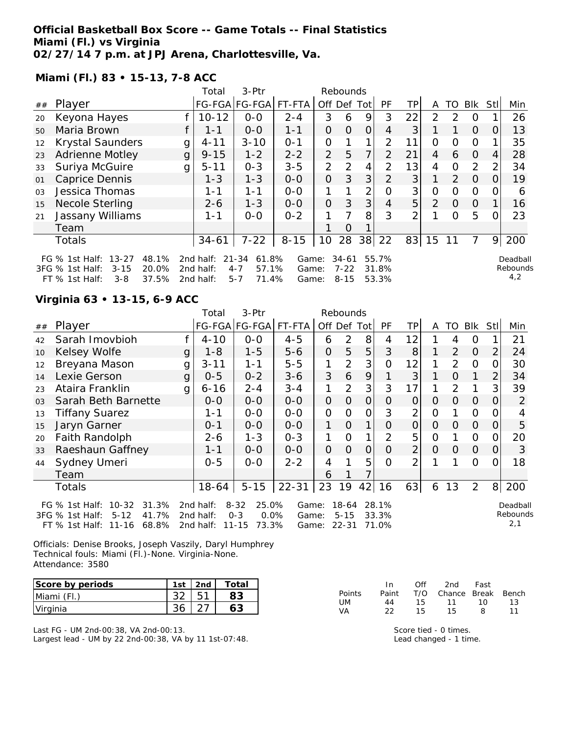**Official Basketball Box Score -- Game Totals -- Final Statistics**
**Miami (Fl.) vs Virginia**
**02/27/14 7 p.m. at JPJ Arena, Charlottesville, Va.**

**Miami (Fl.) 83 • 15-13, 7-8 ACC**

| ## | Player | | Total FG-FGA | 3-Ptr FG-FGA | FT-FTA | Off | Def | Tot | PF | TP | A | TO | Blk | Stl | Min |
|---|---|---|---|---|---|---|---|---|---|---|---|---|---|---|---|
| 20 | Keyona Hayes | f | 10-12 | 0-0 | 2-4 | 3 | 6 | 9 | 3 | 22 | 2 | 2 | 0 | 1 | 26 |
| 50 | Maria Brown | f | 1-1 | 0-0 | 1-1 | 0 | 0 | 0 | 4 | 3 | 1 | 1 | 0 | 0 | 13 |
| 12 | Krystal Saunders | g | 4-11 | 3-10 | 0-1 | 0 | 1 | 1 | 2 | 11 | 0 | 0 | 0 | 1 | 35 |
| 23 | Adrienne Motley | g | 9-15 | 1-2 | 2-2 | 2 | 5 | 7 | 2 | 21 | 4 | 6 | 0 | 4 | 28 |
| 33 | Suriya McGuire | g | 5-11 | 0-3 | 3-5 | 2 | 2 | 4 | 2 | 13 | 4 | 0 | 2 | 2 | 34 |
| 01 | Caprice Dennis | | 1-3 | 1-3 | 0-0 | 0 | 3 | 3 | 2 | 3 | 1 | 2 | 0 | 0 | 19 |
| 03 | Jessica Thomas | | 1-1 | 1-1 | 0-0 | 1 | 1 | 2 | 0 | 3 | 0 | 0 | 0 | 0 | 6 |
| 15 | Necole Sterling | | 2-6 | 1-3 | 0-0 | 0 | 3 | 3 | 4 | 5 | 2 | 0 | 0 | 1 | 16 |
| 21 | Jassany Williams | | 1-1 | 0-0 | 0-2 | 1 | 7 | 8 | 3 | 2 | 1 | 0 | 5 | 0 | 23 |
| | Team | | | | | 1 | 0 | 1 | | | | | | | |
| | Totals | | 34-61 | 7-22 | 8-15 | 10 | 28 | 38 | 22 | 83 | 15 | 11 | 7 | 9 | 200 |

FG % 1st Half: 13-27 48.1% 2nd half: 21-34 61.8% Game: 34-61 55.7%
3FG % 1st Half: 3-15 20.0% 2nd half: 4-7 57.1% Game: 7-22 31.8%
FT % 1st Half: 3-8 37.5% 2nd half: 5-7 71.4% Game: 8-15 53.3%

Deadball Rebounds 4,2

**Virginia 63 • 13-15, 6-9 ACC**

| ## | Player | | Total FG-FGA | 3-Ptr FG-FGA | FT-FTA | Off | Def | Tot | PF | TP | A | TO | Blk | Stl | Min |
|---|---|---|---|---|---|---|---|---|---|---|---|---|---|---|---|
| 42 | Sarah Imovbioh | f | 4-10 | 0-0 | 4-5 | 6 | 2 | 8 | 4 | 12 | 1 | 4 | 0 | 1 | 21 |
| 10 | Kelsey Wolfe | g | 1-8 | 1-5 | 5-6 | 0 | 5 | 5 | 3 | 8 | 1 | 2 | 0 | 2 | 24 |
| 12 | Breyana Mason | g | 3-11 | 1-1 | 5-5 | 1 | 2 | 3 | 0 | 12 | 1 | 2 | 0 | 0 | 30 |
| 14 | Lexie Gerson | g | 0-5 | 0-2 | 3-6 | 3 | 6 | 9 | 1 | 3 | 1 | 0 | 1 | 2 | 34 |
| 23 | Ataira Franklin | g | 6-16 | 2-4 | 3-4 | 1 | 2 | 3 | 3 | 17 | 1 | 2 | 1 | 3 | 39 |
| 03 | Sarah Beth Barnette | | 0-0 | 0-0 | 0-0 | 0 | 0 | 0 | 0 | 0 | 0 | 0 | 0 | 0 | 2 |
| 13 | Tiffany Suarez | | 1-1 | 0-0 | 0-0 | 0 | 0 | 0 | 3 | 2 | 0 | 1 | 0 | 0 | 4 |
| 15 | Jaryn Garner | | 0-1 | 0-0 | 0-0 | 1 | 0 | 1 | 0 | 0 | 0 | 0 | 0 | 0 | 5 |
| 20 | Faith Randolph | | 2-6 | 1-3 | 0-3 | 1 | 0 | 1 | 2 | 5 | 0 | 1 | 0 | 0 | 20 |
| 33 | Raeshaun Gaffney | | 1-1 | 0-0 | 0-0 | 0 | 0 | 0 | 0 | 2 | 0 | 0 | 0 | 0 | 3 |
| 44 | Sydney Umeri | | 0-5 | 0-0 | 2-2 | 4 | 1 | 5 | 0 | 2 | 1 | 1 | 0 | 0 | 18 |
| | Team | | | | | 6 | 1 | 7 | | | | | | | |
| | Totals | | 18-64 | 5-15 | 22-31 | 23 | 19 | 42 | 16 | 63 | 6 | 13 | 2 | 8 | 200 |

FG % 1st Half: 10-32 31.3% 2nd half: 8-32 25.0% Game: 18-64 28.1%
3FG % 1st Half: 5-12 41.7% 2nd half: 0-3 0.0% Game: 5-15 33.3%
FT % 1st Half: 11-16 68.8% 2nd half: 11-15 73.3% Game: 22-31 71.0%

Deadball Rebounds 2,1

Officials: Denise Brooks, Joseph Vaszily, Daryl Humphrey
Technical fouls: Miami (Fl.)-None. Virginia-None.
Attendance: 3580

| Score by periods | 1st | 2nd | Total |
|---|---|---|---|
| Miami (Fl.) | 32 | 51 | 83 |
| Virginia | 36 | 27 | 63 |

| Points | In Paint | Off T/O | 2nd Chance | Fast Break | Bench |
|---|---|---|---|---|---|
| UM | 44 | 15 | 11 | 10 | 13 |
| VA | 22 | 15 | 15 | 8 | 11 |

Last FG - UM 2nd-00:38, VA 2nd-00:13.
Largest lead - UM by 22 2nd-00:38, VA by 11 1st-07:48.

Score tied - 0 times.
Lead changed - 1 time.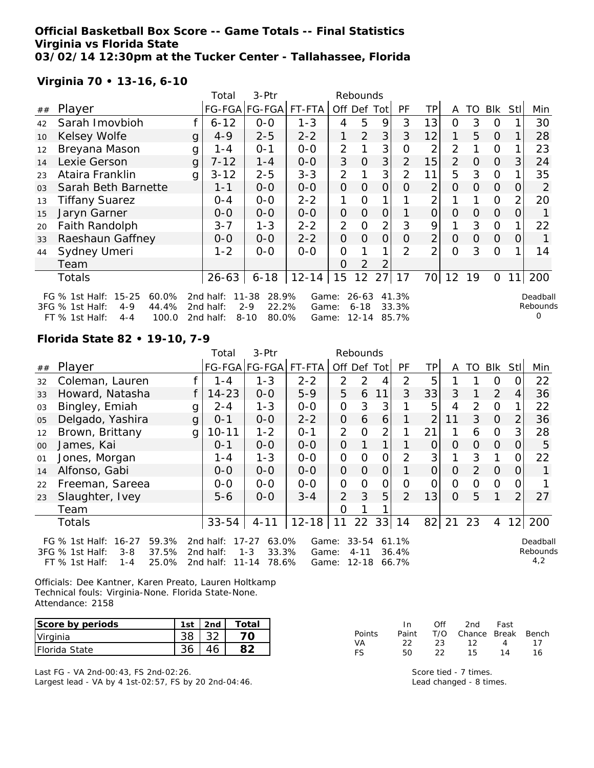**Official Basketball Box Score -- Game Totals -- Final Statistics**
**Virginia vs Florida State**
**03/02/14 12:30pm at the Tucker Center - Tallahassee, Florida**

**Virginia 70 • 13-16, 6-10**

| ## | Player | | Total FG-FGA | 3-Ptr FG-FGA | FT-FTA | Rebounds Off | Def | Tot | PF | TP | A | TO | Blk | Stl | Min |
|---|---|---|---|---|---|---|---|---|---|---|---|---|---|---|---|
| 42 | Sarah Imovbioh | f | 6-12 | 0-0 | 1-3 | 4 | 5 | 9 | 3 | 13 | 0 | 3 | 0 | 1 | 30 |
| 10 | Kelsey Wolfe | g | 4-9 | 2-5 | 2-2 | 1 | 2 | 3 | 3 | 12 | 1 | 5 | 0 | 1 | 28 |
| 12 | Breyana Mason | g | 1-4 | 0-1 | 0-0 | 2 | 1 | 3 | 0 | 2 | 2 | 1 | 0 | 1 | 23 |
| 14 | Lexie Gerson | g | 7-12 | 1-4 | 0-0 | 3 | 0 | 3 | 2 | 15 | 2 | 0 | 0 | 3 | 24 |
| 23 | Ataira Franklin | g | 3-12 | 2-5 | 3-3 | 2 | 1 | 3 | 2 | 11 | 5 | 3 | 0 | 1 | 35 |
| 03 | Sarah Beth Barnette | | 1-1 | 0-0 | 0-0 | 0 | 0 | 0 | 0 | 2 | 0 | 0 | 0 | 0 | 2 |
| 13 | Tiffany Suarez | | 0-4 | 0-0 | 2-2 | 1 | 0 | 1 | 1 | 2 | 1 | 1 | 0 | 2 | 20 |
| 15 | Jaryn Garner | | 0-0 | 0-0 | 0-0 | 0 | 0 | 0 | 1 | 0 | 0 | 0 | 0 | 0 | 1 |
| 20 | Faith Randolph | | 3-7 | 1-3 | 2-2 | 2 | 0 | 2 | 3 | 9 | 1 | 3 | 0 | 1 | 22 |
| 33 | Raeshaun Gaffney | | 0-0 | 0-0 | 2-2 | 0 | 0 | 0 | 0 | 2 | 0 | 0 | 0 | 0 | 1 |
| 44 | Sydney Umeri | | 1-2 | 0-0 | 0-0 | 0 | 1 | 1 | 2 | 2 | 0 | 3 | 0 | 1 | 14 |
| | Team | | | | | 0 | 2 | 2 | | | | | | | |
| | Totals | | 26-63 | 6-18 | 12-14 | 15 | 12 | 27 | 17 | 70 | 12 | 19 | 0 | 11 | 200 |

FG % 1st Half: 15-25 60.0% 2nd half: 11-38 28.9% Game: 26-63 41.3%
3FG % 1st Half: 4-9 44.4% 2nd half: 2-9 22.2% Game: 6-18 33.3%
FT % 1st Half: 4-4 100.0 2nd half: 8-10 80.0% Game: 12-14 85.7%

Deadball Rebounds: 0

**Florida State 82 • 19-10, 7-9**

| ## | Player | | Total FG-FGA | 3-Ptr FG-FGA | FT-FTA | Rebounds Off | Def | Tot | PF | TP | A | TO | Blk | Stl | Min |
|---|---|---|---|---|---|---|---|---|---|---|---|---|---|---|---|
| 32 | Coleman, Lauren | f | 1-4 | 1-3 | 2-2 | 2 | 2 | 4 | 2 | 5 | 1 | 1 | 0 | 0 | 22 |
| 33 | Howard, Natasha | f | 14-23 | 0-0 | 5-9 | 5 | 6 | 11 | 3 | 33 | 3 | 1 | 2 | 4 | 36 |
| 03 | Bingley, Emiah | g | 2-4 | 1-3 | 0-0 | 0 | 3 | 3 | 1 | 5 | 4 | 2 | 0 | 1 | 22 |
| 05 | Delgado, Yashira | g | 0-1 | 0-0 | 2-2 | 0 | 6 | 6 | 1 | 2 | 11 | 3 | 0 | 2 | 36 |
| 12 | Brown, Brittany | g | 10-11 | 1-2 | 0-1 | 2 | 0 | 2 | 1 | 21 | 1 | 6 | 0 | 3 | 28 |
| 00 | James, Kai | | 0-1 | 0-0 | 0-0 | 0 | 1 | 1 | 1 | 0 | 0 | 0 | 0 | 0 | 5 |
| 01 | Jones, Morgan | | 1-4 | 1-3 | 0-0 | 0 | 0 | 0 | 2 | 3 | 1 | 3 | 1 | 0 | 22 |
| 14 | Alfonso, Gabi | | 0-0 | 0-0 | 0-0 | 0 | 0 | 0 | 1 | 0 | 0 | 2 | 0 | 0 | 1 |
| 22 | Freeman, Sareea | | 0-0 | 0-0 | 0-0 | 0 | 0 | 0 | 0 | 0 | 0 | 0 | 0 | 0 | 1 |
| 23 | Slaughter, Ivey | | 5-6 | 0-0 | 3-4 | 2 | 3 | 5 | 2 | 13 | 0 | 5 | 1 | 2 | 27 |
| | Team | | | | | 0 | 1 | 1 | | | | | | | |
| | Totals | | 33-54 | 4-11 | 12-18 | 11 | 22 | 33 | 14 | 82 | 21 | 23 | 4 | 12 | 200 |

FG % 1st Half: 16-27 59.3% 2nd half: 17-27 63.0% Game: 33-54 61.1%
3FG % 1st Half: 3-8 37.5% 2nd half: 1-3 33.3% Game: 4-11 36.4%
FT % 1st Half: 1-4 25.0% 2nd half: 11-14 78.6% Game: 12-18 66.7%

Deadball Rebounds: 4,2

Officials: Dee Kantner, Karen Preato, Lauren Holtkamp
Technical fouls: Virginia-None. Florida State-None.
Attendance: 2158

| Score by periods | 1st | 2nd | Total |
|---|---|---|---|
| Virginia | 38 | 32 | 70 |
| Florida State | 36 | 46 | 82 |

| Points | In Paint | Off T/O | 2nd Chance | Fast Break | Bench |
|---|---|---|---|---|---|
| VA | 22 | 23 | 12 | 4 | 17 |
| FS | 50 | 22 | 15 | 14 | 16 |

Last FG - VA 2nd-00:43, FS 2nd-02:26.
Largest lead - VA by 4 1st-02:57, FS by 20 2nd-04:46.

Score tied - 7 times.
Lead changed - 8 times.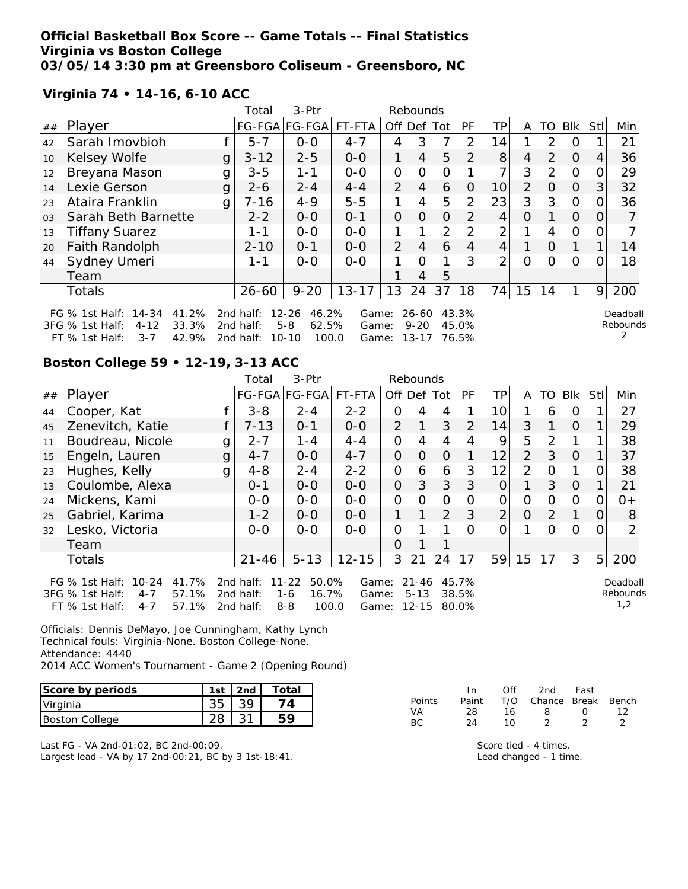# Official Basketball Box Score -- Game Totals -- Final Statistics
## Virginia vs Boston College
### 03/05/14 3:30 pm at Greensboro Coliseum - Greensboro, NC

**Virginia 74 • 14-16, 6-10 ACC**

| ## | Player | | Total FG-FGA | 3-Ptr FG-FGA | FT-FTA | Rebounds Off | Def | Tot | PF | TP | A | TO | Blk | Stl | Min |
|---|---|---|---|---|---|---|---|---|---|---|---|---|---|---|---|
| 42 | Sarah Imovbioh | f | 5-7 | 0-0 | 4-7 | 4 | 3 | 7 | 2 | 14 | 1 | 2 | 0 | 1 | 21 |
| 10 | Kelsey Wolfe | g | 3-12 | 2-5 | 0-0 | 1 | 4 | 5 | 2 | 8 | 4 | 2 | 0 | 4 | 36 |
| 12 | Breyana Mason | g | 3-5 | 1-1 | 0-0 | 0 | 0 | 0 | 1 | 7 | 3 | 2 | 0 | 0 | 29 |
| 14 | Lexie Gerson | g | 2-6 | 2-4 | 4-4 | 2 | 4 | 6 | 0 | 10 | 2 | 0 | 0 | 3 | 32 |
| 23 | Ataira Franklin | g | 7-16 | 4-9 | 5-5 | 1 | 4 | 5 | 2 | 23 | 3 | 3 | 0 | 0 | 36 |
| 03 | Sarah Beth Barnette | | 2-2 | 0-0 | 0-1 | 0 | 0 | 0 | 2 | 4 | 0 | 1 | 0 | 0 | 7 |
| 13 | Tiffany Suarez | | 1-1 | 0-0 | 0-0 | 1 | 1 | 2 | 2 | 2 | 1 | 4 | 0 | 0 | 7 |
| 20 | Faith Randolph | | 2-10 | 0-1 | 0-0 | 2 | 4 | 6 | 4 | 4 | 1 | 0 | 1 | 1 | 14 |
| 44 | Sydney Umeri | | 1-1 | 0-0 | 0-0 | 1 | 0 | 1 | 3 | 2 | 0 | 0 | 0 | 0 | 18 |
| | Team | | | | | 1 | 4 | 5 | | | | | | | |
| | Totals | | 26-60 | 9-20 | 13-17 | 13 | 24 | 37 | 18 | 74 | 15 | 14 | 1 | 9 | 200 |

| | 1st Half | | 2nd half | | Game | |
|---|---|---|---|---|---|---|
| FG % | 14-34 | 41.2% | 12-26 | 46.2% | 26-60 | 43.3% |
| 3FG % | 4-12 | 33.3% | 5-8 | 62.5% | 9-20 | 45.0% |
| FT % | 3-7 | 42.9% | 10-10 | 100.0 | 13-17 | 76.5% |

Deadball Rebounds 2

**Boston College 59 • 12-19, 3-13 ACC**

| ## | Player | | Total FG-FGA | 3-Ptr FG-FGA | FT-FTA | Rebounds Off | Def | Tot | PF | TP | A | TO | Blk | Stl | Min |
|---|---|---|---|---|---|---|---|---|---|---|---|---|---|---|---|
| 44 | Cooper, Kat | f | 3-8 | 2-4 | 2-2 | 0 | 4 | 4 | 1 | 10 | 1 | 6 | 0 | 1 | 27 |
| 45 | Zenevitch, Katie | f | 7-13 | 0-1 | 0-0 | 2 | 1 | 3 | 2 | 14 | 3 | 1 | 0 | 1 | 29 |
| 11 | Boudreau, Nicole | g | 2-7 | 1-4 | 4-4 | 0 | 4 | 4 | 4 | 9 | 5 | 2 | 1 | 1 | 38 |
| 15 | Engeln, Lauren | g | 4-7 | 0-0 | 4-7 | 0 | 0 | 0 | 1 | 12 | 2 | 3 | 0 | 1 | 37 |
| 23 | Hughes, Kelly | g | 4-8 | 2-4 | 2-2 | 0 | 6 | 6 | 3 | 12 | 2 | 0 | 1 | 0 | 38 |
| 13 | Coulombe, Alexa | | 0-1 | 0-0 | 0-0 | 0 | 3 | 3 | 3 | 0 | 1 | 3 | 0 | 1 | 21 |
| 24 | Mickens, Kami | | 0-0 | 0-0 | 0-0 | 0 | 0 | 0 | 0 | 0 | 0 | 0 | 0 | 0 | 0+ |
| 25 | Gabriel, Karima | | 1-2 | 0-0 | 0-0 | 1 | 1 | 2 | 3 | 2 | 0 | 2 | 1 | 0 | 8 |
| 32 | Lesko, Victoria | | 0-0 | 0-0 | 0-0 | 0 | 1 | 1 | 0 | 0 | 1 | 0 | 0 | 0 | 2 |
| | Team | | | | | 0 | 1 | 1 | | | | | | | |
| | Totals | | 21-46 | 5-13 | 12-15 | 3 | 21 | 24 | 17 | 59 | 15 | 17 | 3 | 5 | 200 |

| | 1st Half | | 2nd half | | Game | |
|---|---|---|---|---|---|---|
| FG % | 10-24 | 41.7% | 11-22 | 50.0% | 21-46 | 45.7% |
| 3FG % | 4-7 | 57.1% | 1-6 | 16.7% | 5-13 | 38.5% |
| FT % | 4-7 | 57.1% | 8-8 | 100.0 | 12-15 | 80.0% |

Deadball Rebounds 1,2

Officials: Dennis DeMayo, Joe Cunningham, Kathy Lynch
Technical fouls: Virginia-None. Boston College-None.
Attendance: 4440
2014 ACC Women's Tournament - Game 2 (Opening Round)

| Score by periods | 1st | 2nd | Total |
|---|---|---|---|
| Virginia | 35 | 39 | 74 |
| Boston College | 28 | 31 | 59 |

| Points | In Paint | Off T/O | 2nd Chance | Fast Break | Bench |
|---|---|---|---|---|---|
| VA | 28 | 16 | 8 | 0 | 12 |
| BC | 24 | 10 | 2 | 2 | 2 |

Last FG - VA 2nd-01:02, BC 2nd-00:09.
Largest lead - VA by 17 2nd-00:21, BC by 3 1st-18:41.

Score tied - 4 times.
Lead changed - 1 time.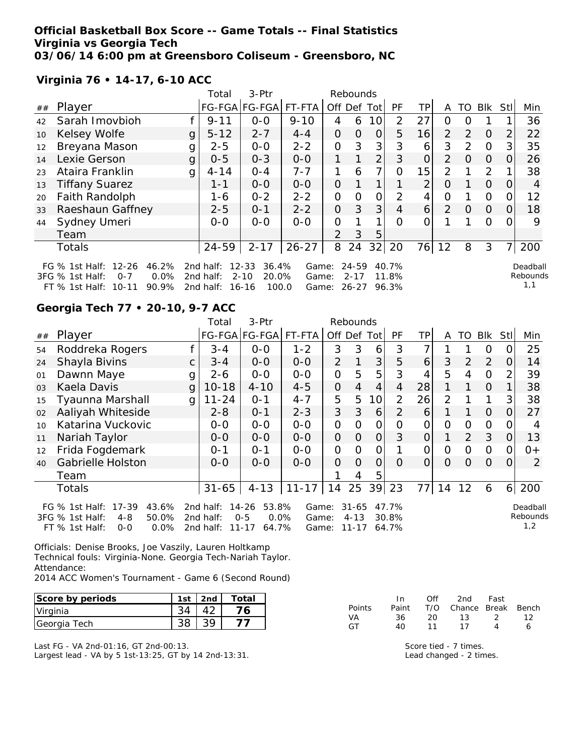# Official Basketball Box Score -- Game Totals -- Final Statistics
## Virginia vs Georgia Tech
## 03/06/14 6:00 pm at Greensboro Coliseum - Greensboro, NC

### Virginia 76 • 14-17, 6-10 ACC

| ## | Player | | Total FG-FGA | 3-Ptr FG-FGA | FT-FTA | Rebounds Off | Def | Tot | PF | TP | A | TO | Blk | Stl | Min |
|---|---|---|---|---|---|---|---|---|---|---|---|---|---|---|---|
| 42 | Sarah Imovbioh | f | 9-11 | 0-0 | 9-10 | 4 | 6 | 10 | 2 | 27 | 0 | 0 | 1 | 1 | 36 |
| 10 | Kelsey Wolfe | g | 5-12 | 2-7 | 4-4 | 0 | 0 | 0 | 5 | 16 | 2 | 2 | 0 | 2 | 22 |
| 12 | Breyana Mason | g | 2-5 | 0-0 | 2-2 | 0 | 3 | 3 | 3 | 6 | 3 | 2 | 0 | 3 | 35 |
| 14 | Lexie Gerson | g | 0-5 | 0-3 | 0-0 | 1 | 1 | 2 | 3 | 0 | 2 | 0 | 0 | 0 | 26 |
| 23 | Ataira Franklin | g | 4-14 | 0-4 | 7-7 | 1 | 6 | 7 | 0 | 15 | 2 | 1 | 2 | 1 | 38 |
| 13 | Tiffany Suarez | | 1-1 | 0-0 | 0-0 | 0 | 1 | 1 | 1 | 2 | 0 | 1 | 0 | 0 | 4 |
| 20 | Faith Randolph | | 1-6 | 0-2 | 2-2 | 0 | 0 | 0 | 2 | 4 | 0 | 1 | 0 | 0 | 12 |
| 33 | Raeshaun Gaffney | | 2-5 | 0-1 | 2-2 | 0 | 3 | 3 | 4 | 6 | 2 | 0 | 0 | 0 | 18 |
| 44 | Sydney Umeri | | 0-0 | 0-0 | 0-0 | 0 | 1 | 1 | 0 | 0 | 1 | 1 | 0 | 0 | 9 |
| | Team | | | | | 2 | 3 | 5 | | | | | | | |
| | Totals | | 24-59 | 2-17 | 26-27 | 8 | 24 | 32 | 20 | 76 | 12 | 8 | 3 | 7 | 200 |

FG % 1st Half: 12-26 46.2% 2nd half: 12-33 36.4% Game: 24-59 40.7%
3FG % 1st Half: 0-7 0.0% 2nd half: 2-10 20.0% Game: 2-17 11.8%
FT % 1st Half: 10-11 90.9% 2nd half: 16-16 100.0 Game: 26-27 96.3%

Deadball Rebounds 1,1

### Georgia Tech 77 • 20-10, 9-7 ACC

| ## | Player | | Total FG-FGA | 3-Ptr FG-FGA | FT-FTA | Rebounds Off | Def | Tot | PF | TP | A | TO | Blk | Stl | Min |
|---|---|---|---|---|---|---|---|---|---|---|---|---|---|---|---|
| 54 | Roddreka Rogers | f | 3-4 | 0-0 | 1-2 | 3 | 3 | 6 | 3 | 7 | 1 | 1 | 0 | 0 | 25 |
| 24 | Shayla Bivins | c | 3-4 | 0-0 | 0-0 | 2 | 1 | 3 | 5 | 6 | 3 | 2 | 2 | 0 | 14 |
| 01 | Dawnn Maye | g | 2-6 | 0-0 | 0-0 | 0 | 5 | 5 | 3 | 4 | 5 | 4 | 0 | 2 | 39 |
| 03 | Kaela Davis | g | 10-18 | 4-10 | 4-5 | 0 | 4 | 4 | 4 | 28 | 1 | 1 | 0 | 1 | 38 |
| 15 | Tyaunna Marshall | g | 11-24 | 0-1 | 4-7 | 5 | 5 | 10 | 2 | 26 | 2 | 1 | 1 | 3 | 38 |
| 02 | Aaliyah Whiteside | | 2-8 | 0-1 | 2-3 | 3 | 3 | 6 | 2 | 6 | 1 | 1 | 0 | 0 | 27 |
| 10 | Katarina Vuckovic | | 0-0 | 0-0 | 0-0 | 0 | 0 | 0 | 0 | 0 | 0 | 0 | 0 | 0 | 4 |
| 11 | Nariah Taylor | | 0-0 | 0-0 | 0-0 | 0 | 0 | 0 | 3 | 0 | 1 | 2 | 3 | 0 | 13 |
| 12 | Frida Fogdemark | | 0-1 | 0-1 | 0-0 | 0 | 0 | 0 | 1 | 0 | 0 | 0 | 0 | 0 | 0+ |
| 40 | Gabrielle Holston | | 0-0 | 0-0 | 0-0 | 0 | 0 | 0 | 0 | 0 | 0 | 0 | 0 | 0 | 2 |
| | Team | | | | | 1 | 4 | 5 | | | | | | | |
| | Totals | | 31-65 | 4-13 | 11-17 | 14 | 25 | 39 | 23 | 77 | 14 | 12 | 6 | 6 | 200 |

FG % 1st Half: 17-39 43.6% 2nd half: 14-26 53.8% Game: 31-65 47.7%
3FG % 1st Half: 4-8 50.0% 2nd half: 0-5 0.0% Game: 4-13 30.8%
FT % 1st Half: 0-0 0.0% 2nd half: 11-17 64.7% Game: 11-17 64.7%

Deadball Rebounds 1,2

Officials: Denise Brooks, Joe Vaszily, Lauren Holtkamp
Technical fouls: Virginia-None. Georgia Tech-Nariah Taylor.
Attendance:
2014 ACC Women's Tournament - Game 6 (Second Round)

| Score by periods | 1st | 2nd | Total |
|---|---|---|---|
| Virginia | 34 | 42 | 76 |
| Georgia Tech | 38 | 39 | 77 |

| Points | In Paint | Off T/O | 2nd Chance | Fast Break | Bench |
|---|---|---|---|---|---|
| VA | 36 | 20 | 13 | 2 | 12 |
| GT | 40 | 11 | 17 | 4 | 6 |

Last FG - VA 2nd-01:16, GT 2nd-00:13.
Largest lead - VA by 5 1st-13:25, GT by 14 2nd-13:31.

Score tied - 7 times.
Lead changed - 2 times.